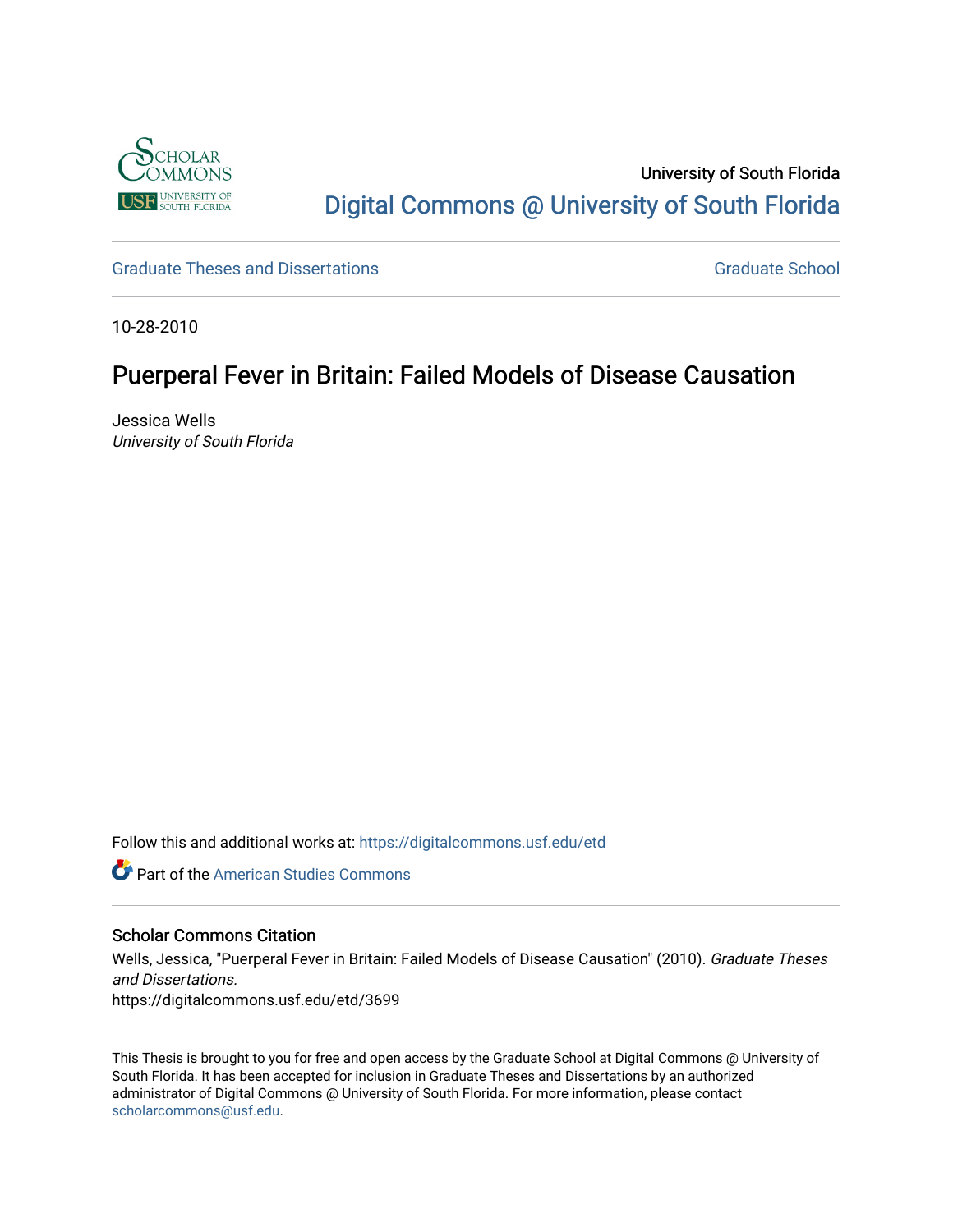University of South Florida

Digital Commons @ University of South Florida

Graduate Theses and Dissertations

Graduate School

10-28-2010

# Puerperal Fever in Britain: Failed Models of Disease Causation

Jessica Wells
*University of South Florida*

Follow this and additional works at: https://digitalcommons.usf.edu/etd

Part of the American Studies Commons

### Scholar Commons Citation

Wells, Jessica, "Puerperal Fever in Britain: Failed Models of Disease Causation" (2010). *Graduate Theses and Dissertations.*
https://digitalcommons.usf.edu/etd/3699

This Thesis is brought to you for free and open access by the Graduate School at Digital Commons @ University of South Florida. It has been accepted for inclusion in Graduate Theses and Dissertations by an authorized administrator of Digital Commons @ University of South Florida. For more information, please contact scholarcommons@usf.edu.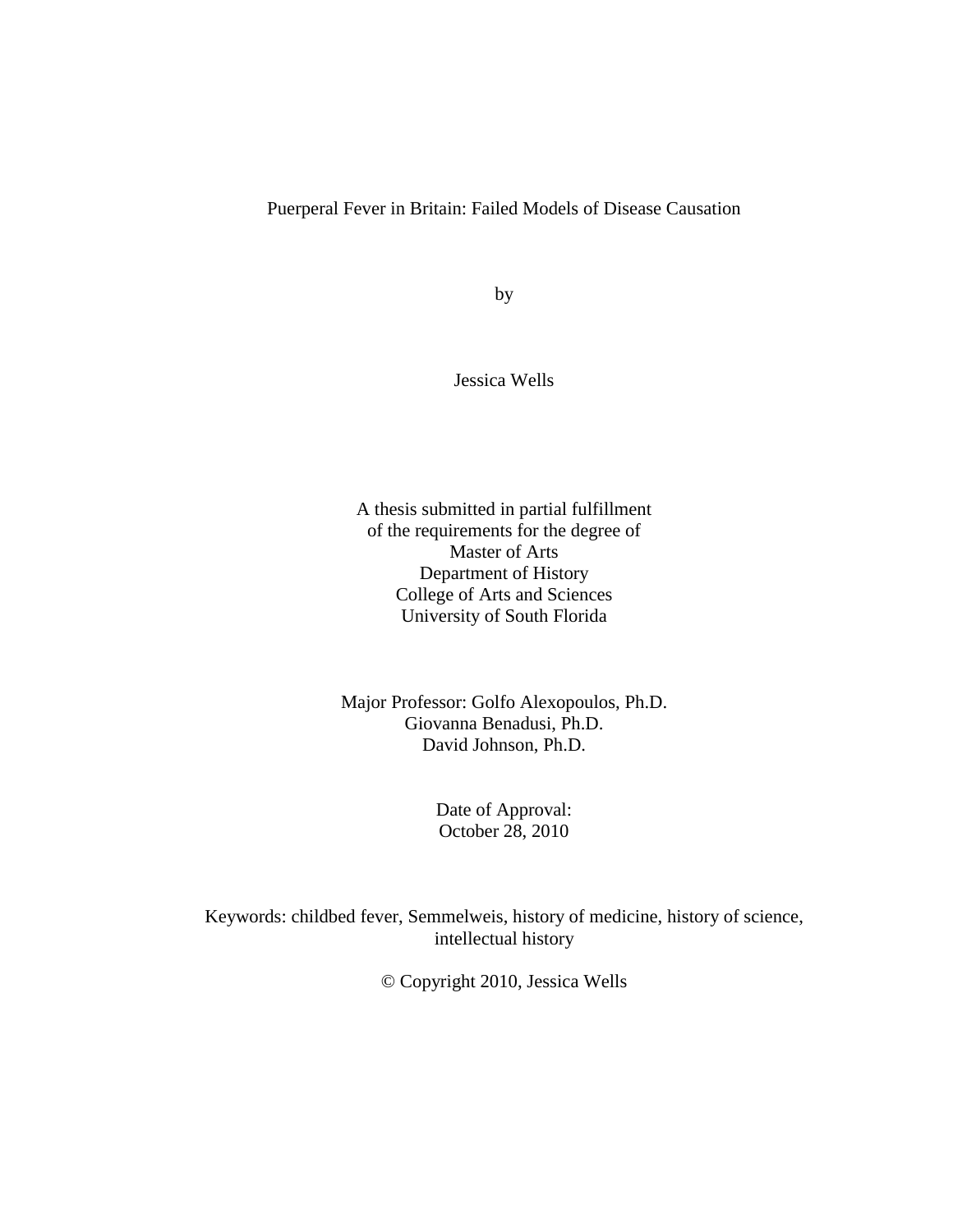# Puerperal Fever in Britain: Failed Models of Disease Causation

by

Jessica Wells

A thesis submitted in partial fulfillment
of the requirements for the degree of
Master of Arts
Department of History
College of Arts and Sciences
University of South Florida

Major Professor: Golfo Alexopoulos, Ph.D.
Giovanna Benadusi, Ph.D.
David Johnson, Ph.D.

Date of Approval:
October 28, 2010

Keywords: childbed fever, Semmelweis, history of medicine, history of science, intellectual history

© Copyright 2010, Jessica Wells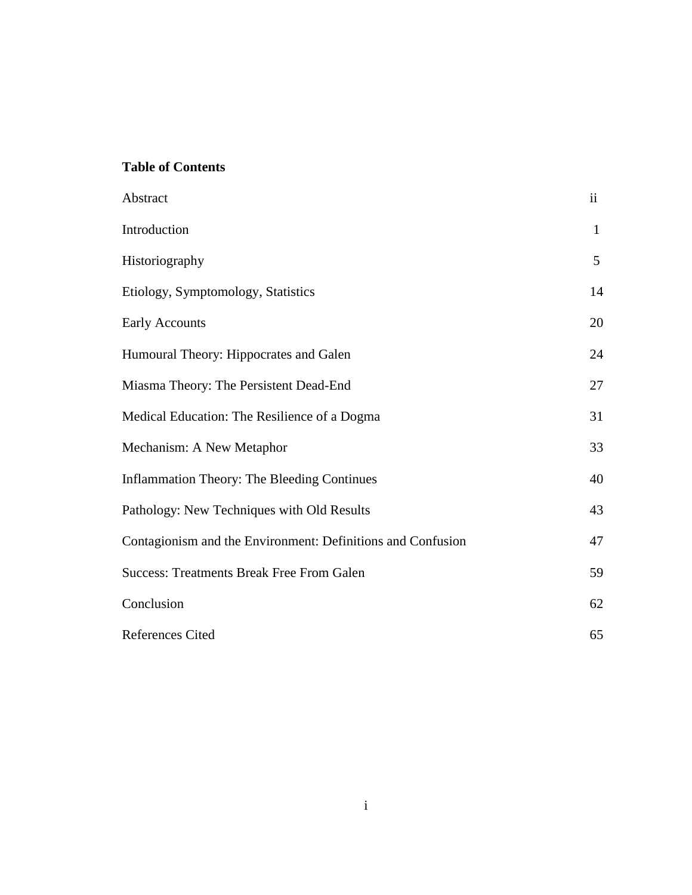**Table of Contents**

| | |
|---|---|
| Abstract | ii |
| Introduction | 1 |
| Historiography | 5 |
| Etiology, Symptomology, Statistics | 14 |
| Early Accounts | 20 |
| Humoural Theory: Hippocrates and Galen | 24 |
| Miasma Theory: The Persistent Dead-End | 27 |
| Medical Education: The Resilience of a Dogma | 31 |
| Mechanism: A New Metaphor | 33 |
| Inflammation Theory: The Bleeding Continues | 40 |
| Pathology: New Techniques with Old Results | 43 |
| Contagionism and the Environment: Definitions and Confusion | 47 |
| Success: Treatments Break Free From Galen | 59 |
| Conclusion | 62 |
| References Cited | 65 |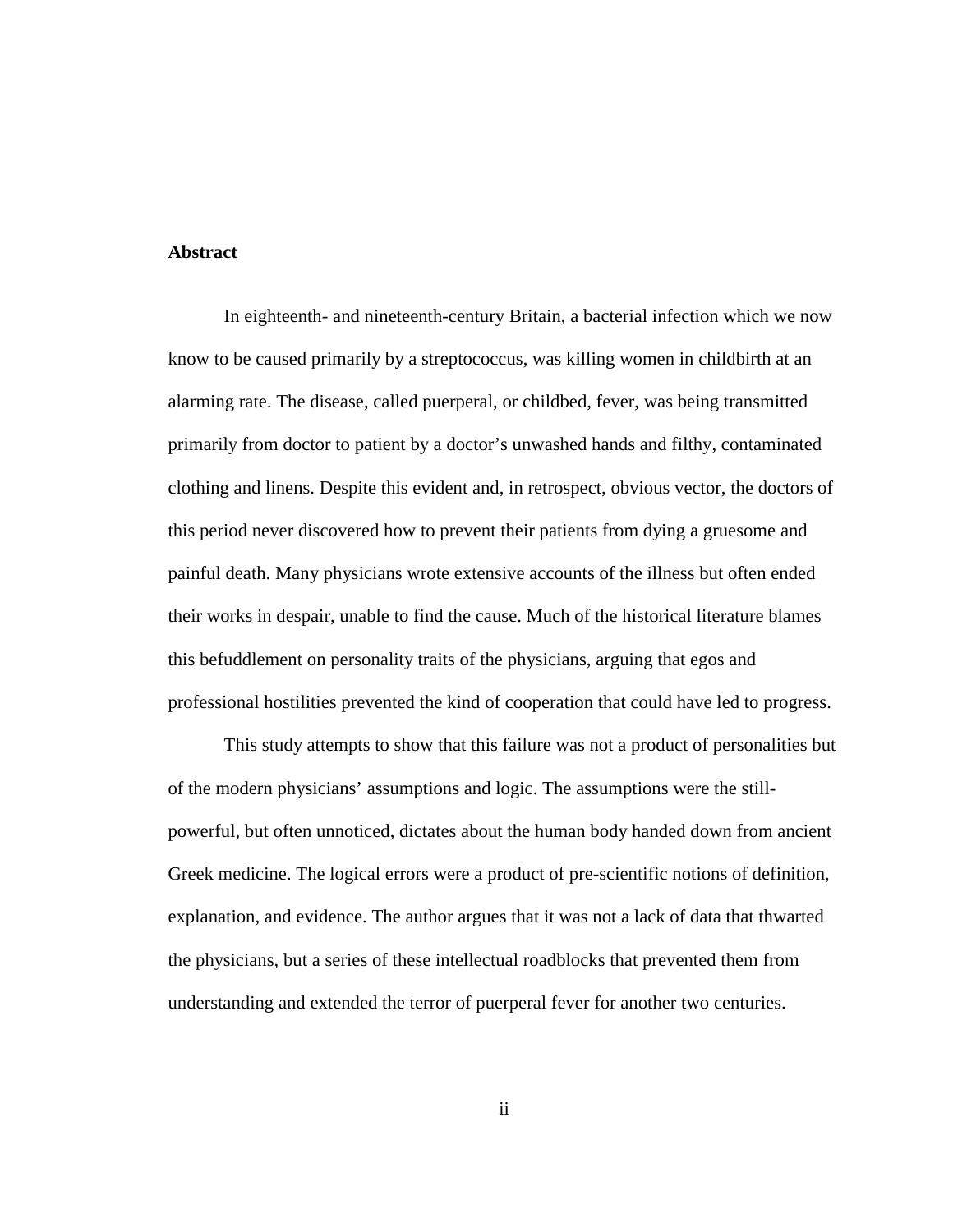**Abstract**

In eighteenth- and nineteenth-century Britain, a bacterial infection which we now know to be caused primarily by a streptococcus, was killing women in childbirth at an alarming rate. The disease, called puerperal, or childbed, fever, was being transmitted primarily from doctor to patient by a doctor's unwashed hands and filthy, contaminated clothing and linens. Despite this evident and, in retrospect, obvious vector, the doctors of this period never discovered how to prevent their patients from dying a gruesome and painful death. Many physicians wrote extensive accounts of the illness but often ended their works in despair, unable to find the cause. Much of the historical literature blames this befuddlement on personality traits of the physicians, arguing that egos and professional hostilities prevented the kind of cooperation that could have led to progress.

This study attempts to show that this failure was not a product of personalities but of the modern physicians' assumptions and logic. The assumptions were the still-powerful, but often unnoticed, dictates about the human body handed down from ancient Greek medicine. The logical errors were a product of pre-scientific notions of definition, explanation, and evidence. The author argues that it was not a lack of data that thwarted the physicians, but a series of these intellectual roadblocks that prevented them from understanding and extended the terror of puerperal fever for another two centuries.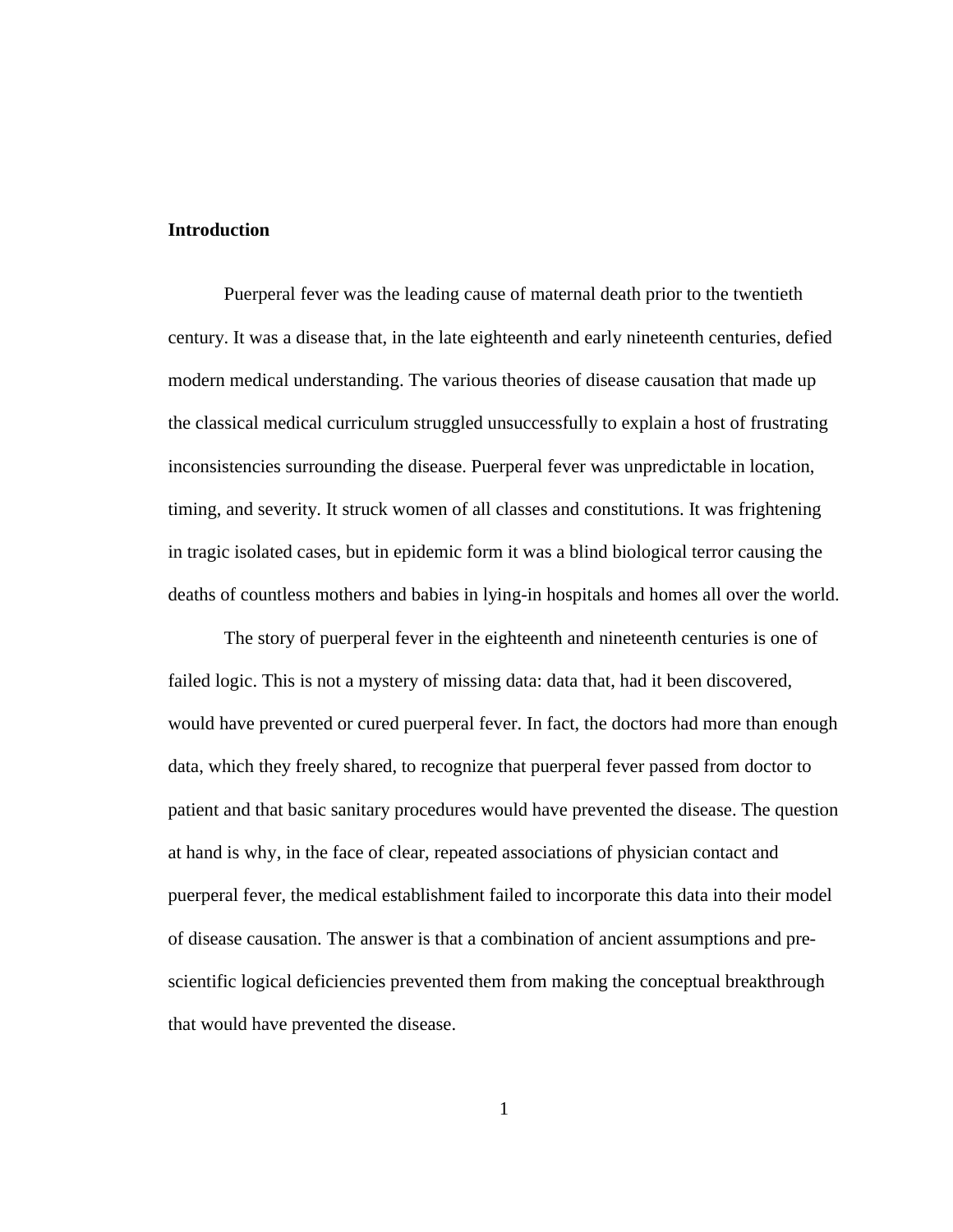## Introduction

Puerperal fever was the leading cause of maternal death prior to the twentieth century. It was a disease that, in the late eighteenth and early nineteenth centuries, defied modern medical understanding. The various theories of disease causation that made up the classical medical curriculum struggled unsuccessfully to explain a host of frustrating inconsistencies surrounding the disease. Puerperal fever was unpredictable in location, timing, and severity. It struck women of all classes and constitutions. It was frightening in tragic isolated cases, but in epidemic form it was a blind biological terror causing the deaths of countless mothers and babies in lying-in hospitals and homes all over the world.

The story of puerperal fever in the eighteenth and nineteenth centuries is one of failed logic. This is not a mystery of missing data: data that, had it been discovered, would have prevented or cured puerperal fever. In fact, the doctors had more than enough data, which they freely shared, to recognize that puerperal fever passed from doctor to patient and that basic sanitary procedures would have prevented the disease. The question at hand is why, in the face of clear, repeated associations of physician contact and puerperal fever, the medical establishment failed to incorporate this data into their model of disease causation. The answer is that a combination of ancient assumptions and pre-scientific logical deficiencies prevented them from making the conceptual breakthrough that would have prevented the disease.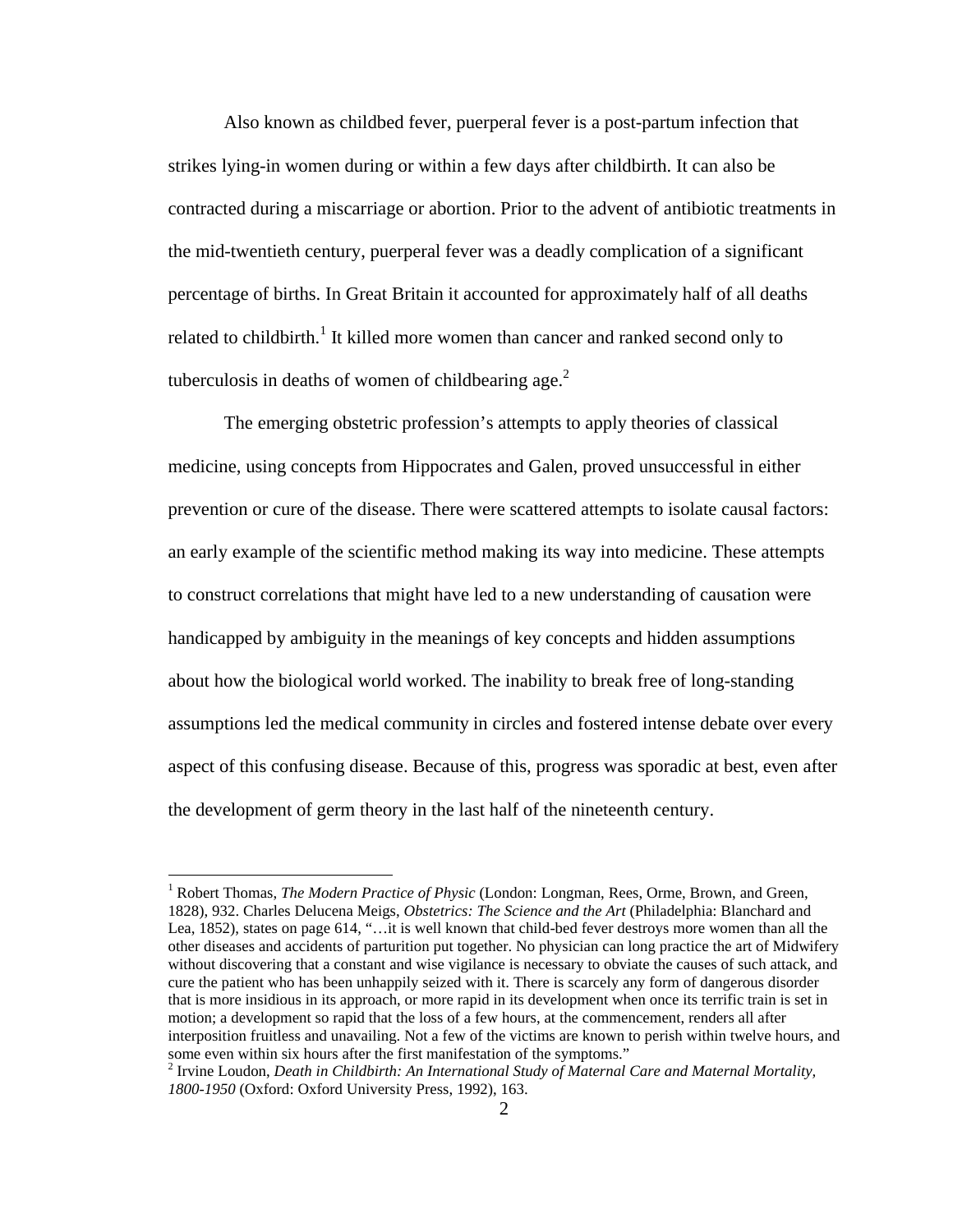Also known as childbed fever, puerperal fever is a post-partum infection that strikes lying-in women during or within a few days after childbirth. It can also be contracted during a miscarriage or abortion. Prior to the advent of antibiotic treatments in the mid-twentieth century, puerperal fever was a deadly complication of a significant percentage of births. In Great Britain it accounted for approximately half of all deaths related to childbirth.[1] It killed more women than cancer and ranked second only to tuberculosis in deaths of women of childbearing age.[2]

The emerging obstetric profession's attempts to apply theories of classical medicine, using concepts from Hippocrates and Galen, proved unsuccessful in either prevention or cure of the disease. There were scattered attempts to isolate causal factors: an early example of the scientific method making its way into medicine. These attempts to construct correlations that might have led to a new understanding of causation were handicapped by ambiguity in the meanings of key concepts and hidden assumptions about how the biological world worked. The inability to break free of long-standing assumptions led the medical community in circles and fostered intense debate over every aspect of this confusing disease. Because of this, progress was sporadic at best, even after the development of germ theory in the last half of the nineteenth century.

---

[1] Robert Thomas, *The Modern Practice of Physic* (London: Longman, Rees, Orme, Brown, and Green, 1828), 932. Charles Delucena Meigs, *Obstetrics: The Science and the Art* (Philadelphia: Blanchard and Lea, 1852), states on page 614, "…it is well known that child-bed fever destroys more women than all the other diseases and accidents of parturition put together. No physician can long practice the art of Midwifery without discovering that a constant and wise vigilance is necessary to obviate the causes of such attack, and cure the patient who has been unhappily seized with it. There is scarcely any form of dangerous disorder that is more insidious in its approach, or more rapid in its development when once its terrific train is set in motion; a development so rapid that the loss of a few hours, at the commencement, renders all after interposition fruitless and unavailing. Not a few of the victims are known to perish within twelve hours, and some even within six hours after the first manifestation of the symptoms."

[2] Irvine Loudon, *Death in Childbirth: An International Study of Maternal Care and Maternal Mortality, 1800-1950* (Oxford: Oxford University Press, 1992), 163.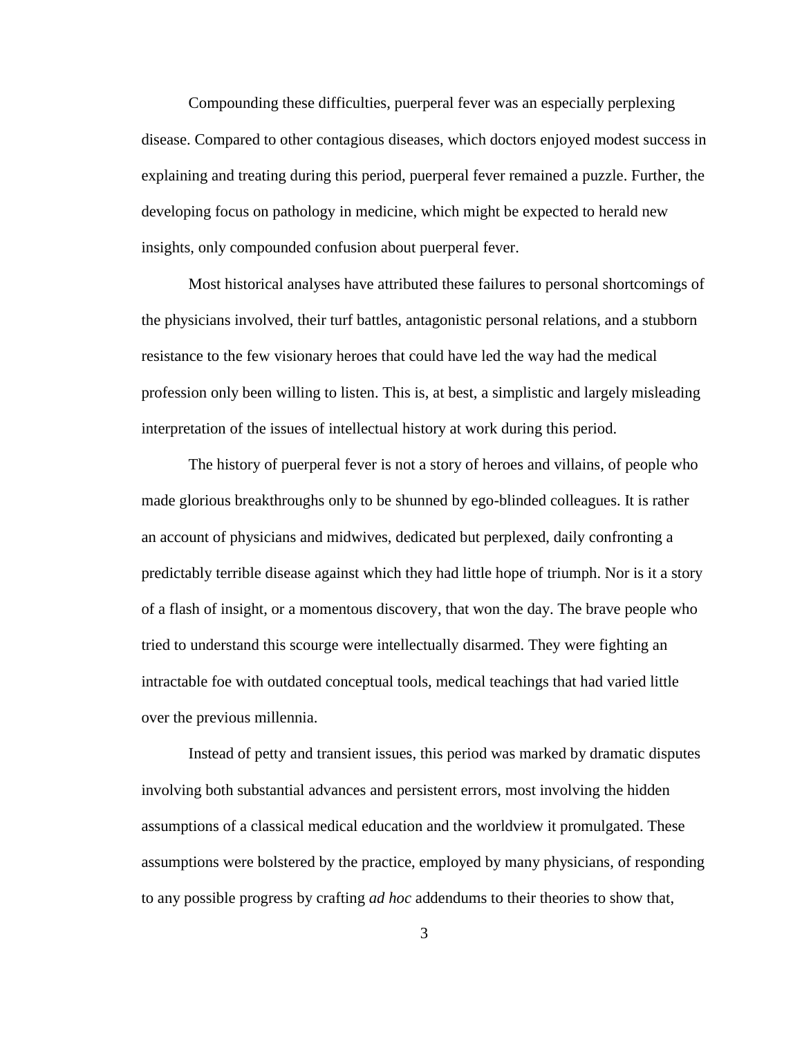Compounding these difficulties, puerperal fever was an especially perplexing disease. Compared to other contagious diseases, which doctors enjoyed modest success in explaining and treating during this period, puerperal fever remained a puzzle. Further, the developing focus on pathology in medicine, which might be expected to herald new insights, only compounded confusion about puerperal fever.

Most historical analyses have attributed these failures to personal shortcomings of the physicians involved, their turf battles, antagonistic personal relations, and a stubborn resistance to the few visionary heroes that could have led the way had the medical profession only been willing to listen. This is, at best, a simplistic and largely misleading interpretation of the issues of intellectual history at work during this period.

The history of puerperal fever is not a story of heroes and villains, of people who made glorious breakthroughs only to be shunned by ego-blinded colleagues. It is rather an account of physicians and midwives, dedicated but perplexed, daily confronting a predictably terrible disease against which they had little hope of triumph. Nor is it a story of a flash of insight, or a momentous discovery, that won the day. The brave people who tried to understand this scourge were intellectually disarmed. They were fighting an intractable foe with outdated conceptual tools, medical teachings that had varied little over the previous millennia.

Instead of petty and transient issues, this period was marked by dramatic disputes involving both substantial advances and persistent errors, most involving the hidden assumptions of a classical medical education and the worldview it promulgated. These assumptions were bolstered by the practice, employed by many physicians, of responding to any possible progress by crafting *ad hoc* addendums to their theories to show that,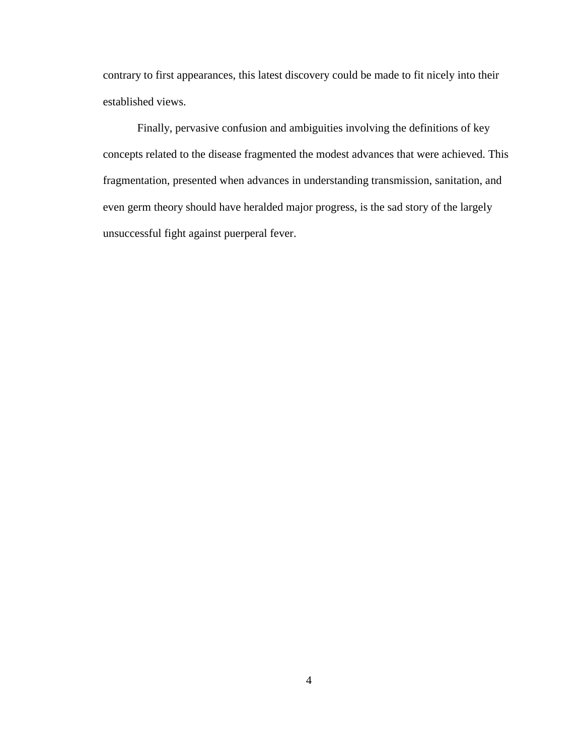contrary to first appearances, this latest discovery could be made to fit nicely into their established views.

Finally, pervasive confusion and ambiguities involving the definitions of key concepts related to the disease fragmented the modest advances that were achieved. This fragmentation, presented when advances in understanding transmission, sanitation, and even germ theory should have heralded major progress, is the sad story of the largely unsuccessful fight against puerperal fever.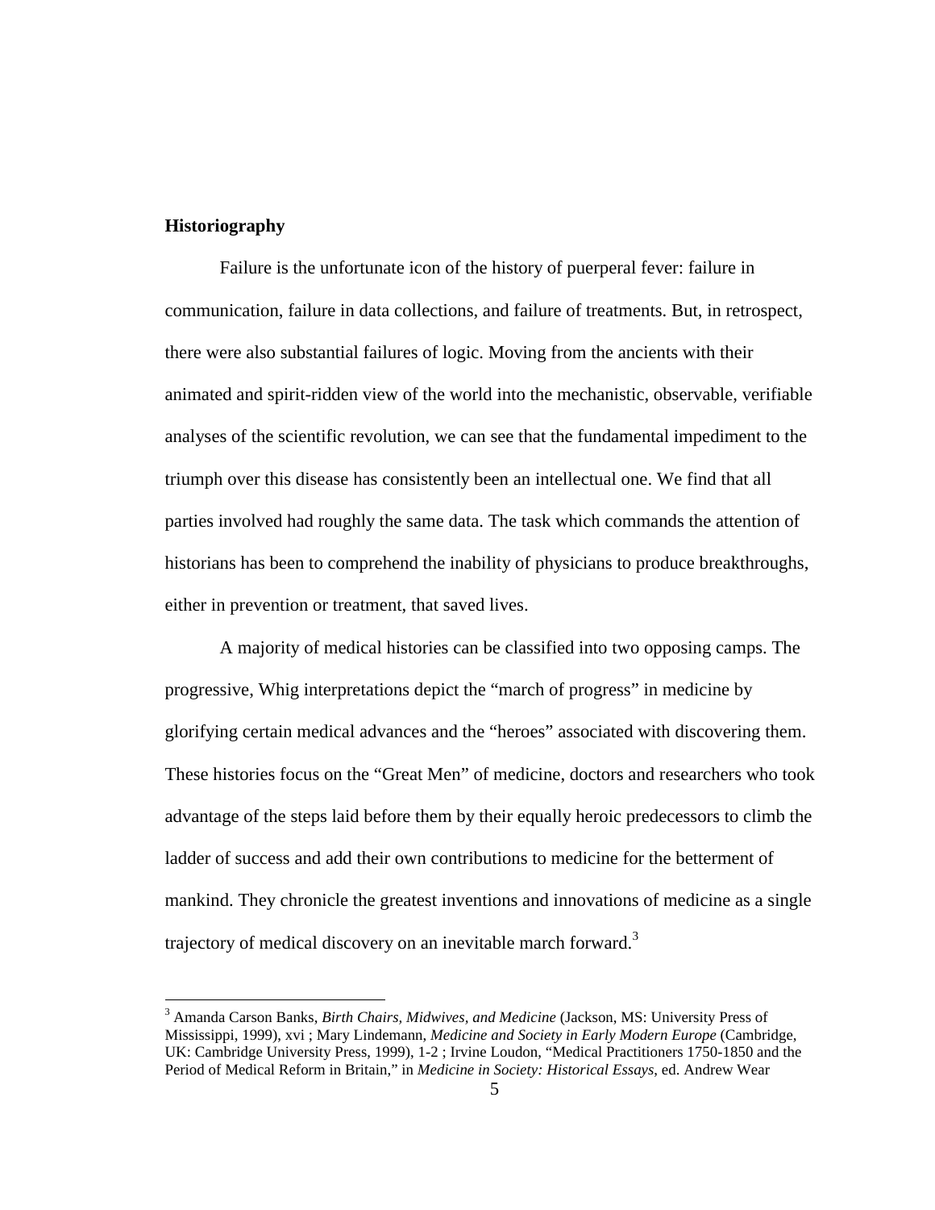## Historiography

Failure is the unfortunate icon of the history of puerperal fever: failure in communication, failure in data collections, and failure of treatments. But, in retrospect, there were also substantial failures of logic. Moving from the ancients with their animated and spirit-ridden view of the world into the mechanistic, observable, verifiable analyses of the scientific revolution, we can see that the fundamental impediment to the triumph over this disease has consistently been an intellectual one. We find that all parties involved had roughly the same data. The task which commands the attention of historians has been to comprehend the inability of physicians to produce breakthroughs, either in prevention or treatment, that saved lives.

A majority of medical histories can be classified into two opposing camps. The progressive, Whig interpretations depict the "march of progress" in medicine by glorifying certain medical advances and the "heroes" associated with discovering them. These histories focus on the "Great Men" of medicine, doctors and researchers who took advantage of the steps laid before them by their equally heroic predecessors to climb the ladder of success and add their own contributions to medicine for the betterment of mankind. They chronicle the greatest inventions and innovations of medicine as a single trajectory of medical discovery on an inevitable march forward.[3]

[3] Amanda Carson Banks, *Birth Chairs, Midwives, and Medicine* (Jackson, MS: University Press of Mississippi, 1999), xvi ; Mary Lindemann, *Medicine and Society in Early Modern Europe* (Cambridge, UK: Cambridge University Press, 1999), 1-2 ; Irvine Loudon, "Medical Practitioners 1750-1850 and the Period of Medical Reform in Britain," in *Medicine in Society: Historical Essays*, ed. Andrew Wear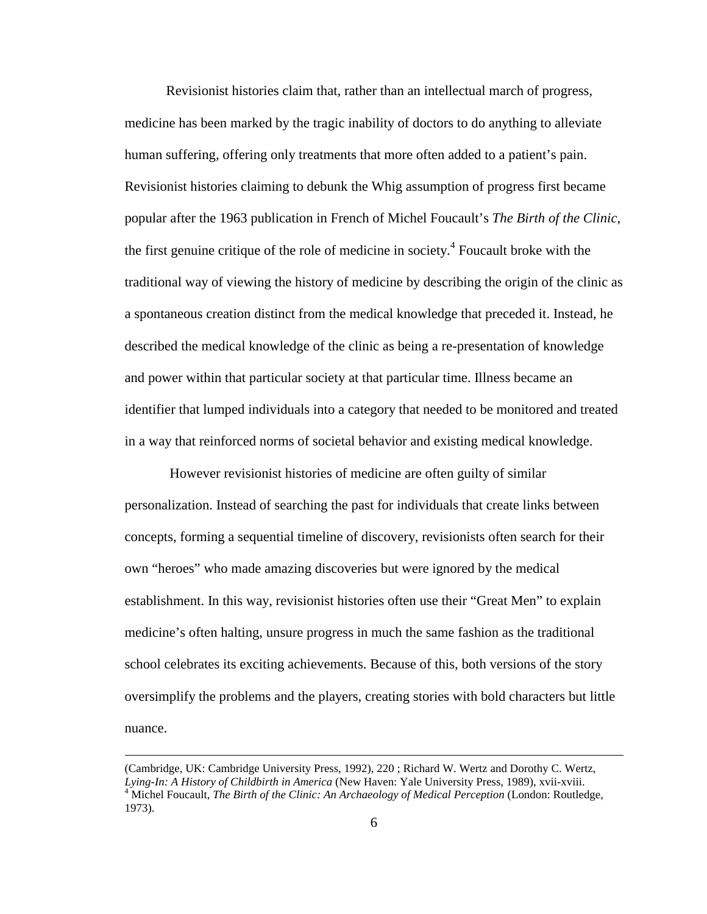Revisionist histories claim that, rather than an intellectual march of progress, medicine has been marked by the tragic inability of doctors to do anything to alleviate human suffering, offering only treatments that more often added to a patient's pain. Revisionist histories claiming to debunk the Whig assumption of progress first became popular after the 1963 publication in French of Michel Foucault's *The Birth of the Clinic*, the first genuine critique of the role of medicine in society.[4] Foucault broke with the traditional way of viewing the history of medicine by describing the origin of the clinic as a spontaneous creation distinct from the medical knowledge that preceded it. Instead, he described the medical knowledge of the clinic as being a re-presentation of knowledge and power within that particular society at that particular time. Illness became an identifier that lumped individuals into a category that needed to be monitored and treated in a way that reinforced norms of societal behavior and existing medical knowledge.

However revisionist histories of medicine are often guilty of similar personalization. Instead of searching the past for individuals that create links between concepts, forming a sequential timeline of discovery, revisionists often search for their own "heroes" who made amazing discoveries but were ignored by the medical establishment. In this way, revisionist histories often use their "Great Men" to explain medicine's often halting, unsure progress in much the same fashion as the traditional school celebrates its exciting achievements. Because of this, both versions of the story oversimplify the problems and the players, creating stories with bold characters but little nuance.

---

(Cambridge, UK: Cambridge University Press, 1992), 220 ; Richard W. Wertz and Dorothy C. Wertz, *Lying-In: A History of Childbirth in America* (New Haven: Yale University Press, 1989), xvii-xviii.

[4] Michel Foucault, *The Birth of the Clinic: An Archaeology of Medical Perception* (London: Routledge, 1973).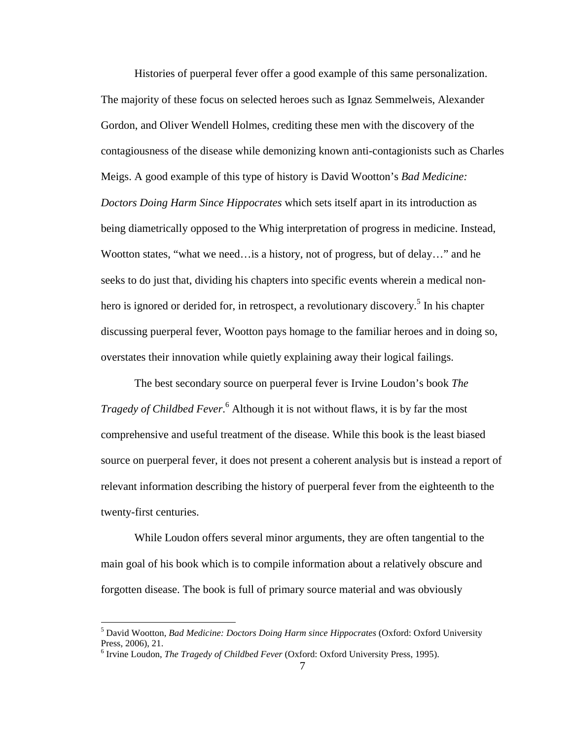Histories of puerperal fever offer a good example of this same personalization. The majority of these focus on selected heroes such as Ignaz Semmelweis, Alexander Gordon, and Oliver Wendell Holmes, crediting these men with the discovery of the contagiousness of the disease while demonizing known anti-contagionists such as Charles Meigs. A good example of this type of history is David Wootton's *Bad Medicine: Doctors Doing Harm Since Hippocrates* which sets itself apart in its introduction as being diametrically opposed to the Whig interpretation of progress in medicine. Instead, Wootton states, "what we need…is a history, not of progress, but of delay…" and he seeks to do just that, dividing his chapters into specific events wherein a medical non-hero is ignored or derided for, in retrospect, a revolutionary discovery.[5] In his chapter discussing puerperal fever, Wootton pays homage to the familiar heroes and in doing so, overstates their innovation while quietly explaining away their logical failings.

The best secondary source on puerperal fever is Irvine Loudon's book *The Tragedy of Childbed Fever*.[6] Although it is not without flaws, it is by far the most comprehensive and useful treatment of the disease. While this book is the least biased source on puerperal fever, it does not present a coherent analysis but is instead a report of relevant information describing the history of puerperal fever from the eighteenth to the twenty-first centuries.

While Loudon offers several minor arguments, they are often tangential to the main goal of his book which is to compile information about a relatively obscure and forgotten disease. The book is full of primary source material and was obviously

[5] David Wootton, *Bad Medicine: Doctors Doing Harm since Hippocrates* (Oxford: Oxford University Press, 2006), 21.

[6] Irvine Loudon, *The Tragedy of Childbed Fever* (Oxford: Oxford University Press, 1995).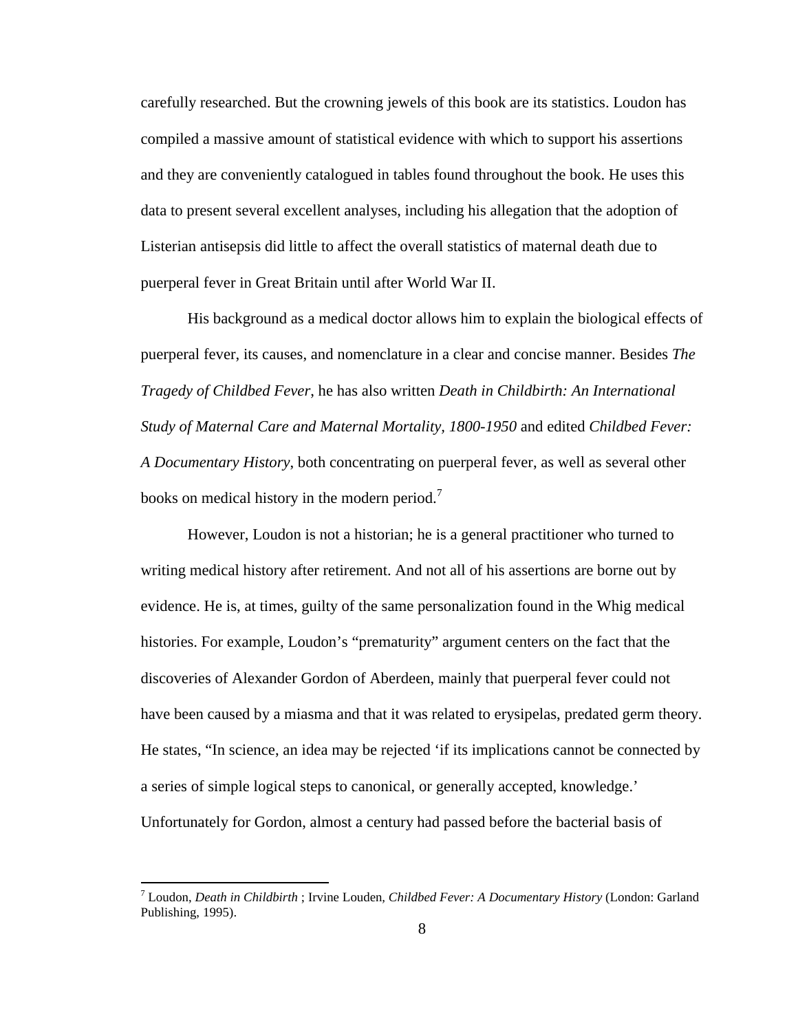carefully researched. But the crowning jewels of this book are its statistics. Loudon has compiled a massive amount of statistical evidence with which to support his assertions and they are conveniently catalogued in tables found throughout the book. He uses this data to present several excellent analyses, including his allegation that the adoption of Listerian antisepsis did little to affect the overall statistics of maternal death due to puerperal fever in Great Britain until after World War II.

His background as a medical doctor allows him to explain the biological effects of puerperal fever, its causes, and nomenclature in a clear and concise manner. Besides *The Tragedy of Childbed Fever*, he has also written *Death in Childbirth: An International Study of Maternal Care and Maternal Mortality, 1800-1950* and edited *Childbed Fever: A Documentary History*, both concentrating on puerperal fever, as well as several other books on medical history in the modern period.[7]

However, Loudon is not a historian; he is a general practitioner who turned to writing medical history after retirement. And not all of his assertions are borne out by evidence. He is, at times, guilty of the same personalization found in the Whig medical histories. For example, Loudon's "prematurity" argument centers on the fact that the discoveries of Alexander Gordon of Aberdeen, mainly that puerperal fever could not have been caused by a miasma and that it was related to erysipelas, predated germ theory. He states, "In science, an idea may be rejected 'if its implications cannot be connected by a series of simple logical steps to canonical, or generally accepted, knowledge.' Unfortunately for Gordon, almost a century had passed before the bacterial basis of

---

[7] Loudon, *Death in Childbirth* ; Irvine Louden, *Childbed Fever: A Documentary History* (London: Garland Publishing, 1995).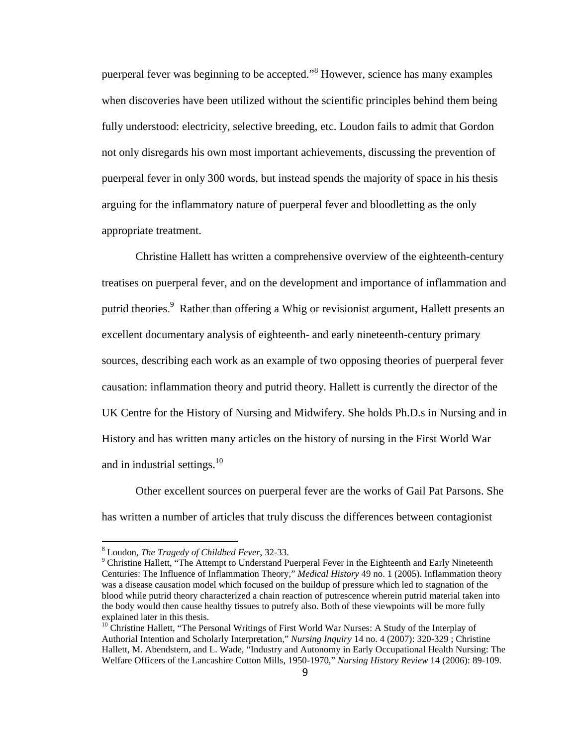puerperal fever was beginning to be accepted."[8] However, science has many examples when discoveries have been utilized without the scientific principles behind them being fully understood: electricity, selective breeding, etc. Loudon fails to admit that Gordon not only disregards his own most important achievements, discussing the prevention of puerperal fever in only 300 words, but instead spends the majority of space in his thesis arguing for the inflammatory nature of puerperal fever and bloodletting as the only appropriate treatment.

Christine Hallett has written a comprehensive overview of the eighteenth-century treatises on puerperal fever, and on the development and importance of inflammation and putrid theories.[9] Rather than offering a Whig or revisionist argument, Hallett presents an excellent documentary analysis of eighteenth- and early nineteenth-century primary sources, describing each work as an example of two opposing theories of puerperal fever causation: inflammation theory and putrid theory. Hallett is currently the director of the UK Centre for the History of Nursing and Midwifery. She holds Ph.D.s in Nursing and in History and has written many articles on the history of nursing in the First World War and in industrial settings.[10]

Other excellent sources on puerperal fever are the works of Gail Pat Parsons. She has written a number of articles that truly discuss the differences between contagionist

---

[8] Loudon, *The Tragedy of Childbed Fever,* 32-33.

[9] Christine Hallett, "The Attempt to Understand Puerperal Fever in the Eighteenth and Early Nineteenth Centuries: The Influence of Inflammation Theory," *Medical History* 49 no. 1 (2005). Inflammation theory was a disease causation model which focused on the buildup of pressure which led to stagnation of the blood while putrid theory characterized a chain reaction of putrescence wherein putrid material taken into the body would then cause healthy tissues to putrefy also. Both of these viewpoints will be more fully explained later in this thesis.

[10] Christine Hallett, "The Personal Writings of First World War Nurses: A Study of the Interplay of Authorial Intention and Scholarly Interpretation," *Nursing Inquiry* 14 no. 4 (2007): 320-329 ; Christine Hallett, M. Abendstern, and L. Wade, "Industry and Autonomy in Early Occupational Health Nursing: The Welfare Officers of the Lancashire Cotton Mills, 1950-1970," *Nursing History Review* 14 (2006): 89-109.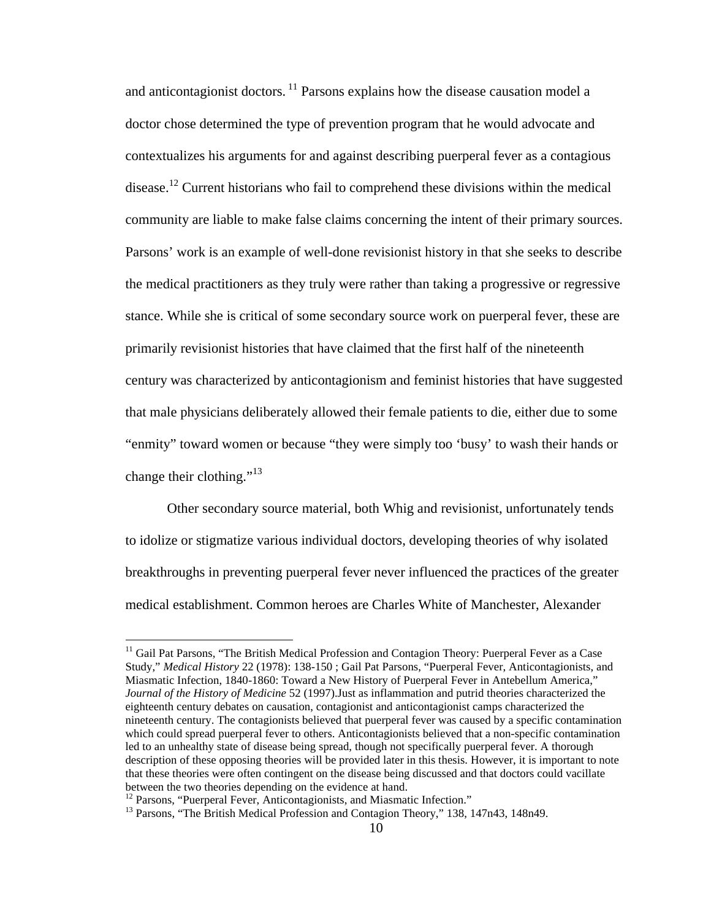and anticontagionist doctors.[11] Parsons explains how the disease causation model a doctor chose determined the type of prevention program that he would advocate and contextualizes his arguments for and against describing puerperal fever as a contagious disease.[12] Current historians who fail to comprehend these divisions within the medical community are liable to make false claims concerning the intent of their primary sources. Parsons' work is an example of well-done revisionist history in that she seeks to describe the medical practitioners as they truly were rather than taking a progressive or regressive stance. While she is critical of some secondary source work on puerperal fever, these are primarily revisionist histories that have claimed that the first half of the nineteenth century was characterized by anticontagionism and feminist histories that have suggested that male physicians deliberately allowed their female patients to die, either due to some "enmity" toward women or because "they were simply too 'busy' to wash their hands or change their clothing."[13]

Other secondary source material, both Whig and revisionist, unfortunately tends to idolize or stigmatize various individual doctors, developing theories of why isolated breakthroughs in preventing puerperal fever never influenced the practices of the greater medical establishment. Common heroes are Charles White of Manchester, Alexander

---

[11] Gail Pat Parsons, "The British Medical Profession and Contagion Theory: Puerperal Fever as a Case Study," *Medical History* 22 (1978): 138-150 ; Gail Pat Parsons, "Puerperal Fever, Anticontagionists, and Miasmatic Infection, 1840-1860: Toward a New History of Puerperal Fever in Antebellum America," *Journal of the History of Medicine* 52 (1997).Just as inflammation and putrid theories characterized the eighteenth century debates on causation, contagionist and anticontagionist camps characterized the nineteenth century. The contagionists believed that puerperal fever was caused by a specific contamination which could spread puerperal fever to others. Anticontagionists believed that a non-specific contamination led to an unhealthy state of disease being spread, though not specifically puerperal fever. A thorough description of these opposing theories will be provided later in this thesis. However, it is important to note that these theories were often contingent on the disease being discussed and that doctors could vacillate between the two theories depending on the evidence at hand.

[12] Parsons, "Puerperal Fever, Anticontagionists, and Miasmatic Infection."

[13] Parsons, "The British Medical Profession and Contagion Theory," 138, 147n43, 148n49.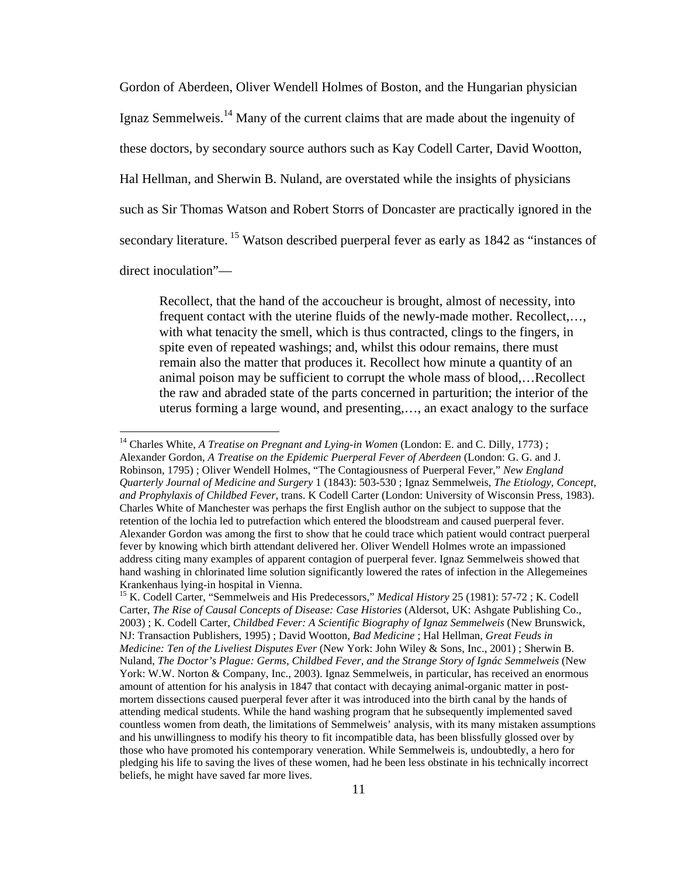Gordon of Aberdeen, Oliver Wendell Holmes of Boston, and the Hungarian physician Ignaz Semmelweis.[14] Many of the current claims that are made about the ingenuity of these doctors, by secondary source authors such as Kay Codell Carter, David Wootton, Hal Hellman, and Sherwin B. Nuland, are overstated while the insights of physicians such as Sir Thomas Watson and Robert Storrs of Doncaster are practically ignored in the secondary literature. [15] Watson described puerperal fever as early as 1842 as "instances of direct inoculation"—

> Recollect, that the hand of the accoucheur is brought, almost of necessity, into frequent contact with the uterine fluids of the newly-made mother. Recollect,…, with what tenacity the smell, which is thus contracted, clings to the fingers, in spite even of repeated washings; and, whilst this odour remains, there must remain also the matter that produces it. Recollect how minute a quantity of an animal poison may be sufficient to corrupt the whole mass of blood,…Recollect the raw and abraded state of the parts concerned in parturition; the interior of the uterus forming a large wound, and presenting,…, an exact analogy to the surface

---

[14] Charles White, *A Treatise on Pregnant and Lying-in Women* (London: E. and C. Dilly, 1773) ; Alexander Gordon, *A Treatise on the Epidemic Puerperal Fever of Aberdeen* (London: G. G. and J. Robinson, 1795) ; Oliver Wendell Holmes, "The Contagiousness of Puerperal Fever," *New England Quarterly Journal of Medicine and Surgery* 1 (1843): 503-530 ; Ignaz Semmelweis, *The Etiology, Concept, and Prophylaxis of Childbed Fever*, trans. K Codell Carter (London: University of Wisconsin Press, 1983). Charles White of Manchester was perhaps the first English author on the subject to suppose that the retention of the lochia led to putrefaction which entered the bloodstream and caused puerperal fever. Alexander Gordon was among the first to show that he could trace which patient would contract puerperal fever by knowing which birth attendant delivered her. Oliver Wendell Holmes wrote an impassioned address citing many examples of apparent contagion of puerperal fever. Ignaz Semmelweis showed that hand washing in chlorinated lime solution significantly lowered the rates of infection in the Allegemeines Krankenhaus lying-in hospital in Vienna.

[15] K. Codell Carter, "Semmelweis and His Predecessors," *Medical History* 25 (1981): 57-72 ; K. Codell Carter, *The Rise of Causal Concepts of Disease: Case Histories* (Aldersot, UK: Ashgate Publishing Co., 2003) ; K. Codell Carter, *Childbed Fever: A Scientific Biography of Ignaz Semmelweis* (New Brunswick, NJ: Transaction Publishers, 1995) ; David Wootton, *Bad Medicine* ; Hal Hellman, *Great Feuds in Medicine: Ten of the Liveliest Disputes Ever* (New York: John Wiley & Sons, Inc., 2001) ; Sherwin B. Nuland, *The Doctor's Plague: Germs, Childbed Fever, and the Strange Story of Ignác Semmelweis* (New York: W.W. Norton & Company, Inc., 2003). Ignaz Semmelweis, in particular, has received an enormous amount of attention for his analysis in 1847 that contact with decaying animal-organic matter in post-mortem dissections caused puerperal fever after it was introduced into the birth canal by the hands of attending medical students. While the hand washing program that he subsequently implemented saved countless women from death, the limitations of Semmelweis' analysis, with its many mistaken assumptions and his unwillingness to modify his theory to fit incompatible data, has been blissfully glossed over by those who have promoted his contemporary veneration. While Semmelweis is, undoubtedly, a hero for pledging his life to saving the lives of these women, had he been less obstinate in his technically incorrect beliefs, he might have saved far more lives.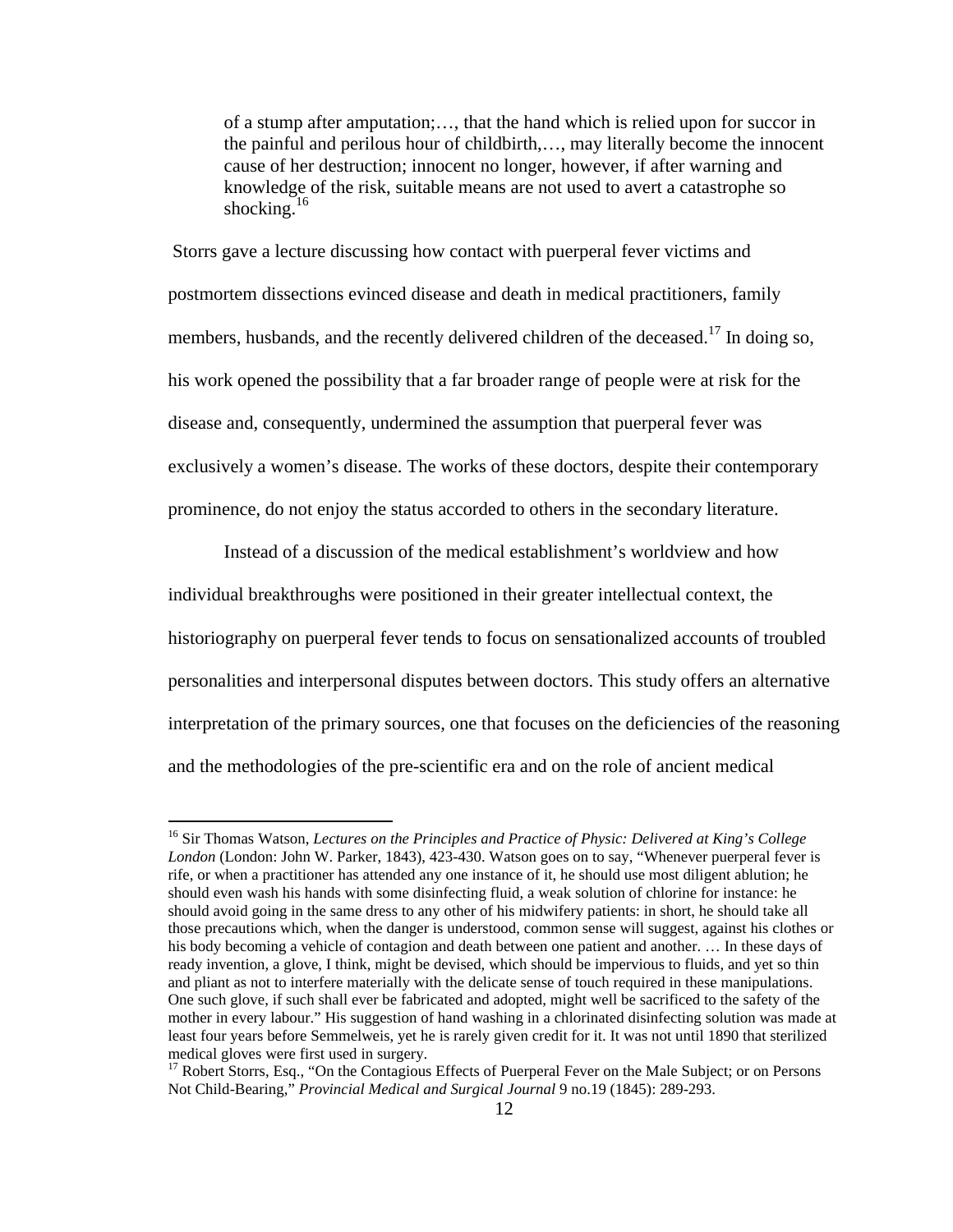> of a stump after amputation;…, that the hand which is relied upon for succor in the painful and perilous hour of childbirth,…, may literally become the innocent cause of her destruction; innocent no longer, however, if after warning and knowledge of the risk, suitable means are not used to avert a catastrophe so shocking.[16]

Storrs gave a lecture discussing how contact with puerperal fever victims and postmortem dissections evinced disease and death in medical practitioners, family members, husbands, and the recently delivered children of the deceased.[17] In doing so, his work opened the possibility that a far broader range of people were at risk for the disease and, consequently, undermined the assumption that puerperal fever was exclusively a women's disease. The works of these doctors, despite their contemporary prominence, do not enjoy the status accorded to others in the secondary literature.

Instead of a discussion of the medical establishment's worldview and how individual breakthroughs were positioned in their greater intellectual context, the historiography on puerperal fever tends to focus on sensationalized accounts of troubled personalities and interpersonal disputes between doctors. This study offers an alternative interpretation of the primary sources, one that focuses on the deficiencies of the reasoning and the methodologies of the pre-scientific era and on the role of ancient medical

---

[16] Sir Thomas Watson, *Lectures on the Principles and Practice of Physic: Delivered at King's College London* (London: John W. Parker, 1843), 423-430. Watson goes on to say, "Whenever puerperal fever is rife, or when a practitioner has attended any one instance of it, he should use most diligent ablution; he should even wash his hands with some disinfecting fluid, a weak solution of chlorine for instance: he should avoid going in the same dress to any other of his midwifery patients: in short, he should take all those precautions which, when the danger is understood, common sense will suggest, against his clothes or his body becoming a vehicle of contagion and death between one patient and another. … In these days of ready invention, a glove, I think, might be devised, which should be impervious to fluids, and yet so thin and pliant as not to interfere materially with the delicate sense of touch required in these manipulations. One such glove, if such shall ever be fabricated and adopted, might well be sacrificed to the safety of the mother in every labour." His suggestion of hand washing in a chlorinated disinfecting solution was made at least four years before Semmelweis, yet he is rarely given credit for it. It was not until 1890 that sterilized medical gloves were first used in surgery.

[17] Robert Storrs, Esq., "On the Contagious Effects of Puerperal Fever on the Male Subject; or on Persons Not Child-Bearing," *Provincial Medical and Surgical Journal* 9 no.19 (1845): 289-293.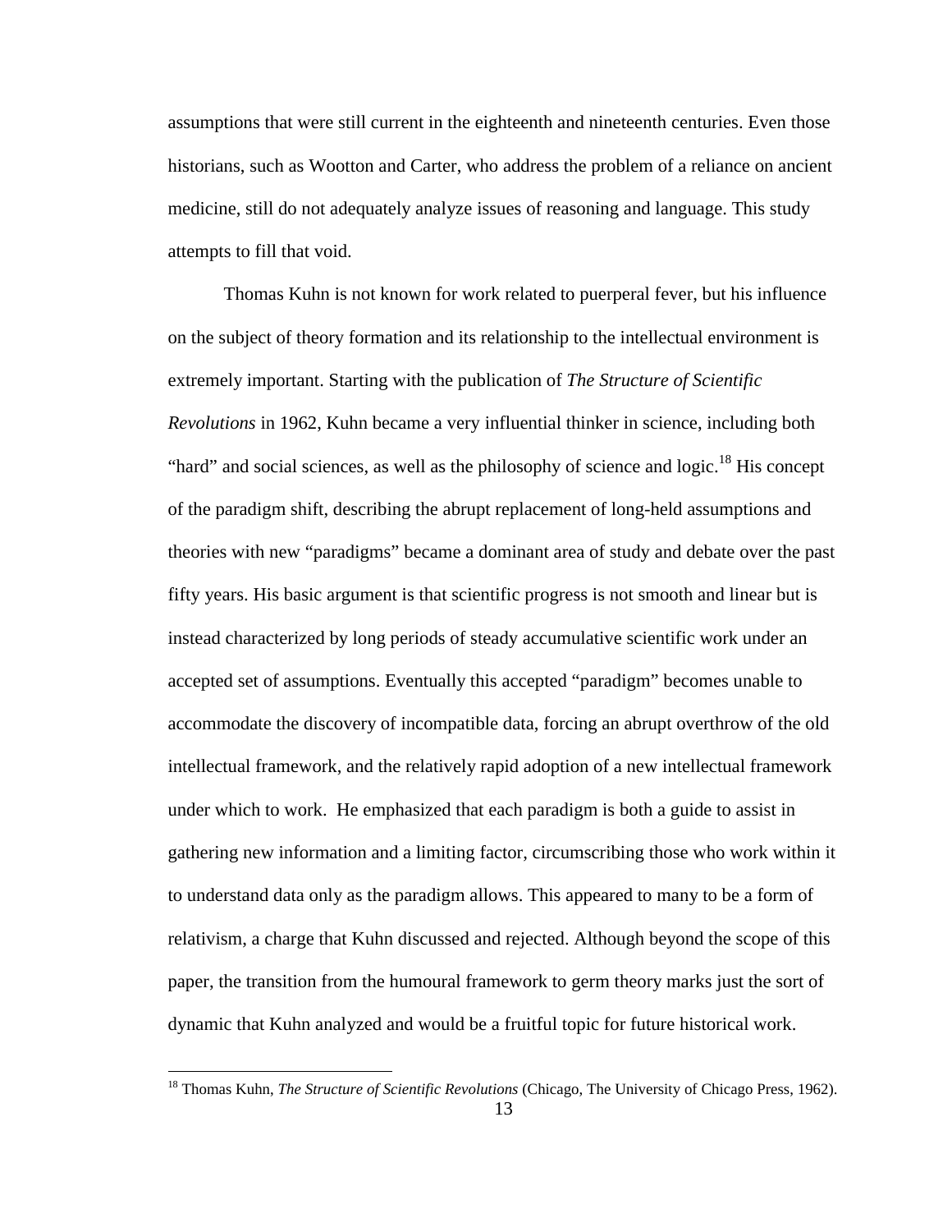assumptions that were still current in the eighteenth and nineteenth centuries. Even those historians, such as Wootton and Carter, who address the problem of a reliance on ancient medicine, still do not adequately analyze issues of reasoning and language. This study attempts to fill that void.

Thomas Kuhn is not known for work related to puerperal fever, but his influence on the subject of theory formation and its relationship to the intellectual environment is extremely important. Starting with the publication of *The Structure of Scientific Revolutions* in 1962, Kuhn became a very influential thinker in science, including both "hard" and social sciences, as well as the philosophy of science and logic.[18] His concept of the paradigm shift, describing the abrupt replacement of long-held assumptions and theories with new "paradigms" became a dominant area of study and debate over the past fifty years. His basic argument is that scientific progress is not smooth and linear but is instead characterized by long periods of steady accumulative scientific work under an accepted set of assumptions. Eventually this accepted "paradigm" becomes unable to accommodate the discovery of incompatible data, forcing an abrupt overthrow of the old intellectual framework, and the relatively rapid adoption of a new intellectual framework under which to work. He emphasized that each paradigm is both a guide to assist in gathering new information and a limiting factor, circumscribing those who work within it to understand data only as the paradigm allows. This appeared to many to be a form of relativism, a charge that Kuhn discussed and rejected. Although beyond the scope of this paper, the transition from the humoural framework to germ theory marks just the sort of dynamic that Kuhn analyzed and would be a fruitful topic for future historical work.

---

[18] Thomas Kuhn, *The Structure of Scientific Revolutions* (Chicago, The University of Chicago Press, 1962).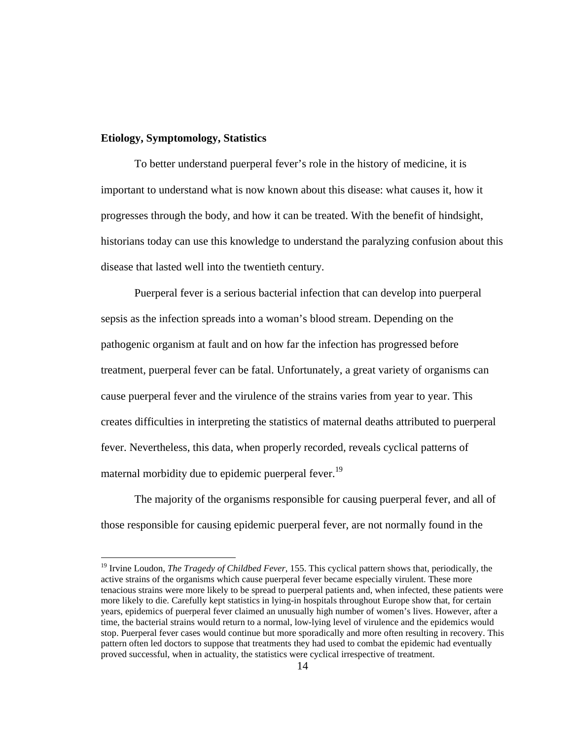**Etiology, Symptomology, Statistics**

To better understand puerperal fever's role in the history of medicine, it is important to understand what is now known about this disease: what causes it, how it progresses through the body, and how it can be treated. With the benefit of hindsight, historians today can use this knowledge to understand the paralyzing confusion about this disease that lasted well into the twentieth century.

Puerperal fever is a serious bacterial infection that can develop into puerperal sepsis as the infection spreads into a woman's blood stream. Depending on the pathogenic organism at fault and on how far the infection has progressed before treatment, puerperal fever can be fatal. Unfortunately, a great variety of organisms can cause puerperal fever and the virulence of the strains varies from year to year. This creates difficulties in interpreting the statistics of maternal deaths attributed to puerperal fever. Nevertheless, this data, when properly recorded, reveals cyclical patterns of maternal morbidity due to epidemic puerperal fever.[19]

The majority of the organisms responsible for causing puerperal fever, and all of those responsible for causing epidemic puerperal fever, are not normally found in the

---

[19] Irvine Loudon, *The Tragedy of Childbed Fever*, 155. This cyclical pattern shows that, periodically, the active strains of the organisms which cause puerperal fever became especially virulent. These more tenacious strains were more likely to be spread to puerperal patients and, when infected, these patients were more likely to die. Carefully kept statistics in lying-in hospitals throughout Europe show that, for certain years, epidemics of puerperal fever claimed an unusually high number of women's lives. However, after a time, the bacterial strains would return to a normal, low-lying level of virulence and the epidemics would stop. Puerperal fever cases would continue but more sporadically and more often resulting in recovery. This pattern often led doctors to suppose that treatments they had used to combat the epidemic had eventually proved successful, when in actuality, the statistics were cyclical irrespective of treatment.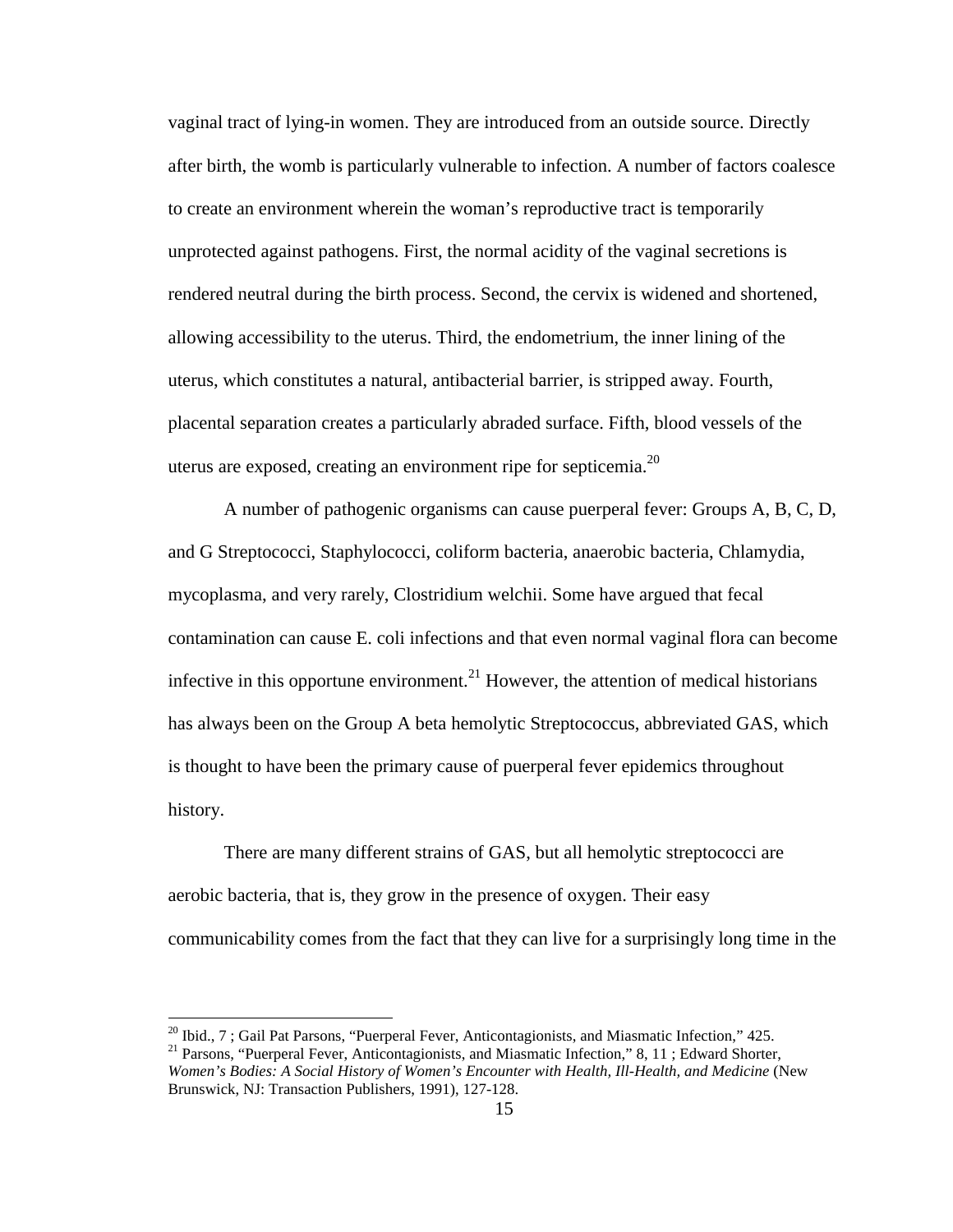vaginal tract of lying-in women. They are introduced from an outside source. Directly after birth, the womb is particularly vulnerable to infection. A number of factors coalesce to create an environment wherein the woman's reproductive tract is temporarily unprotected against pathogens. First, the normal acidity of the vaginal secretions is rendered neutral during the birth process. Second, the cervix is widened and shortened, allowing accessibility to the uterus. Third, the endometrium, the inner lining of the uterus, which constitutes a natural, antibacterial barrier, is stripped away. Fourth, placental separation creates a particularly abraded surface. Fifth, blood vessels of the uterus are exposed, creating an environment ripe for septicemia.[20]

A number of pathogenic organisms can cause puerperal fever: Groups A, B, C, D, and G Streptococci, Staphylococci, coliform bacteria, anaerobic bacteria, Chlamydia, mycoplasma, and very rarely, Clostridium welchii. Some have argued that fecal contamination can cause E. coli infections and that even normal vaginal flora can become infective in this opportune environment.[21] However, the attention of medical historians has always been on the Group A beta hemolytic Streptococcus, abbreviated GAS, which is thought to have been the primary cause of puerperal fever epidemics throughout history.

There are many different strains of GAS, but all hemolytic streptococci are aerobic bacteria, that is, they grow in the presence of oxygen. Their easy communicability comes from the fact that they can live for a surprisingly long time in the

---

[20] Ibid., 7 ; Gail Pat Parsons, "Puerperal Fever, Anticontagionists, and Miasmatic Infection," 425.

[21] Parsons, "Puerperal Fever, Anticontagionists, and Miasmatic Infection," 8, 11 ; Edward Shorter, *Women's Bodies: A Social History of Women's Encounter with Health, Ill-Health, and Medicine* (New Brunswick, NJ: Transaction Publishers, 1991), 127-128.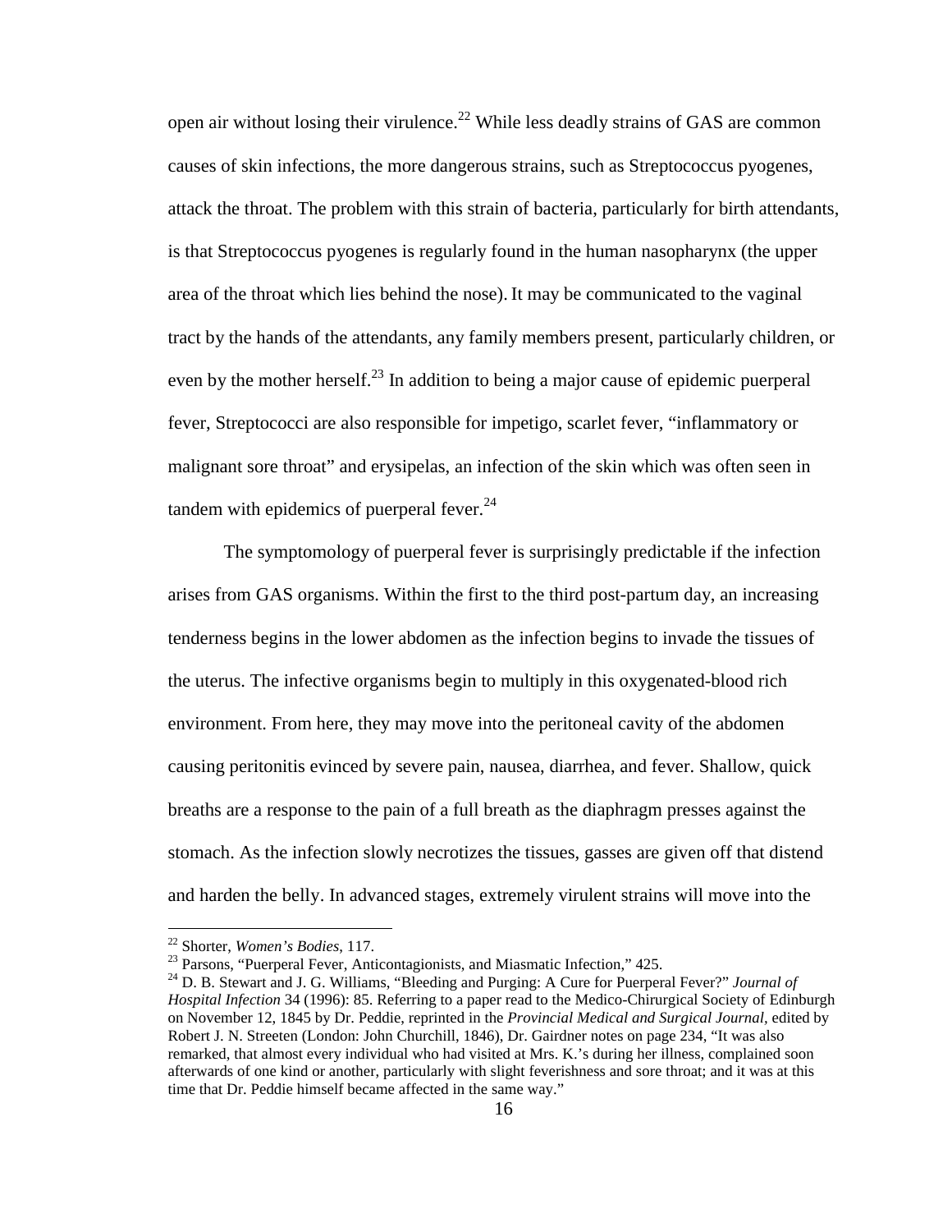open air without losing their virulence.[22] While less deadly strains of GAS are common causes of skin infections, the more dangerous strains, such as Streptococcus pyogenes, attack the throat. The problem with this strain of bacteria, particularly for birth attendants, is that Streptococcus pyogenes is regularly found in the human nasopharynx (the upper area of the throat which lies behind the nose). It may be communicated to the vaginal tract by the hands of the attendants, any family members present, particularly children, or even by the mother herself.[23] In addition to being a major cause of epidemic puerperal fever, Streptococci are also responsible for impetigo, scarlet fever, "inflammatory or malignant sore throat" and erysipelas, an infection of the skin which was often seen in tandem with epidemics of puerperal fever.[24]

The symptomology of puerperal fever is surprisingly predictable if the infection arises from GAS organisms. Within the first to the third post-partum day, an increasing tenderness begins in the lower abdomen as the infection begins to invade the tissues of the uterus. The infective organisms begin to multiply in this oxygenated-blood rich environment. From here, they may move into the peritoneal cavity of the abdomen causing peritonitis evinced by severe pain, nausea, diarrhea, and fever. Shallow, quick breaths are a response to the pain of a full breath as the diaphragm presses against the stomach. As the infection slowly necrotizes the tissues, gasses are given off that distend and harden the belly. In advanced stages, extremely virulent strains will move into the

---

[22] Shorter, *Women's Bodies*, 117.

[23] Parsons, "Puerperal Fever, Anticontagionists, and Miasmatic Infection," 425.

[24] D. B. Stewart and J. G. Williams, "Bleeding and Purging: A Cure for Puerperal Fever?" *Journal of Hospital Infection* 34 (1996): 85. Referring to a paper read to the Medico-Chirurgical Society of Edinburgh on November 12, 1845 by Dr. Peddie, reprinted in the *Provincial Medical and Surgical Journal*, edited by Robert J. N. Streeten (London: John Churchill, 1846), Dr. Gairdner notes on page 234, "It was also remarked, that almost every individual who had visited at Mrs. K.'s during her illness, complained soon afterwards of one kind or another, particularly with slight feverishness and sore throat; and it was at this time that Dr. Peddie himself became affected in the same way."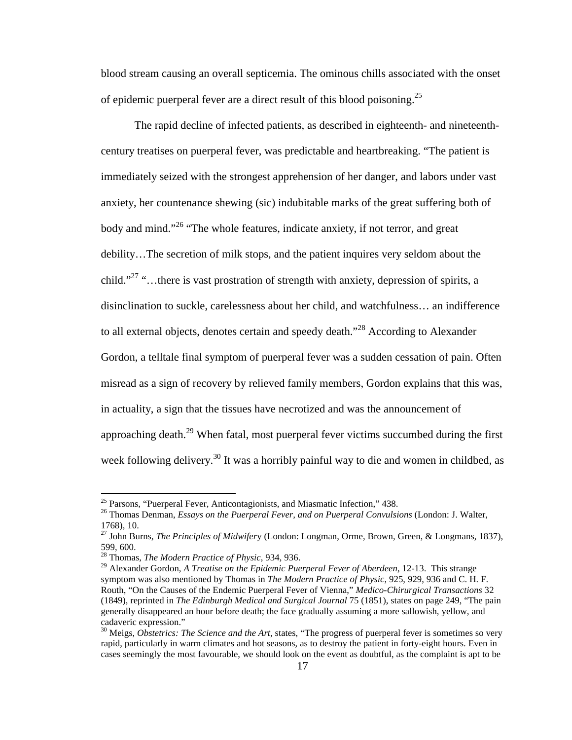blood stream causing an overall septicemia. The ominous chills associated with the onset of epidemic puerperal fever are a direct result of this blood poisoning.[25]

The rapid decline of infected patients, as described in eighteenth- and nineteenth-century treatises on puerperal fever, was predictable and heartbreaking. "The patient is immediately seized with the strongest apprehension of her danger, and labors under vast anxiety, her countenance shewing (sic) indubitable marks of the great suffering both of body and mind."[26] "The whole features, indicate anxiety, if not terror, and great debility…The secretion of milk stops, and the patient inquires very seldom about the child."[27] "…there is vast prostration of strength with anxiety, depression of spirits, a disinclination to suckle, carelessness about her child, and watchfulness… an indifference to all external objects, denotes certain and speedy death."[28] According to Alexander Gordon, a telltale final symptom of puerperal fever was a sudden cessation of pain. Often misread as a sign of recovery by relieved family members, Gordon explains that this was, in actuality, a sign that the tissues have necrotized and was the announcement of approaching death.[29] When fatal, most puerperal fever victims succumbed during the first week following delivery.[30] It was a horribly painful way to die and women in childbed, as

---

[25] Parsons, "Puerperal Fever, Anticontagionists, and Miasmatic Infection," 438.

[26] Thomas Denman, *Essays on the Puerperal Fever, and on Puerperal Convulsions* (London: J. Walter, 1768), 10.

[27] John Burns, *The Principles of Midwifer*y (London: Longman, Orme, Brown, Green, & Longmans, 1837), 599, 600.

[28] Thomas, *The Modern Practice of Physic*, 934, 936.

[29] Alexander Gordon, *A Treatise on the Epidemic Puerperal Fever of Aberdeen*, 12-13. This strange symptom was also mentioned by Thomas in *The Modern Practice of Physic*, 925, 929, 936 and C. H. F. Routh, "On the Causes of the Endemic Puerperal Fever of Vienna," *Medico-Chirurgical Transactions* 32 (1849), reprinted in *The Edinburgh Medical and Surgical Journal* 75 (1851), states on page 249, "The pain generally disappeared an hour before death; the face gradually assuming a more sallowish, yellow, and cadaveric expression."

[30] Meigs, *Obstetrics: The Science and the Art,* states, "The progress of puerperal fever is sometimes so very rapid, particularly in warm climates and hot seasons, as to destroy the patient in forty-eight hours. Even in cases seemingly the most favourable, we should look on the event as doubtful, as the complaint is apt to be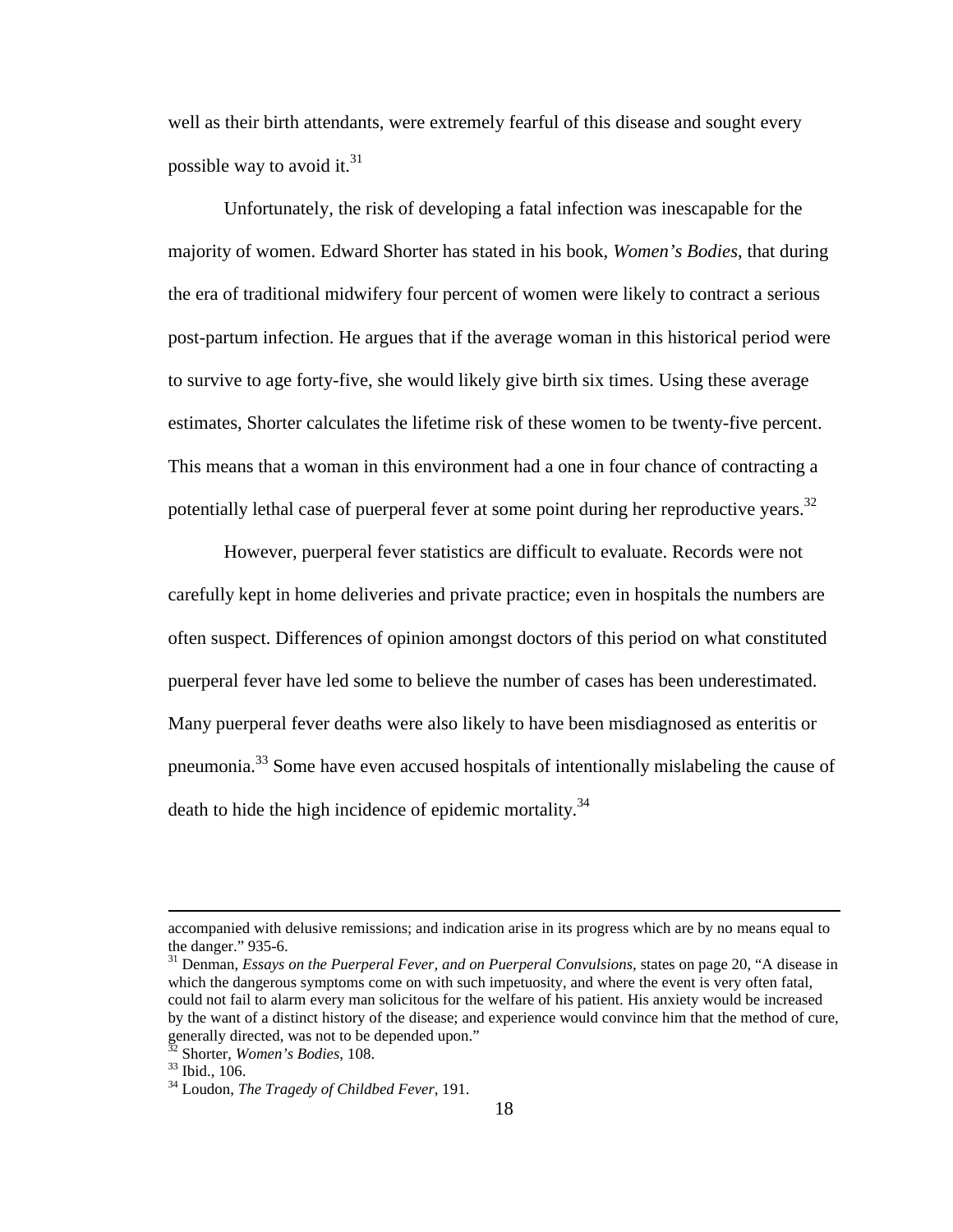well as their birth attendants, were extremely fearful of this disease and sought every possible way to avoid it.[31]

Unfortunately, the risk of developing a fatal infection was inescapable for the majority of women. Edward Shorter has stated in his book, *Women's Bodies*, that during the era of traditional midwifery four percent of women were likely to contract a serious post-partum infection. He argues that if the average woman in this historical period were to survive to age forty-five, she would likely give birth six times. Using these average estimates, Shorter calculates the lifetime risk of these women to be twenty-five percent. This means that a woman in this environment had a one in four chance of contracting a potentially lethal case of puerperal fever at some point during her reproductive years.[32]

However, puerperal fever statistics are difficult to evaluate. Records were not carefully kept in home deliveries and private practice; even in hospitals the numbers are often suspect. Differences of opinion amongst doctors of this period on what constituted puerperal fever have led some to believe the number of cases has been underestimated. Many puerperal fever deaths were also likely to have been misdiagnosed as enteritis or pneumonia.[33] Some have even accused hospitals of intentionally mislabeling the cause of death to hide the high incidence of epidemic mortality.[34]

---

accompanied with delusive remissions; and indication arise in its progress which are by no means equal to the danger." 935-6.

[31] Denman, *Essays on the Puerperal Fever, and on Puerperal Convulsions,* states on page 20, "A disease in which the dangerous symptoms come on with such impetuosity, and where the event is very often fatal, could not fail to alarm every man solicitous for the welfare of his patient. His anxiety would be increased by the want of a distinct history of the disease; and experience would convince him that the method of cure, generally directed, was not to be depended upon."

[32] Shorter, *Women's Bodies*, 108.

[33] Ibid., 106.

[34] Loudon, *The Tragedy of Childbed Fever*, 191.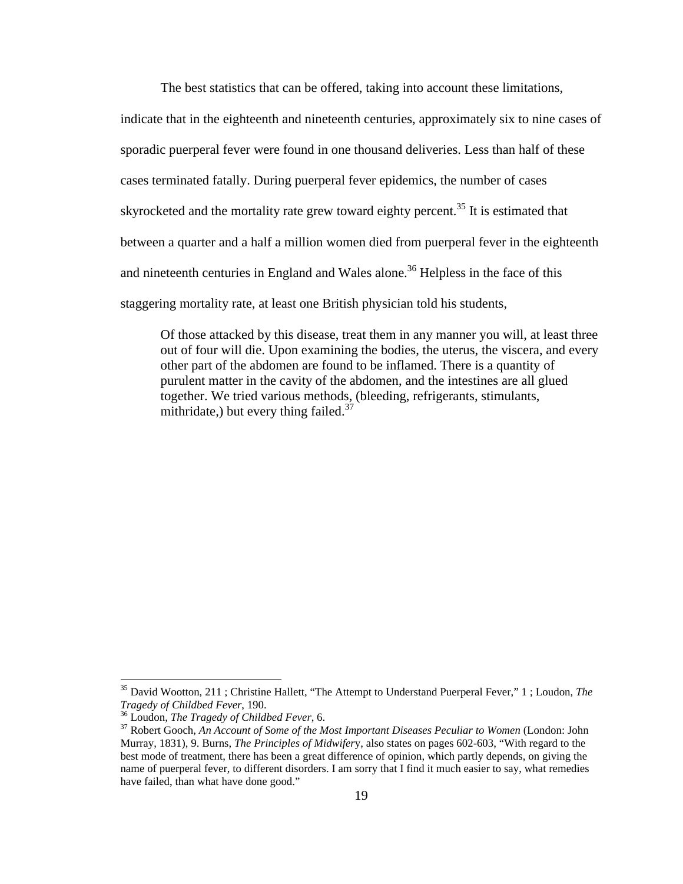The best statistics that can be offered, taking into account these limitations, indicate that in the eighteenth and nineteenth centuries, approximately six to nine cases of sporadic puerperal fever were found in one thousand deliveries. Less than half of these cases terminated fatally. During puerperal fever epidemics, the number of cases skyrocketed and the mortality rate grew toward eighty percent.[35] It is estimated that between a quarter and a half a million women died from puerperal fever in the eighteenth and nineteenth centuries in England and Wales alone.[36] Helpless in the face of this staggering mortality rate, at least one British physician told his students,

> Of those attacked by this disease, treat them in any manner you will, at least three out of four will die. Upon examining the bodies, the uterus, the viscera, and every other part of the abdomen are found to be inflamed. There is a quantity of purulent matter in the cavity of the abdomen, and the intestines are all glued together. We tried various methods, (bleeding, refrigerants, stimulants, mithridate,) but every thing failed.[37]

---

[35] David Wootton, 211 ; Christine Hallett, "The Attempt to Understand Puerperal Fever," 1 ; Loudon, *The Tragedy of Childbed Fever*, 190.

[36] Loudon, *The Tragedy of Childbed Fever*, 6.

[37] Robert Gooch, *An Account of Some of the Most Important Diseases Peculiar to Women* (London: John Murray, 1831), 9. Burns, *The Principles of Midwifery*, also states on pages 602-603, "With regard to the best mode of treatment, there has been a great difference of opinion, which partly depends, on giving the name of puerperal fever, to different disorders. I am sorry that I find it much easier to say, what remedies have failed, than what have done good."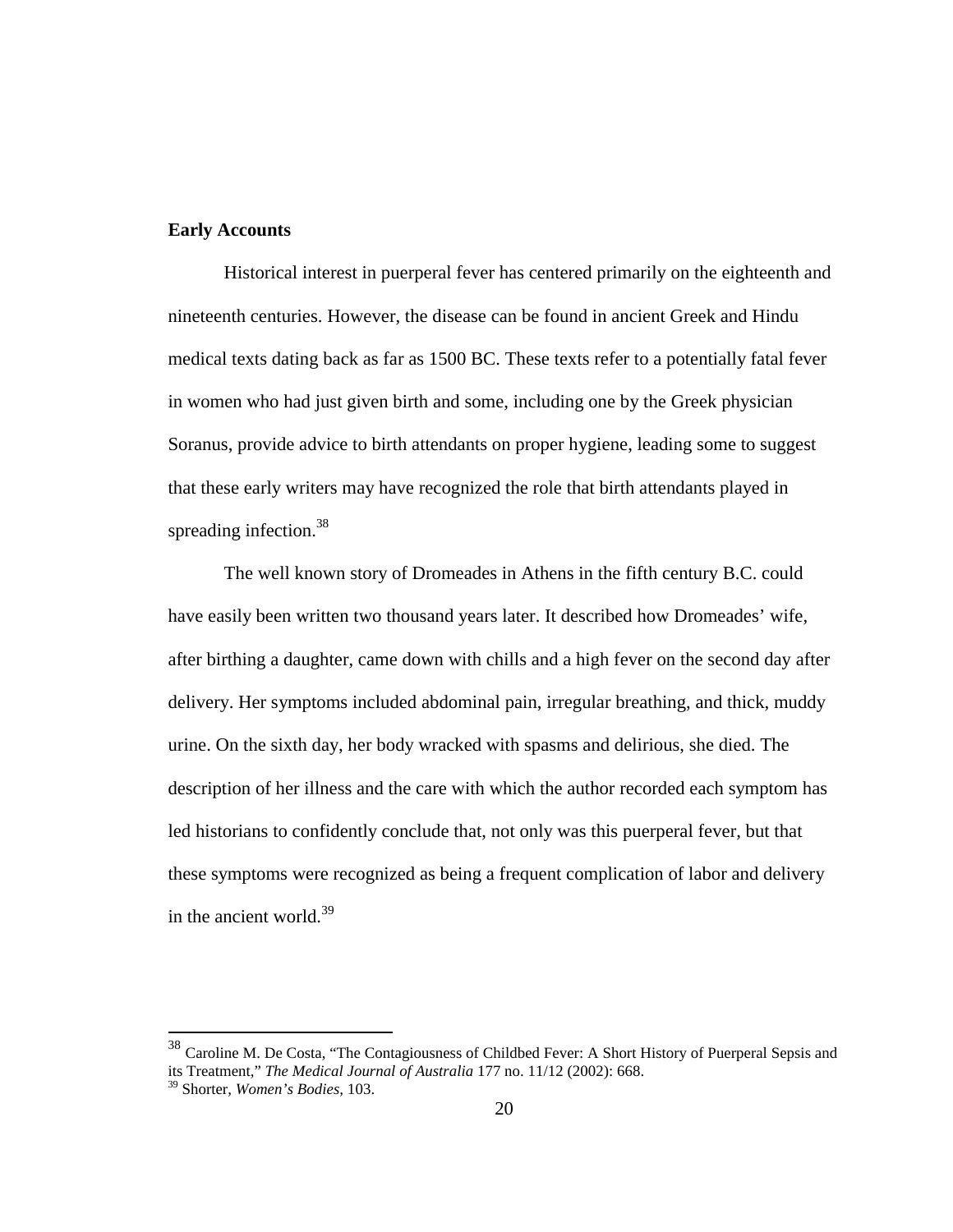**Early Accounts**

Historical interest in puerperal fever has centered primarily on the eighteenth and nineteenth centuries. However, the disease can be found in ancient Greek and Hindu medical texts dating back as far as 1500 BC. These texts refer to a potentially fatal fever in women who had just given birth and some, including one by the Greek physician Soranus, provide advice to birth attendants on proper hygiene, leading some to suggest that these early writers may have recognized the role that birth attendants played in spreading infection.[38]

The well known story of Dromeades in Athens in the fifth century B.C. could have easily been written two thousand years later. It described how Dromeades' wife, after birthing a daughter, came down with chills and a high fever on the second day after delivery. Her symptoms included abdominal pain, irregular breathing, and thick, muddy urine. On the sixth day, her body wracked with spasms and delirious, she died. The description of her illness and the care with which the author recorded each symptom has led historians to confidently conclude that, not only was this puerperal fever, but that these symptoms were recognized as being a frequent complication of labor and delivery in the ancient world.[39]

---

[38] Caroline M. De Costa, "The Contagiousness of Childbed Fever: A Short History of Puerperal Sepsis and its Treatment," *The Medical Journal of Australia* 177 no. 11/12 (2002): 668.
[39] Shorter, *Women's Bodies,* 103.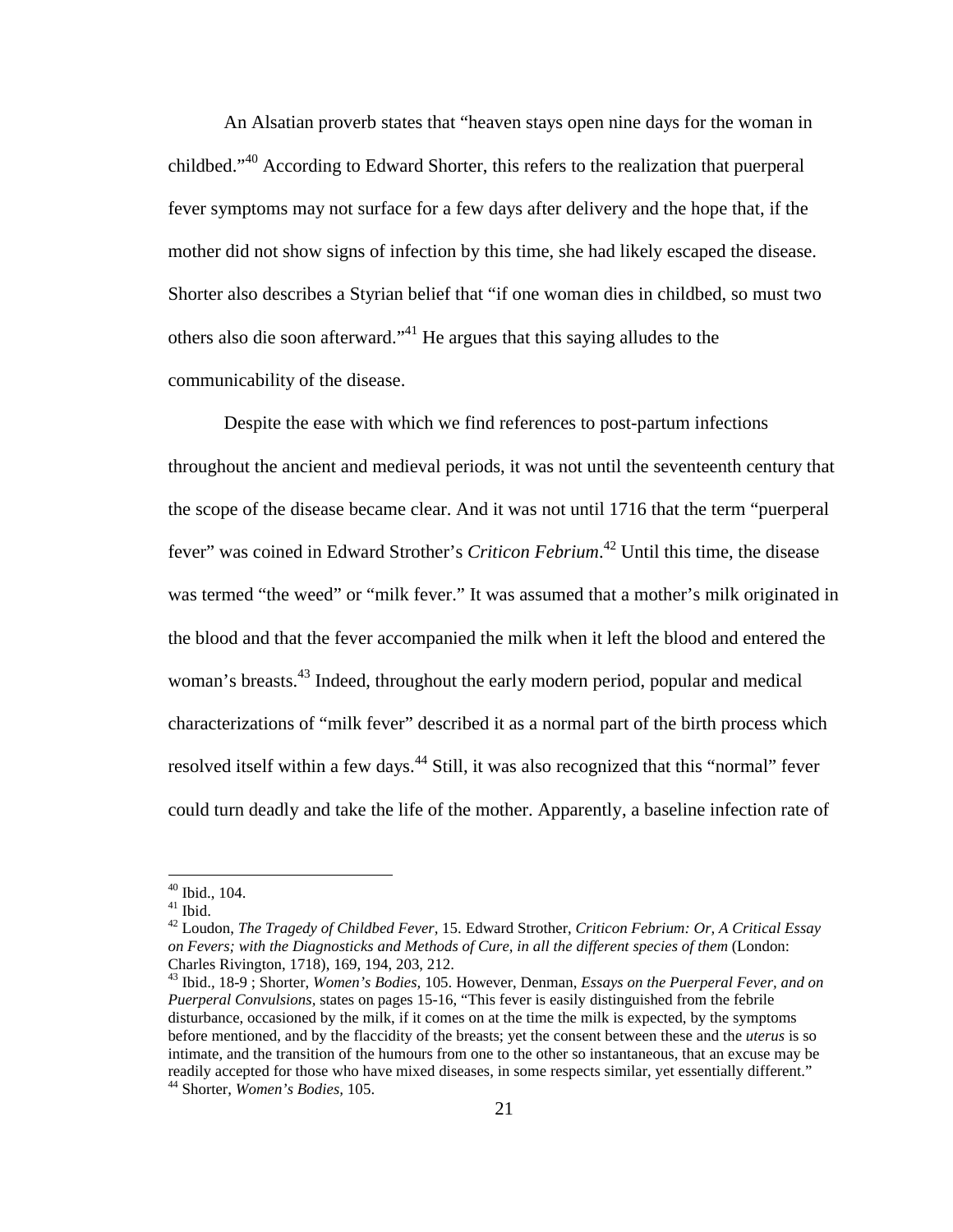An Alsatian proverb states that "heaven stays open nine days for the woman in childbed."[40] According to Edward Shorter, this refers to the realization that puerperal fever symptoms may not surface for a few days after delivery and the hope that, if the mother did not show signs of infection by this time, she had likely escaped the disease. Shorter also describes a Styrian belief that "if one woman dies in childbed, so must two others also die soon afterward."[41] He argues that this saying alludes to the communicability of the disease.

Despite the ease with which we find references to post-partum infections throughout the ancient and medieval periods, it was not until the seventeenth century that the scope of the disease became clear. And it was not until 1716 that the term "puerperal fever" was coined in Edward Strother's *Criticon Febrium*.[42] Until this time, the disease was termed "the weed" or "milk fever." It was assumed that a mother's milk originated in the blood and that the fever accompanied the milk when it left the blood and entered the woman's breasts.[43] Indeed, throughout the early modern period, popular and medical characterizations of "milk fever" described it as a normal part of the birth process which resolved itself within a few days.[44] Still, it was also recognized that this "normal" fever could turn deadly and take the life of the mother. Apparently, a baseline infection rate of

---

[40] Ibid., 104.

[41] Ibid.

[42] Loudon, *The Tragedy of Childbed Fever,* 15. Edward Strother, *Criticon Febrium: Or, A Critical Essay on Fevers; with the Diagnosticks and Methods of Cure, in all the different species of them* (London: Charles Rivington, 1718), 169, 194, 203, 212.

[43] Ibid., 18-9 ; Shorter, *Women's Bodies,* 105. However, Denman, *Essays on the Puerperal Fever, and on Puerperal Convulsions,* states on pages 15-16, "This fever is easily distinguished from the febrile disturbance, occasioned by the milk, if it comes on at the time the milk is expected, by the symptoms before mentioned, and by the flaccidity of the breasts; yet the consent between these and the *uterus* is so intimate, and the transition of the humours from one to the other so instantaneous, that an excuse may be readily accepted for those who have mixed diseases, in some respects similar, yet essentially different."

[44] Shorter, *Women's Bodies,* 105.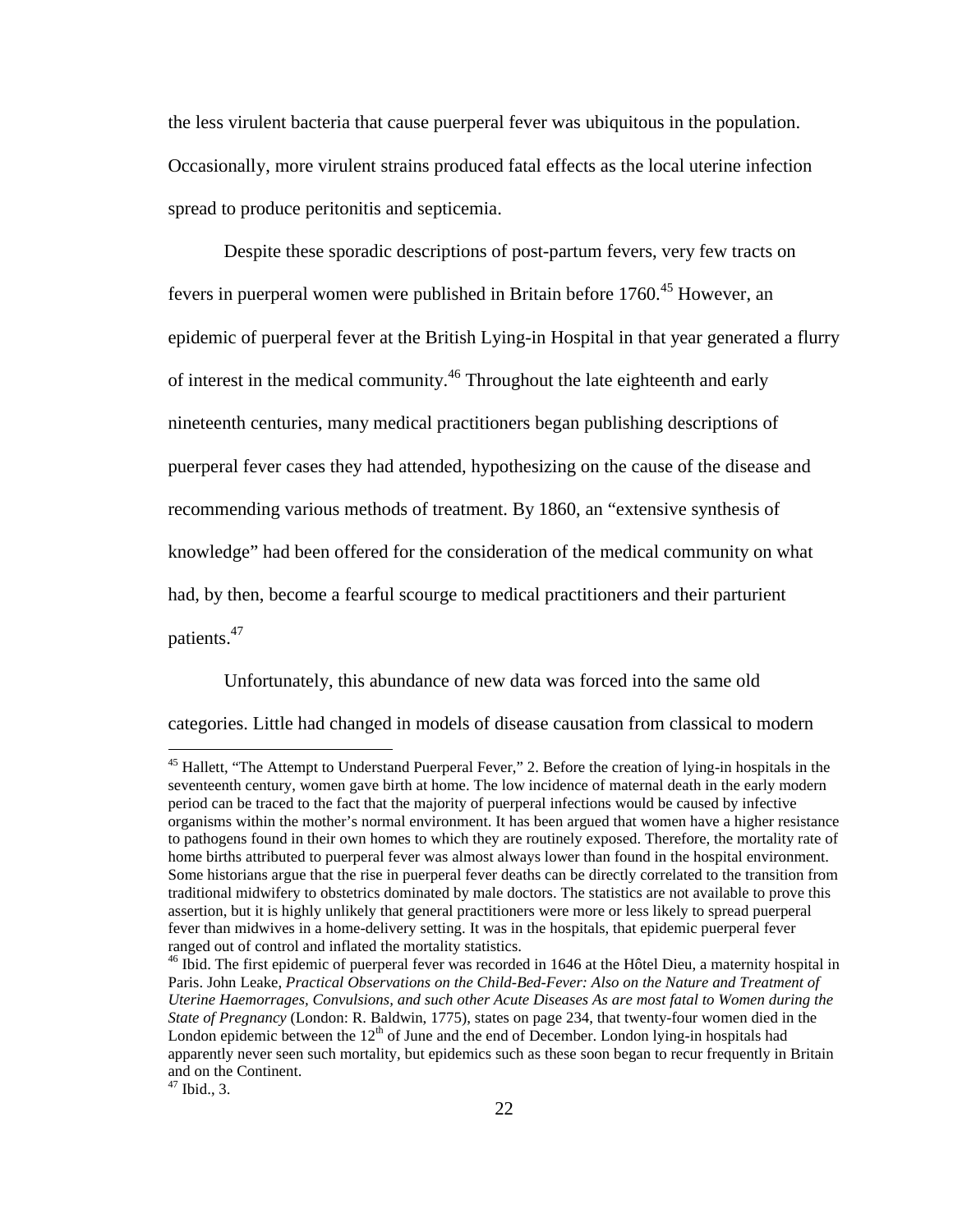the less virulent bacteria that cause puerperal fever was ubiquitous in the population. Occasionally, more virulent strains produced fatal effects as the local uterine infection spread to produce peritonitis and septicemia.

Despite these sporadic descriptions of post-partum fevers, very few tracts on fevers in puerperal women were published in Britain before 1760.[45] However, an epidemic of puerperal fever at the British Lying-in Hospital in that year generated a flurry of interest in the medical community.[46] Throughout the late eighteenth and early nineteenth centuries, many medical practitioners began publishing descriptions of puerperal fever cases they had attended, hypothesizing on the cause of the disease and recommending various methods of treatment. By 1860, an "extensive synthesis of knowledge" had been offered for the consideration of the medical community on what had, by then, become a fearful scourge to medical practitioners and their parturient patients.[47]

Unfortunately, this abundance of new data was forced into the same old categories. Little had changed in models of disease causation from classical to modern

---

[45] Hallett, "The Attempt to Understand Puerperal Fever," 2. Before the creation of lying-in hospitals in the seventeenth century, women gave birth at home. The low incidence of maternal death in the early modern period can be traced to the fact that the majority of puerperal infections would be caused by infective organisms within the mother's normal environment. It has been argued that women have a higher resistance to pathogens found in their own homes to which they are routinely exposed. Therefore, the mortality rate of home births attributed to puerperal fever was almost always lower than found in the hospital environment. Some historians argue that the rise in puerperal fever deaths can be directly correlated to the transition from traditional midwifery to obstetrics dominated by male doctors. The statistics are not available to prove this assertion, but it is highly unlikely that general practitioners were more or less likely to spread puerperal fever than midwives in a home-delivery setting. It was in the hospitals, that epidemic puerperal fever ranged out of control and inflated the mortality statistics.

[46] Ibid. The first epidemic of puerperal fever was recorded in 1646 at the Hôtel Dieu, a maternity hospital in Paris. John Leake, *Practical Observations on the Child-Bed-Fever: Also on the Nature and Treatment of Uterine Haemorrages, Convulsions, and such other Acute Diseases As are most fatal to Women during the State of Pregnancy* (London: R. Baldwin, 1775), states on page 234, that twenty-four women died in the London epidemic between the 12th of June and the end of December. London lying-in hospitals had apparently never seen such mortality, but epidemics such as these soon began to recur frequently in Britain and on the Continent.

[47] Ibid., 3.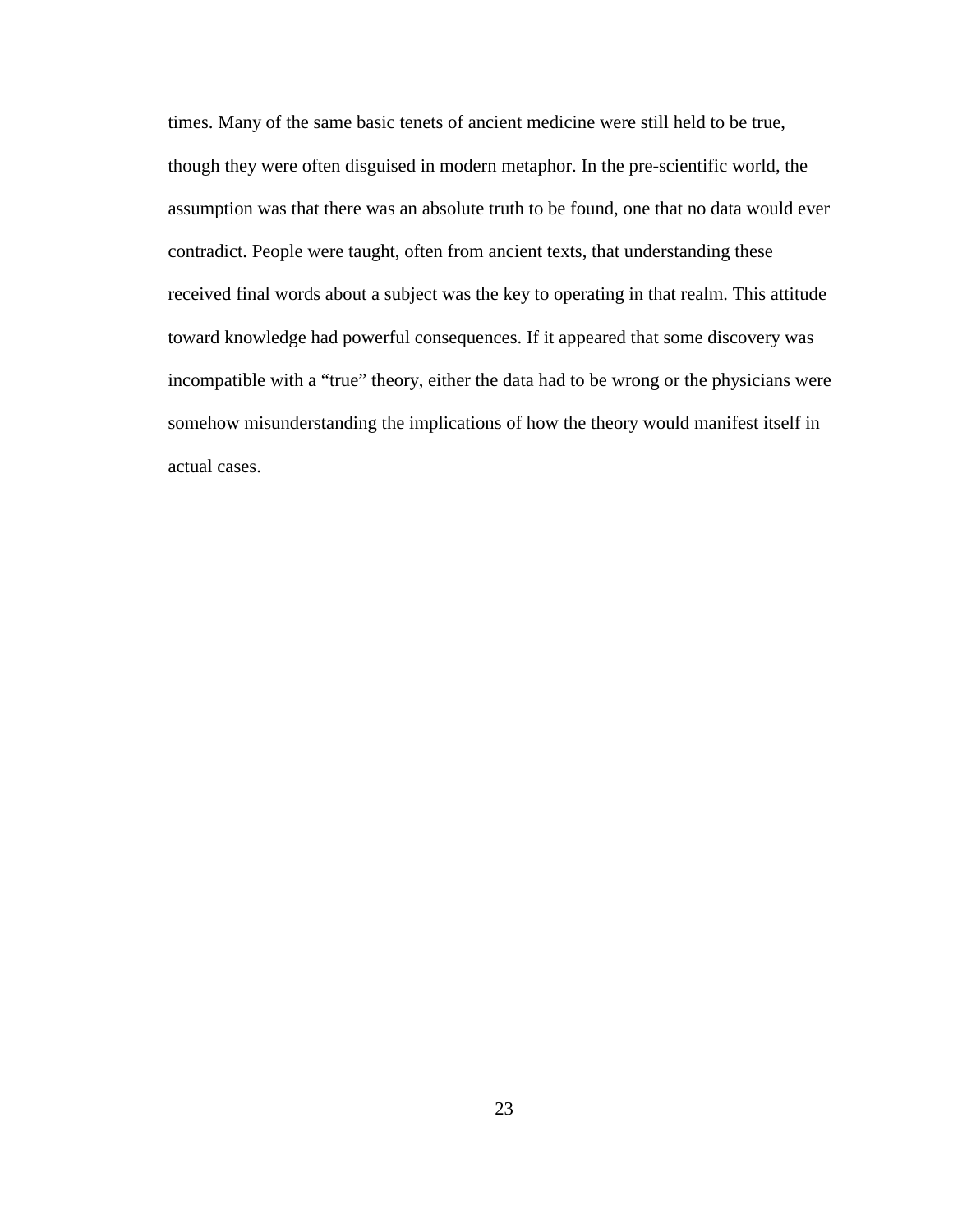times. Many of the same basic tenets of ancient medicine were still held to be true, though they were often disguised in modern metaphor. In the pre-scientific world, the assumption was that there was an absolute truth to be found, one that no data would ever contradict. People were taught, often from ancient texts, that understanding these received final words about a subject was the key to operating in that realm. This attitude toward knowledge had powerful consequences. If it appeared that some discovery was incompatible with a “true” theory, either the data had to be wrong or the physicians were somehow misunderstanding the implications of how the theory would manifest itself in actual cases.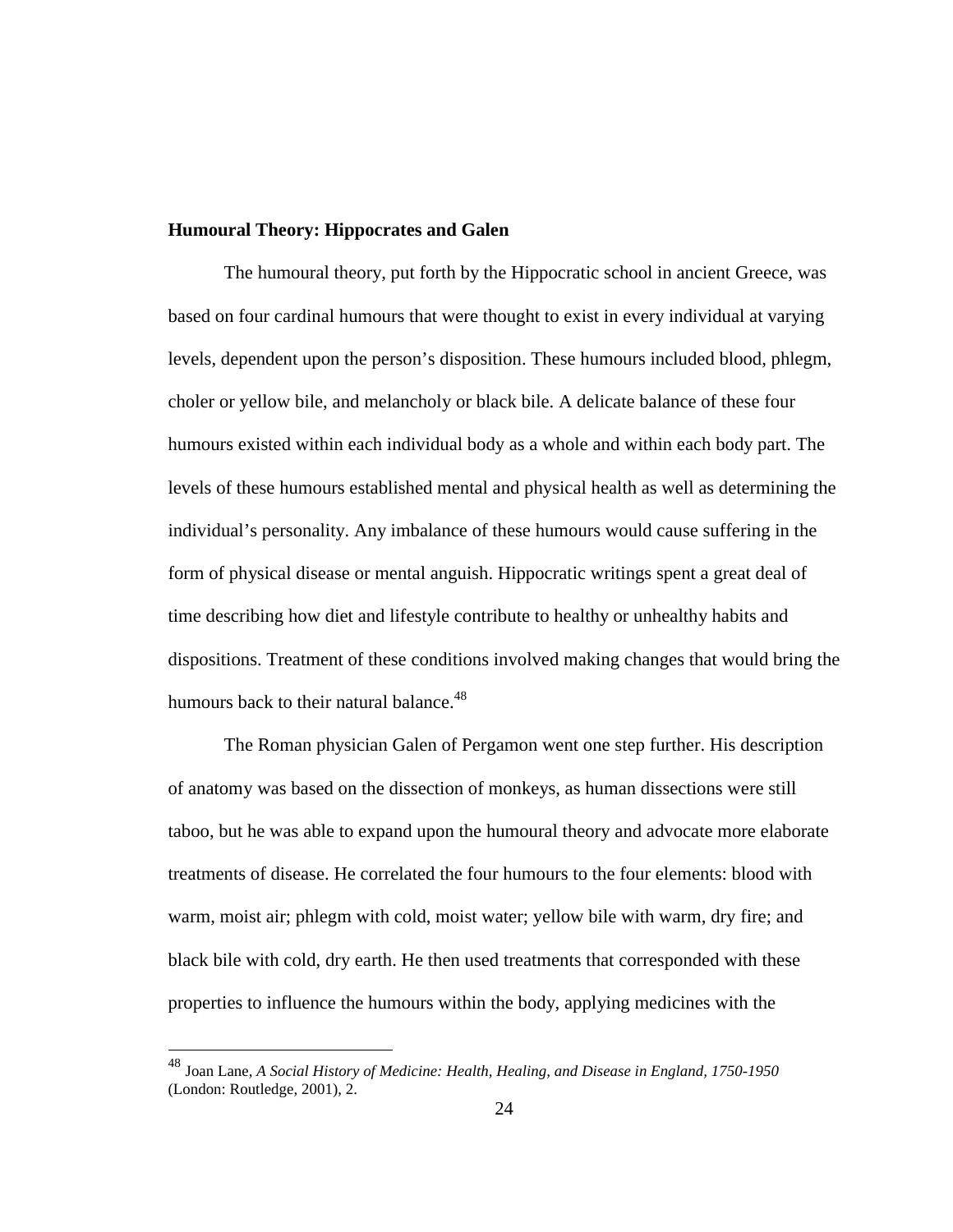## Humoural Theory: Hippocrates and Galen

The humoural theory, put forth by the Hippocratic school in ancient Greece, was based on four cardinal humours that were thought to exist in every individual at varying levels, dependent upon the person's disposition. These humours included blood, phlegm, choler or yellow bile, and melancholy or black bile. A delicate balance of these four humours existed within each individual body as a whole and within each body part. The levels of these humours established mental and physical health as well as determining the individual's personality. Any imbalance of these humours would cause suffering in the form of physical disease or mental anguish. Hippocratic writings spent a great deal of time describing how diet and lifestyle contribute to healthy or unhealthy habits and dispositions. Treatment of these conditions involved making changes that would bring the humours back to their natural balance.[48]

The Roman physician Galen of Pergamon went one step further. His description of anatomy was based on the dissection of monkeys, as human dissections were still taboo, but he was able to expand upon the humoural theory and advocate more elaborate treatments of disease. He correlated the four humours to the four elements: blood with warm, moist air; phlegm with cold, moist water; yellow bile with warm, dry fire; and black bile with cold, dry earth. He then used treatments that corresponded with these properties to influence the humours within the body, applying medicines with the

---

[48] Joan Lane, *A Social History of Medicine: Health, Healing, and Disease in England, 1750-1950* (London: Routledge, 2001), 2.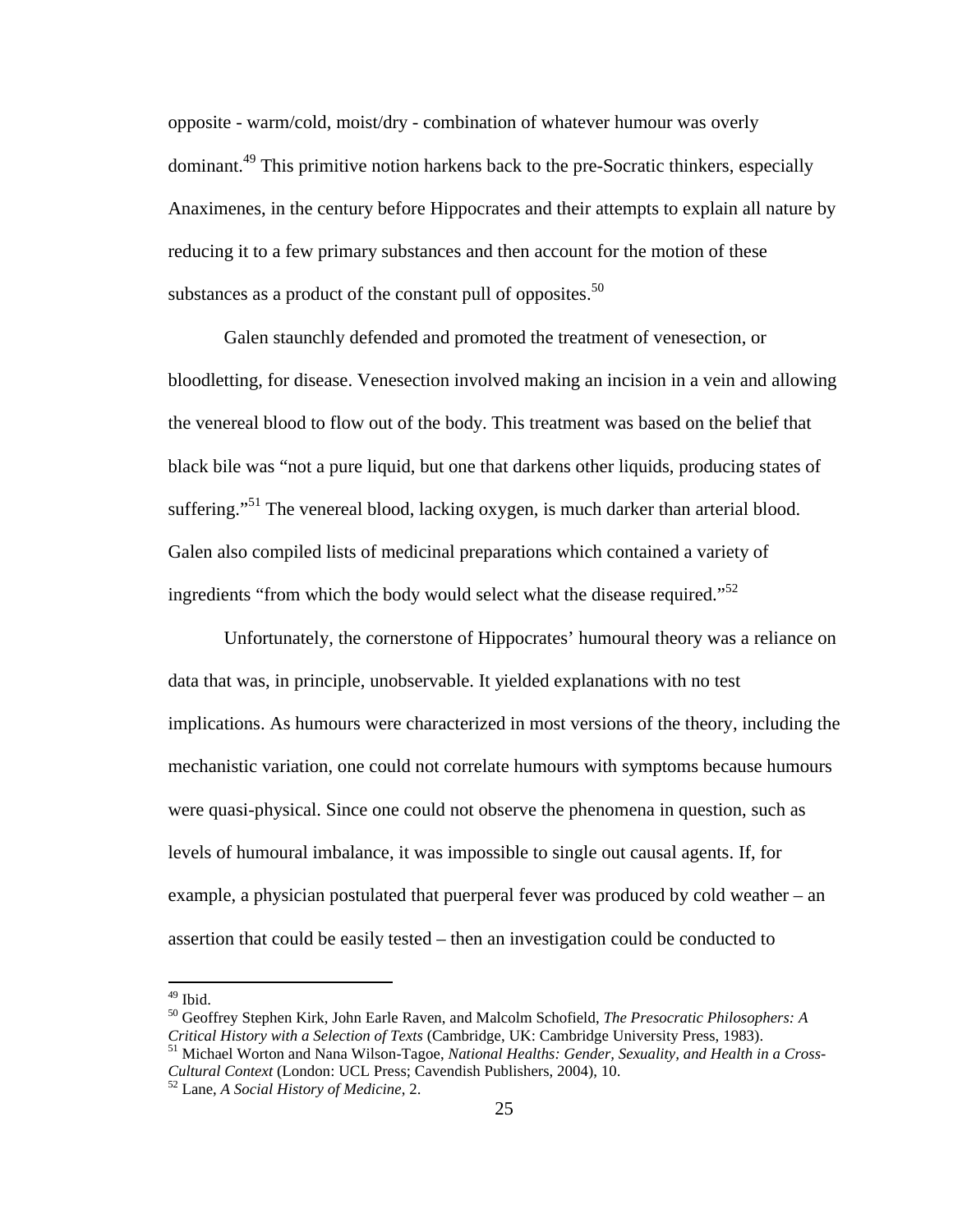opposite - warm/cold, moist/dry - combination of whatever humour was overly dominant.[49] This primitive notion harkens back to the pre-Socratic thinkers, especially Anaximenes, in the century before Hippocrates and their attempts to explain all nature by reducing it to a few primary substances and then account for the motion of these substances as a product of the constant pull of opposites.[50]

Galen staunchly defended and promoted the treatment of venesection, or bloodletting, for disease. Venesection involved making an incision in a vein and allowing the venereal blood to flow out of the body. This treatment was based on the belief that black bile was "not a pure liquid, but one that darkens other liquids, producing states of suffering."[51] The venereal blood, lacking oxygen, is much darker than arterial blood. Galen also compiled lists of medicinal preparations which contained a variety of ingredients "from which the body would select what the disease required."[52]

Unfortunately, the cornerstone of Hippocrates' humoural theory was a reliance on data that was, in principle, unobservable. It yielded explanations with no test implications. As humours were characterized in most versions of the theory, including the mechanistic variation, one could not correlate humours with symptoms because humours were quasi-physical. Since one could not observe the phenomena in question, such as levels of humoural imbalance, it was impossible to single out causal agents. If, for example, a physician postulated that puerperal fever was produced by cold weather – an assertion that could be easily tested – then an investigation could be conducted to

---

[49] Ibid.

[50] Geoffrey Stephen Kirk, John Earle Raven, and Malcolm Schofield, *The Presocratic Philosophers: A Critical History with a Selection of Texts* (Cambridge, UK: Cambridge University Press, 1983).

[51] Michael Worton and Nana Wilson-Tagoe, *National Healths: Gender, Sexuality, and Health in a Cross-Cultural Context* (London: UCL Press; Cavendish Publishers, 2004), 10.

[52] Lane, *A Social History of Medicine*, 2.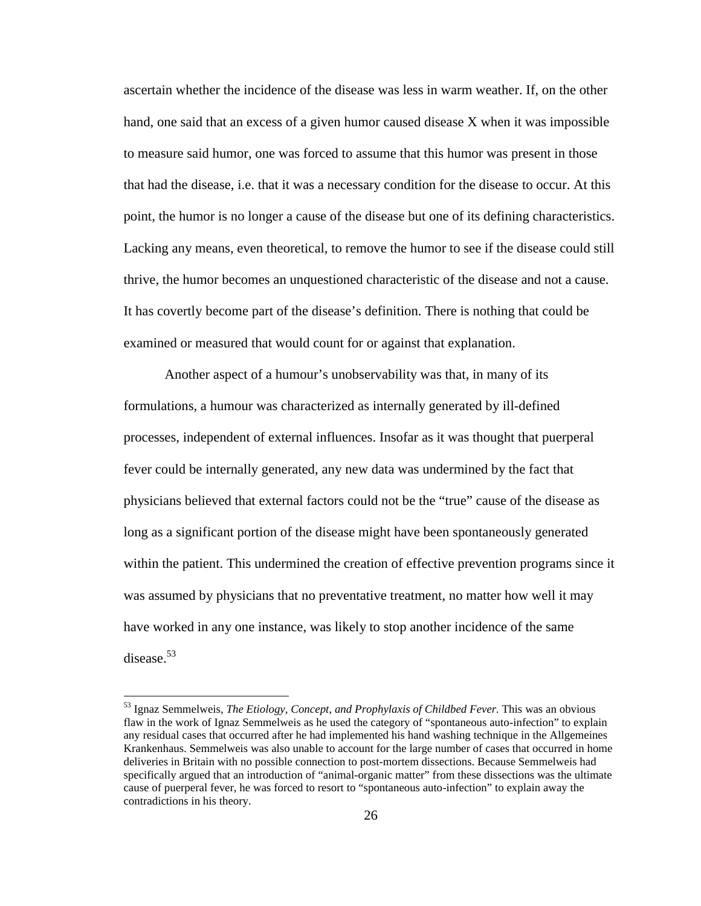ascertain whether the incidence of the disease was less in warm weather. If, on the other hand, one said that an excess of a given humor caused disease X when it was impossible to measure said humor, one was forced to assume that this humor was present in those that had the disease, i.e. that it was a necessary condition for the disease to occur. At this point, the humor is no longer a cause of the disease but one of its defining characteristics. Lacking any means, even theoretical, to remove the humor to see if the disease could still thrive, the humor becomes an unquestioned characteristic of the disease and not a cause. It has covertly become part of the disease's definition. There is nothing that could be examined or measured that would count for or against that explanation.

Another aspect of a humour's unobservability was that, in many of its formulations, a humour was characterized as internally generated by ill-defined processes, independent of external influences. Insofar as it was thought that puerperal fever could be internally generated, any new data was undermined by the fact that physicians believed that external factors could not be the "true" cause of the disease as long as a significant portion of the disease might have been spontaneously generated within the patient. This undermined the creation of effective prevention programs since it was assumed by physicians that no preventative treatment, no matter how well it may have worked in any one instance, was likely to stop another incidence of the same disease.[53]

---

[53] Ignaz Semmelweis, *The Etiology, Concept, and Prophylaxis of Childbed Fever.* This was an obvious flaw in the work of Ignaz Semmelweis as he used the category of "spontaneous auto-infection" to explain any residual cases that occurred after he had implemented his hand washing technique in the Allgemeines Krankenhaus. Semmelweis was also unable to account for the large number of cases that occurred in home deliveries in Britain with no possible connection to post-mortem dissections. Because Semmelweis had specifically argued that an introduction of "animal-organic matter" from these dissections was the ultimate cause of puerperal fever, he was forced to resort to "spontaneous auto-infection" to explain away the contradictions in his theory.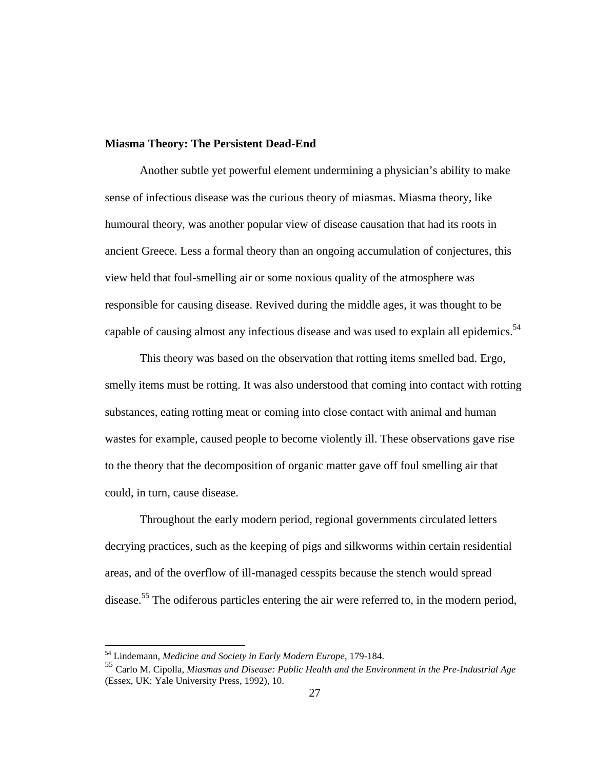**Miasma Theory: The Persistent Dead-End**

Another subtle yet powerful element undermining a physician's ability to make sense of infectious disease was the curious theory of miasmas. Miasma theory, like humoural theory, was another popular view of disease causation that had its roots in ancient Greece. Less a formal theory than an ongoing accumulation of conjectures, this view held that foul-smelling air or some noxious quality of the atmosphere was responsible for causing disease. Revived during the middle ages, it was thought to be capable of causing almost any infectious disease and was used to explain all epidemics.[54]

This theory was based on the observation that rotting items smelled bad. Ergo, smelly items must be rotting. It was also understood that coming into contact with rotting substances, eating rotting meat or coming into close contact with animal and human wastes for example, caused people to become violently ill. These observations gave rise to the theory that the decomposition of organic matter gave off foul smelling air that could, in turn, cause disease.

Throughout the early modern period, regional governments circulated letters decrying practices, such as the keeping of pigs and silkworms within certain residential areas, and of the overflow of ill-managed cesspits because the stench would spread disease.[55] The odiferous particles entering the air were referred to, in the modern period,

---

[54] Lindemann, *Medicine and Society in Early Modern Europe*, 179-184.

[55] Carlo M. Cipolla, *Miasmas and Disease: Public Health and the Environment in the Pre-Industrial Age* (Essex, UK: Yale University Press, 1992), 10.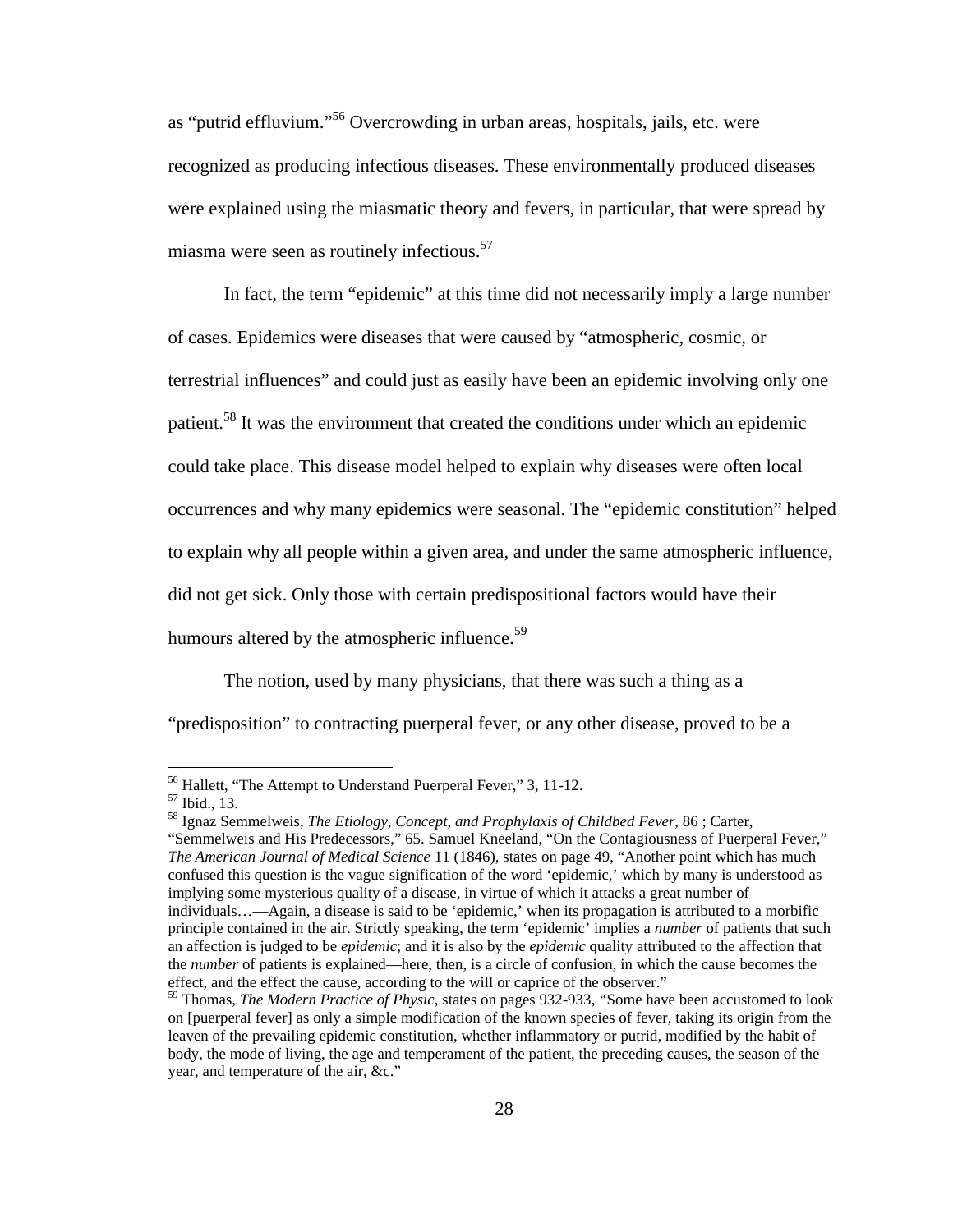as "putrid effluvium."[56] Overcrowding in urban areas, hospitals, jails, etc. were recognized as producing infectious diseases. These environmentally produced diseases were explained using the miasmatic theory and fevers, in particular, that were spread by miasma were seen as routinely infectious.[57]

In fact, the term "epidemic" at this time did not necessarily imply a large number of cases. Epidemics were diseases that were caused by "atmospheric, cosmic, or terrestrial influences" and could just as easily have been an epidemic involving only one patient.[58] It was the environment that created the conditions under which an epidemic could take place. This disease model helped to explain why diseases were often local occurrences and why many epidemics were seasonal. The "epidemic constitution" helped to explain why all people within a given area, and under the same atmospheric influence, did not get sick. Only those with certain predispositional factors would have their humours altered by the atmospheric influence.[59]

The notion, used by many physicians, that there was such a thing as a "predisposition" to contracting puerperal fever, or any other disease, proved to be a

---

[56] Hallett, "The Attempt to Understand Puerperal Fever," 3, 11-12.

[57] Ibid., 13.

[58] Ignaz Semmelweis, *The Etiology, Concept, and Prophylaxis of Childbed Fever*, 86 ; Carter, "Semmelweis and His Predecessors," 65. Samuel Kneeland, "On the Contagiousness of Puerperal Fever," *The American Journal of Medical Science* 11 (1846), states on page 49, "Another point which has much confused this question is the vague signification of the word 'epidemic,' which by many is understood as implying some mysterious quality of a disease, in virtue of which it attacks a great number of individuals…—Again, a disease is said to be 'epidemic,' when its propagation is attributed to a morbific principle contained in the air. Strictly speaking, the term 'epidemic' implies a *number* of patients that such an affection is judged to be *epidemic*; and it is also by the *epidemic* quality attributed to the affection that the *number* of patients is explained—here, then, is a circle of confusion, in which the cause becomes the effect, and the effect the cause, according to the will or caprice of the observer."

[59] Thomas, *The Modern Practice of Physic*, states on pages 932-933, "Some have been accustomed to look on [puerperal fever] as only a simple modification of the known species of fever, taking its origin from the leaven of the prevailing epidemic constitution, whether inflammatory or putrid, modified by the habit of body, the mode of living, the age and temperament of the patient, the preceding causes, the season of the year, and temperature of the air, &c."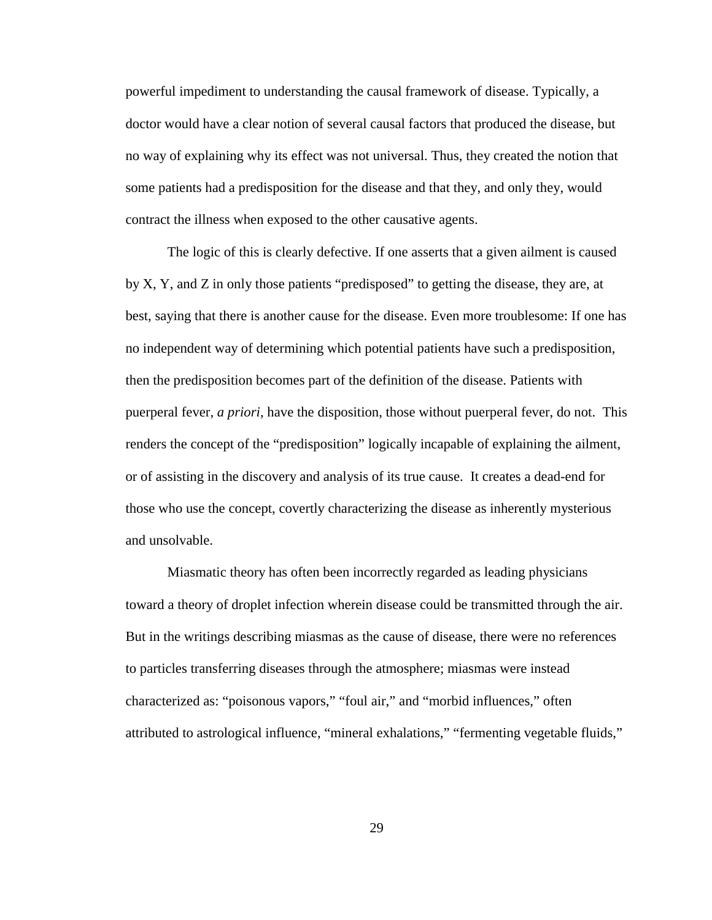powerful impediment to understanding the causal framework of disease. Typically, a doctor would have a clear notion of several causal factors that produced the disease, but no way of explaining why its effect was not universal. Thus, they created the notion that some patients had a predisposition for the disease and that they, and only they, would contract the illness when exposed to the other causative agents.

The logic of this is clearly defective. If one asserts that a given ailment is caused by X, Y, and Z in only those patients "predisposed" to getting the disease, they are, at best, saying that there is another cause for the disease. Even more troublesome: If one has no independent way of determining which potential patients have such a predisposition, then the predisposition becomes part of the definition of the disease. Patients with puerperal fever, *a priori*, have the disposition, those without puerperal fever, do not. This renders the concept of the "predisposition" logically incapable of explaining the ailment, or of assisting in the discovery and analysis of its true cause. It creates a dead-end for those who use the concept, covertly characterizing the disease as inherently mysterious and unsolvable.

Miasmatic theory has often been incorrectly regarded as leading physicians toward a theory of droplet infection wherein disease could be transmitted through the air. But in the writings describing miasmas as the cause of disease, there were no references to particles transferring diseases through the atmosphere; miasmas were instead characterized as: "poisonous vapors," "foul air," and "morbid influences," often attributed to astrological influence, "mineral exhalations," "fermenting vegetable fluids,"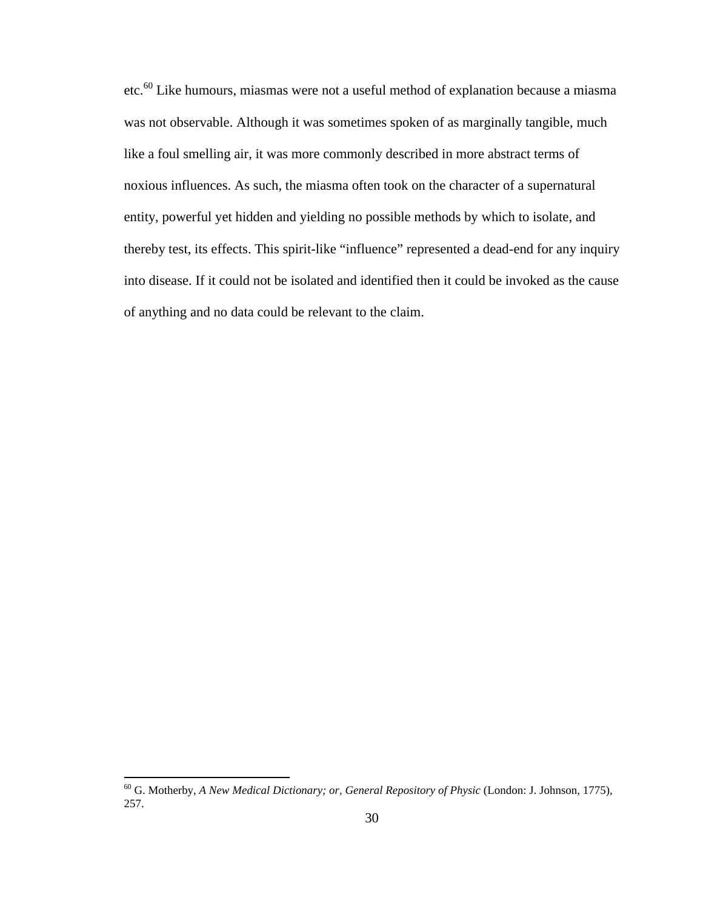etc.[60] Like humours, miasmas were not a useful method of explanation because a miasma was not observable. Although it was sometimes spoken of as marginally tangible, much like a foul smelling air, it was more commonly described in more abstract terms of noxious influences. As such, the miasma often took on the character of a supernatural entity, powerful yet hidden and yielding no possible methods by which to isolate, and thereby test, its effects. This spirit-like "influence" represented a dead-end for any inquiry into disease. If it could not be isolated and identified then it could be invoked as the cause of anything and no data could be relevant to the claim.

---

[60] G. Motherby, *A New Medical Dictionary; or, General Repository of Physic* (London: J. Johnson, 1775), 257.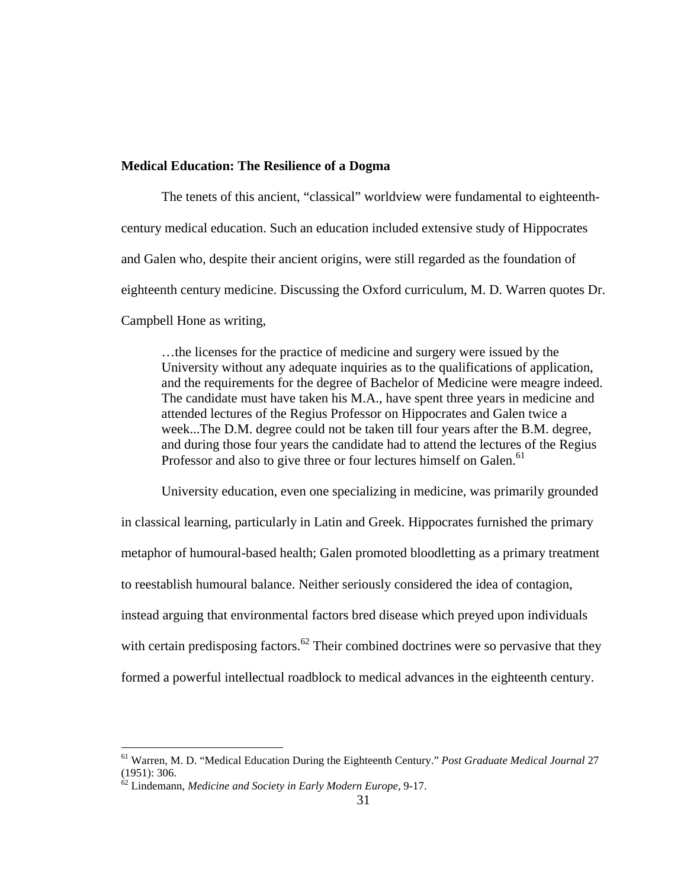**Medical Education: The Resilience of a Dogma**

The tenets of this ancient, "classical" worldview were fundamental to eighteenth-century medical education. Such an education included extensive study of Hippocrates and Galen who, despite their ancient origins, were still regarded as the foundation of eighteenth century medicine. Discussing the Oxford curriculum, M. D. Warren quotes Dr. Campbell Hone as writing,

> …the licenses for the practice of medicine and surgery were issued by the University without any adequate inquiries as to the qualifications of application, and the requirements for the degree of Bachelor of Medicine were meagre indeed. The candidate must have taken his M.A., have spent three years in medicine and attended lectures of the Regius Professor on Hippocrates and Galen twice a week...The D.M. degree could not be taken till four years after the B.M. degree, and during those four years the candidate had to attend the lectures of the Regius Professor and also to give three or four lectures himself on Galen.[61]

University education, even one specializing in medicine, was primarily grounded in classical learning, particularly in Latin and Greek. Hippocrates furnished the primary metaphor of humoural-based health; Galen promoted bloodletting as a primary treatment to reestablish humoural balance. Neither seriously considered the idea of contagion, instead arguing that environmental factors bred disease which preyed upon individuals with certain predisposing factors.[62] Their combined doctrines were so pervasive that they formed a powerful intellectual roadblock to medical advances in the eighteenth century.

---

[61] Warren, M. D. "Medical Education During the Eighteenth Century." *Post Graduate Medical Journal* 27 (1951): 306.

[62] Lindemann, *Medicine and Society in Early Modern Europe*, 9-17.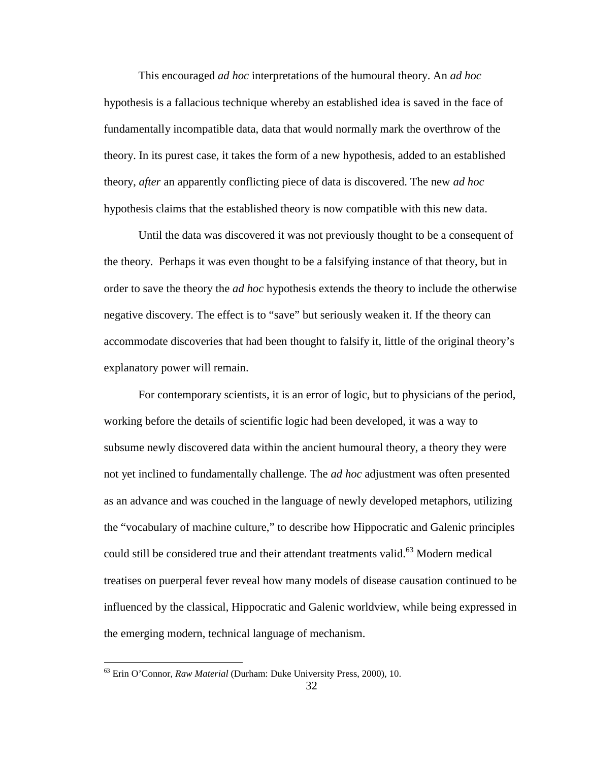This encouraged *ad hoc* interpretations of the humoural theory. An *ad hoc* hypothesis is a fallacious technique whereby an established idea is saved in the face of fundamentally incompatible data, data that would normally mark the overthrow of the theory. In its purest case, it takes the form of a new hypothesis, added to an established theory, *after* an apparently conflicting piece of data is discovered. The new *ad hoc* hypothesis claims that the established theory is now compatible with this new data.

Until the data was discovered it was not previously thought to be a consequent of the theory. Perhaps it was even thought to be a falsifying instance of that theory, but in order to save the theory the *ad hoc* hypothesis extends the theory to include the otherwise negative discovery. The effect is to "save" but seriously weaken it. If the theory can accommodate discoveries that had been thought to falsify it, little of the original theory's explanatory power will remain.

For contemporary scientists, it is an error of logic, but to physicians of the period, working before the details of scientific logic had been developed, it was a way to subsume newly discovered data within the ancient humoural theory, a theory they were not yet inclined to fundamentally challenge. The *ad hoc* adjustment was often presented as an advance and was couched in the language of newly developed metaphors, utilizing the "vocabulary of machine culture," to describe how Hippocratic and Galenic principles could still be considered true and their attendant treatments valid.[63] Modern medical treatises on puerperal fever reveal how many models of disease causation continued to be influenced by the classical, Hippocratic and Galenic worldview, while being expressed in the emerging modern, technical language of mechanism.

---

[63] Erin O'Connor, *Raw Material* (Durham: Duke University Press, 2000), 10.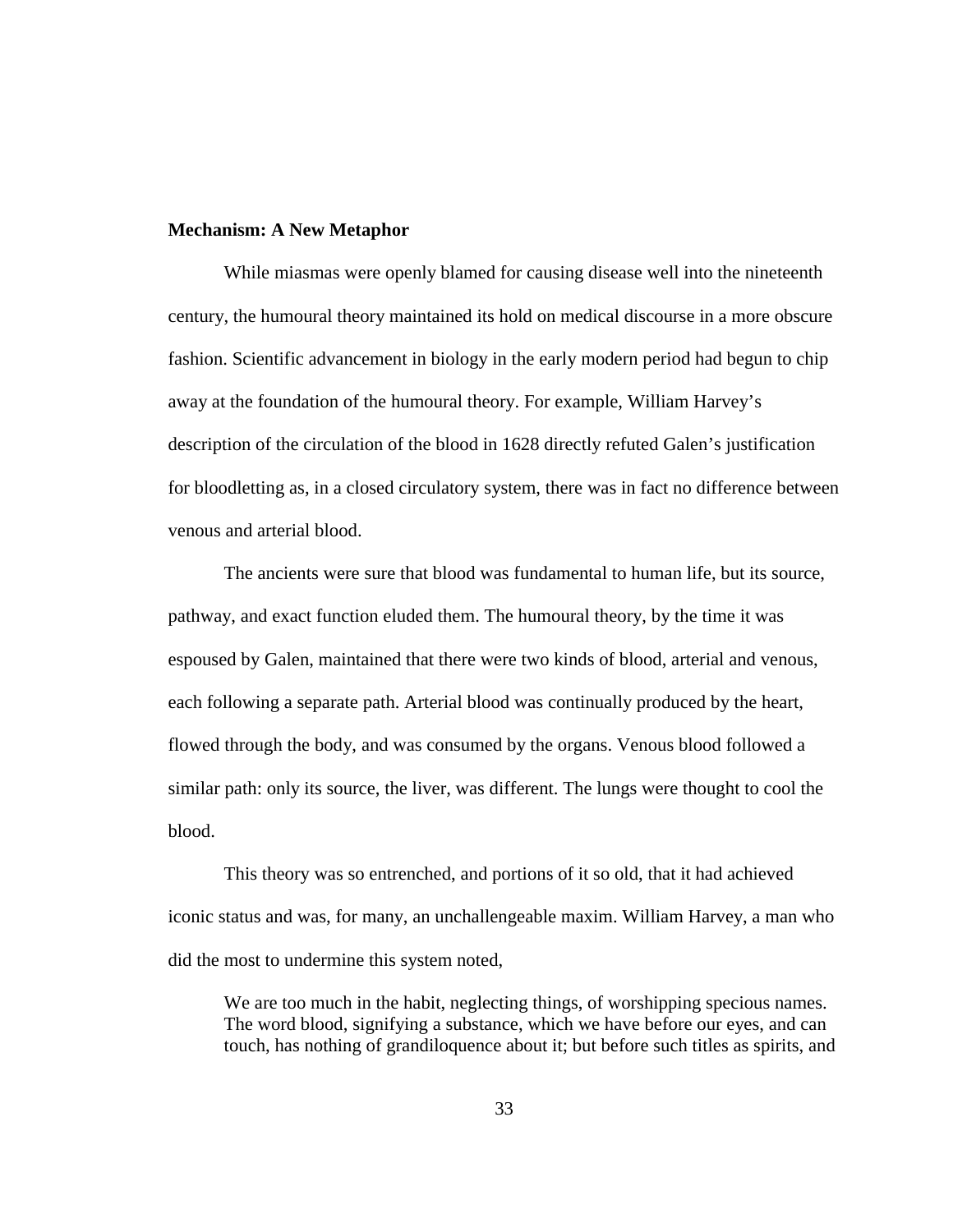## Mechanism: A New Metaphor

While miasmas were openly blamed for causing disease well into the nineteenth century, the humoural theory maintained its hold on medical discourse in a more obscure fashion. Scientific advancement in biology in the early modern period had begun to chip away at the foundation of the humoural theory. For example, William Harvey's description of the circulation of the blood in 1628 directly refuted Galen's justification for bloodletting as, in a closed circulatory system, there was in fact no difference between venous and arterial blood.

The ancients were sure that blood was fundamental to human life, but its source, pathway, and exact function eluded them. The humoural theory, by the time it was espoused by Galen, maintained that there were two kinds of blood, arterial and venous, each following a separate path. Arterial blood was continually produced by the heart, flowed through the body, and was consumed by the organs. Venous blood followed a similar path: only its source, the liver, was different. The lungs were thought to cool the blood.

This theory was so entrenched, and portions of it so old, that it had achieved iconic status and was, for many, an unchallengeable maxim. William Harvey, a man who did the most to undermine this system noted,

> We are too much in the habit, neglecting things, of worshipping specious names. The word blood, signifying a substance, which we have before our eyes, and can touch, has nothing of grandiloquence about it; but before such titles as spirits, and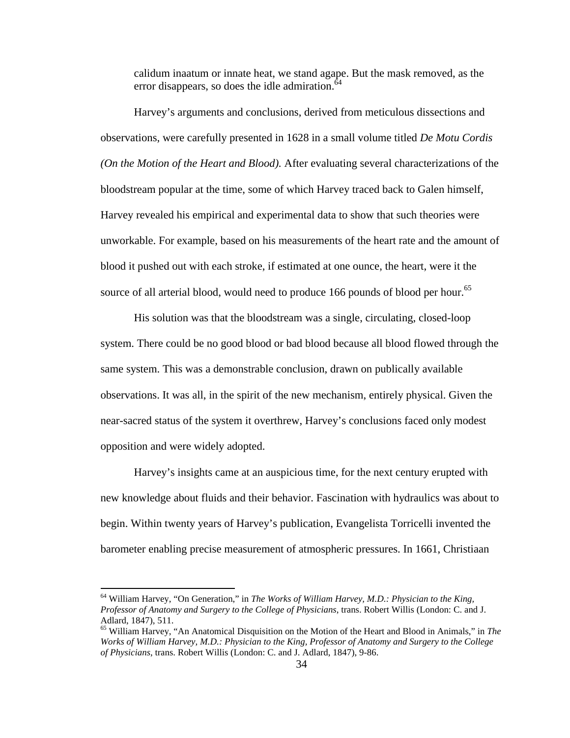calidum inaatum or innate heat, we stand agape. But the mask removed, as the error disappears, so does the idle admiration.[64]

Harvey's arguments and conclusions, derived from meticulous dissections and observations, were carefully presented in 1628 in a small volume titled *De Motu Cordis (On the Motion of the Heart and Blood).* After evaluating several characterizations of the bloodstream popular at the time, some of which Harvey traced back to Galen himself, Harvey revealed his empirical and experimental data to show that such theories were unworkable. For example, based on his measurements of the heart rate and the amount of blood it pushed out with each stroke, if estimated at one ounce, the heart, were it the source of all arterial blood, would need to produce 166 pounds of blood per hour.[65]

His solution was that the bloodstream was a single, circulating, closed-loop system. There could be no good blood or bad blood because all blood flowed through the same system. This was a demonstrable conclusion, drawn on publically available observations. It was all, in the spirit of the new mechanism, entirely physical. Given the near-sacred status of the system it overthrew, Harvey's conclusions faced only modest opposition and were widely adopted.

Harvey's insights came at an auspicious time, for the next century erupted with new knowledge about fluids and their behavior. Fascination with hydraulics was about to begin. Within twenty years of Harvey's publication, Evangelista Torricelli invented the barometer enabling precise measurement of atmospheric pressures. In 1661, Christiaan

---

[64] William Harvey, "On Generation," in *The Works of William Harvey, M.D.: Physician to the King, Professor of Anatomy and Surgery to the College of Physicians*, trans. Robert Willis (London: C. and J. Adlard, 1847), 511.

[65] William Harvey, "An Anatomical Disquisition on the Motion of the Heart and Blood in Animals," in *The Works of William Harvey, M.D.: Physician to the King, Professor of Anatomy and Surgery to the College of Physicians*, trans. Robert Willis (London: C. and J. Adlard, 1847), 9-86.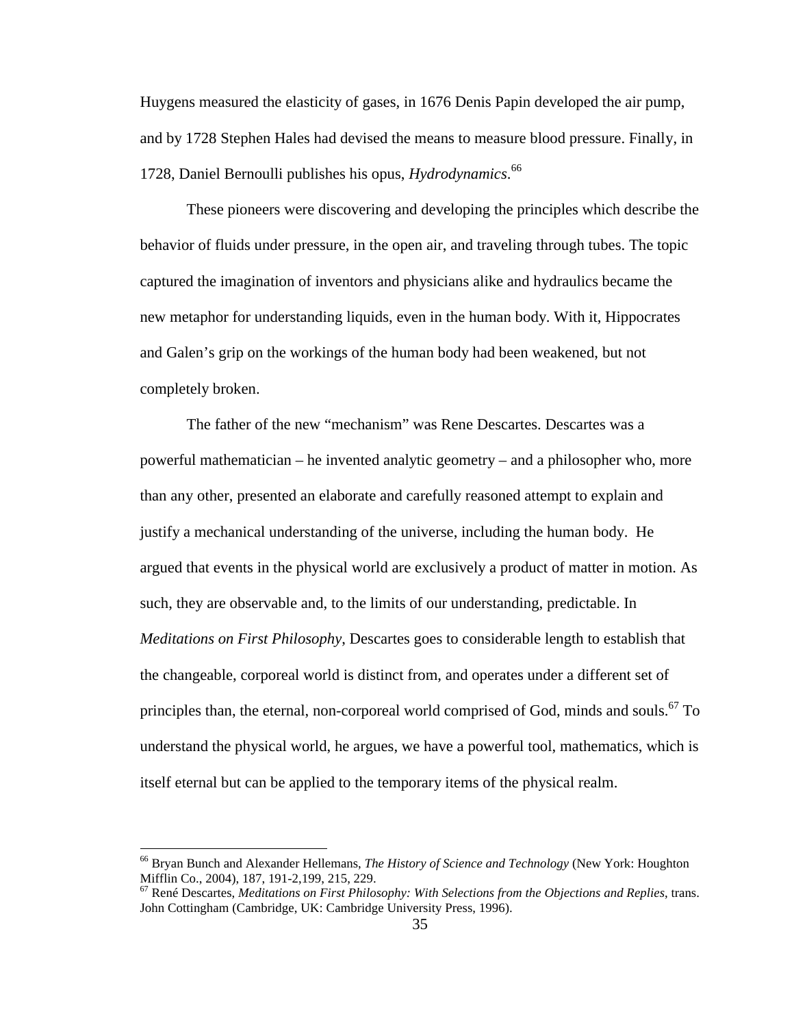Huygens measured the elasticity of gases, in 1676 Denis Papin developed the air pump, and by 1728 Stephen Hales had devised the means to measure blood pressure. Finally, in 1728, Daniel Bernoulli publishes his opus, *Hydrodynamics*.[66]

These pioneers were discovering and developing the principles which describe the behavior of fluids under pressure, in the open air, and traveling through tubes. The topic captured the imagination of inventors and physicians alike and hydraulics became the new metaphor for understanding liquids, even in the human body. With it, Hippocrates and Galen's grip on the workings of the human body had been weakened, but not completely broken.

The father of the new "mechanism" was Rene Descartes. Descartes was a powerful mathematician – he invented analytic geometry – and a philosopher who, more than any other, presented an elaborate and carefully reasoned attempt to explain and justify a mechanical understanding of the universe, including the human body. He argued that events in the physical world are exclusively a product of matter in motion. As such, they are observable and, to the limits of our understanding, predictable. In *Meditations on First Philosophy*, Descartes goes to considerable length to establish that the changeable, corporeal world is distinct from, and operates under a different set of principles than, the eternal, non-corporeal world comprised of God, minds and souls.[67] To understand the physical world, he argues, we have a powerful tool, mathematics, which is itself eternal but can be applied to the temporary items of the physical realm.

---

[66] Bryan Bunch and Alexander Hellemans, *The History of Science and Technology* (New York: Houghton Mifflin Co., 2004), 187, 191-2,199, 215, 229.

[67] René Descartes, *Meditations on First Philosophy: With Selections from the Objections and Replies*, trans. John Cottingham (Cambridge, UK: Cambridge University Press, 1996).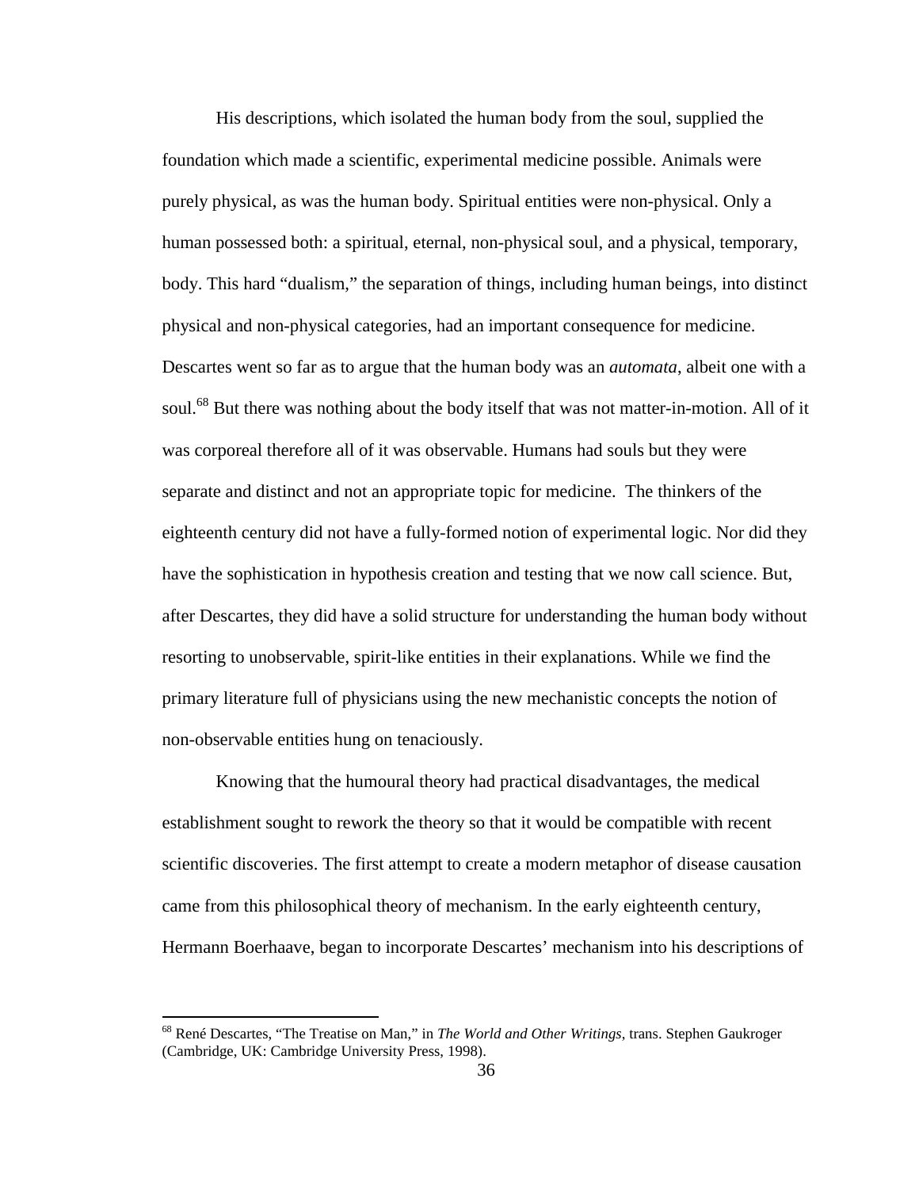His descriptions, which isolated the human body from the soul, supplied the foundation which made a scientific, experimental medicine possible. Animals were purely physical, as was the human body. Spiritual entities were non-physical. Only a human possessed both: a spiritual, eternal, non-physical soul, and a physical, temporary, body. This hard "dualism," the separation of things, including human beings, into distinct physical and non-physical categories, had an important consequence for medicine. Descartes went so far as to argue that the human body was an *automata*, albeit one with a soul.[68] But there was nothing about the body itself that was not matter-in-motion. All of it was corporeal therefore all of it was observable. Humans had souls but they were separate and distinct and not an appropriate topic for medicine. The thinkers of the eighteenth century did not have a fully-formed notion of experimental logic. Nor did they have the sophistication in hypothesis creation and testing that we now call science. But, after Descartes, they did have a solid structure for understanding the human body without resorting to unobservable, spirit-like entities in their explanations. While we find the primary literature full of physicians using the new mechanistic concepts the notion of non-observable entities hung on tenaciously.

Knowing that the humoural theory had practical disadvantages, the medical establishment sought to rework the theory so that it would be compatible with recent scientific discoveries. The first attempt to create a modern metaphor of disease causation came from this philosophical theory of mechanism. In the early eighteenth century, Hermann Boerhaave, began to incorporate Descartes' mechanism into his descriptions of

---

[68] René Descartes, "The Treatise on Man," in *The World and Other Writings*, trans. Stephen Gaukroger (Cambridge, UK: Cambridge University Press, 1998).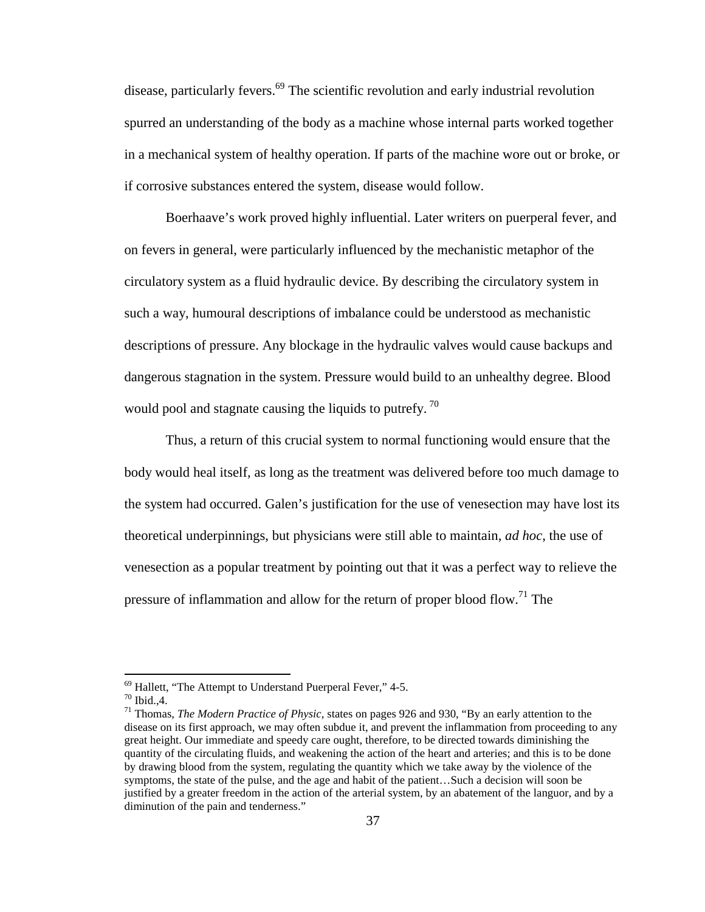disease, particularly fevers.[69] The scientific revolution and early industrial revolution spurred an understanding of the body as a machine whose internal parts worked together in a mechanical system of healthy operation. If parts of the machine wore out or broke, or if corrosive substances entered the system, disease would follow.

Boerhaave's work proved highly influential. Later writers on puerperal fever, and on fevers in general, were particularly influenced by the mechanistic metaphor of the circulatory system as a fluid hydraulic device. By describing the circulatory system in such a way, humoural descriptions of imbalance could be understood as mechanistic descriptions of pressure. Any blockage in the hydraulic valves would cause backups and dangerous stagnation in the system. Pressure would build to an unhealthy degree. Blood would pool and stagnate causing the liquids to putrefy. [70]

Thus, a return of this crucial system to normal functioning would ensure that the body would heal itself, as long as the treatment was delivered before too much damage to the system had occurred. Galen's justification for the use of venesection may have lost its theoretical underpinnings, but physicians were still able to maintain, *ad hoc*, the use of venesection as a popular treatment by pointing out that it was a perfect way to relieve the pressure of inflammation and allow for the return of proper blood flow.[71] The

---

[69] Hallett, "The Attempt to Understand Puerperal Fever," 4-5.

[70] Ibid.,4.

[71] Thomas, *The Modern Practice of Physic*, states on pages 926 and 930, "By an early attention to the disease on its first approach, we may often subdue it, and prevent the inflammation from proceeding to any great height. Our immediate and speedy care ought, therefore, to be directed towards diminishing the quantity of the circulating fluids, and weakening the action of the heart and arteries; and this is to be done by drawing blood from the system, regulating the quantity which we take away by the violence of the symptoms, the state of the pulse, and the age and habit of the patient…Such a decision will soon be justified by a greater freedom in the action of the arterial system, by an abatement of the languor, and by a diminution of the pain and tenderness."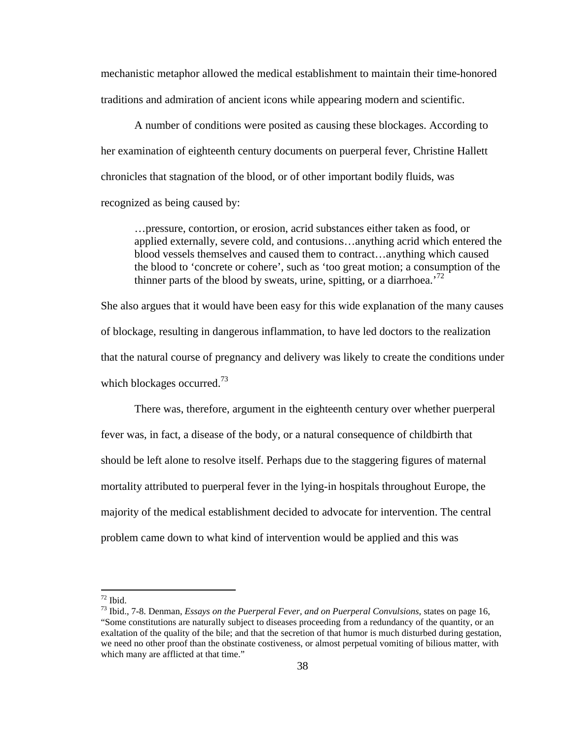mechanistic metaphor allowed the medical establishment to maintain their time-honored traditions and admiration of ancient icons while appearing modern and scientific.

A number of conditions were posited as causing these blockages. According to her examination of eighteenth century documents on puerperal fever, Christine Hallett chronicles that stagnation of the blood, or of other important bodily fluids, was recognized as being caused by:

> …pressure, contortion, or erosion, acrid substances either taken as food, or applied externally, severe cold, and contusions…anything acrid which entered the blood vessels themselves and caused them to contract…anything which caused the blood to 'concrete or cohere', such as 'too great motion; a consumption of the thinner parts of the blood by sweats, urine, spitting, or a diarrhoea.'[72]

She also argues that it would have been easy for this wide explanation of the many causes of blockage, resulting in dangerous inflammation, to have led doctors to the realization that the natural course of pregnancy and delivery was likely to create the conditions under which blockages occurred.[73]

There was, therefore, argument in the eighteenth century over whether puerperal fever was, in fact, a disease of the body, or a natural consequence of childbirth that should be left alone to resolve itself. Perhaps due to the staggering figures of maternal mortality attributed to puerperal fever in the lying-in hospitals throughout Europe, the majority of the medical establishment decided to advocate for intervention. The central problem came down to what kind of intervention would be applied and this was

---

[72] Ibid.

[73] Ibid., 7-8. Denman, *Essays on the Puerperal Fever, and on Puerperal Convulsions*, states on page 16, "Some constitutions are naturally subject to diseases proceeding from a redundancy of the quantity, or an exaltation of the quality of the bile; and that the secretion of that humor is much disturbed during gestation, we need no other proof than the obstinate costiveness, or almost perpetual vomiting of bilious matter, with which many are afflicted at that time."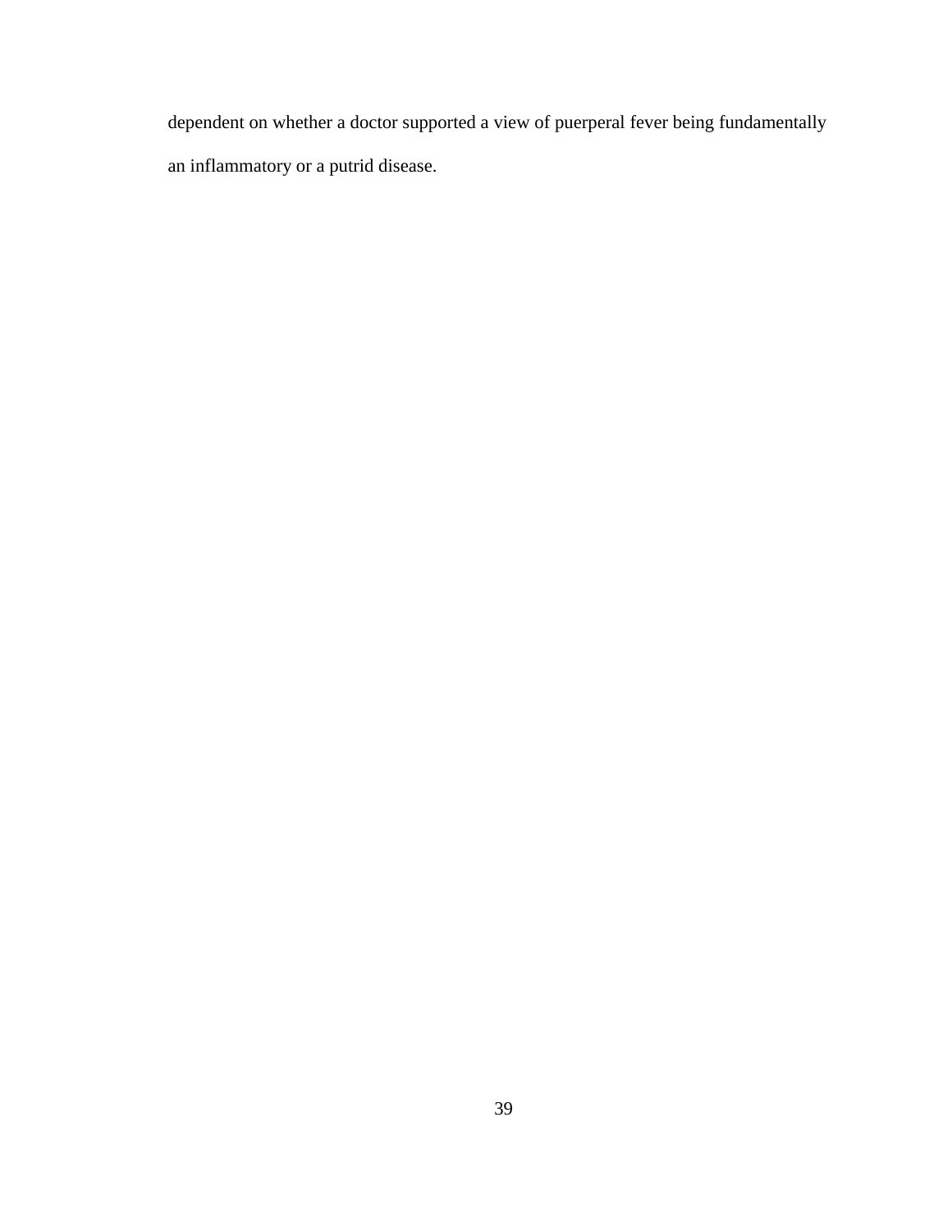dependent on whether a doctor supported a view of puerperal fever being fundamentally an inflammatory or a putrid disease.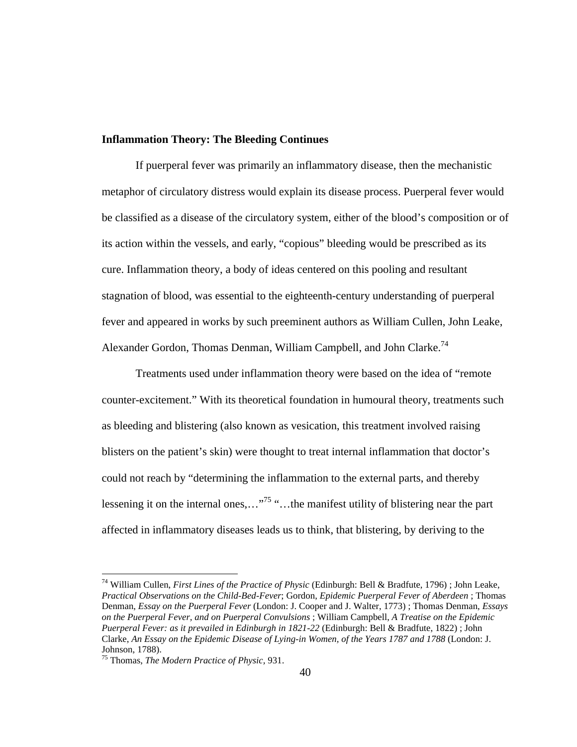**Inflammation Theory: The Bleeding Continues**

If puerperal fever was primarily an inflammatory disease, then the mechanistic metaphor of circulatory distress would explain its disease process. Puerperal fever would be classified as a disease of the circulatory system, either of the blood's composition or of its action within the vessels, and early, "copious" bleeding would be prescribed as its cure. Inflammation theory, a body of ideas centered on this pooling and resultant stagnation of blood, was essential to the eighteenth-century understanding of puerperal fever and appeared in works by such preeminent authors as William Cullen, John Leake, Alexander Gordon, Thomas Denman, William Campbell, and John Clarke.[74]

Treatments used under inflammation theory were based on the idea of "remote counter-excitement." With its theoretical foundation in humoural theory, treatments such as bleeding and blistering (also known as vesication, this treatment involved raising blisters on the patient's skin) were thought to treat internal inflammation that doctor's could not reach by "determining the inflammation to the external parts, and thereby lessening it on the internal ones,…"[75] "…the manifest utility of blistering near the part affected in inflammatory diseases leads us to think, that blistering, by deriving to the

---

[74] William Cullen, *First Lines of the Practice of Physic* (Edinburgh: Bell & Bradfute, 1796) ; John Leake, *Practical Observations on the Child-Bed-Fever*; Gordon, *Epidemic Puerperal Fever of Aberdeen* ; Thomas Denman, *Essay on the Puerperal Fever* (London: J. Cooper and J. Walter, 1773) ; Thomas Denman, *Essays on the Puerperal Fever, and on Puerperal Convulsions* ; William Campbell, *A Treatise on the Epidemic Puerperal Fever: as it prevailed in Edinburgh in 1821-22* (Edinburgh: Bell & Bradfute, 1822) ; John Clarke, *An Essay on the Epidemic Disease of Lying-in Women, of the Years 1787 and 1788* (London: J. Johnson, 1788).

[75] Thomas, *The Modern Practice of Physic*, 931.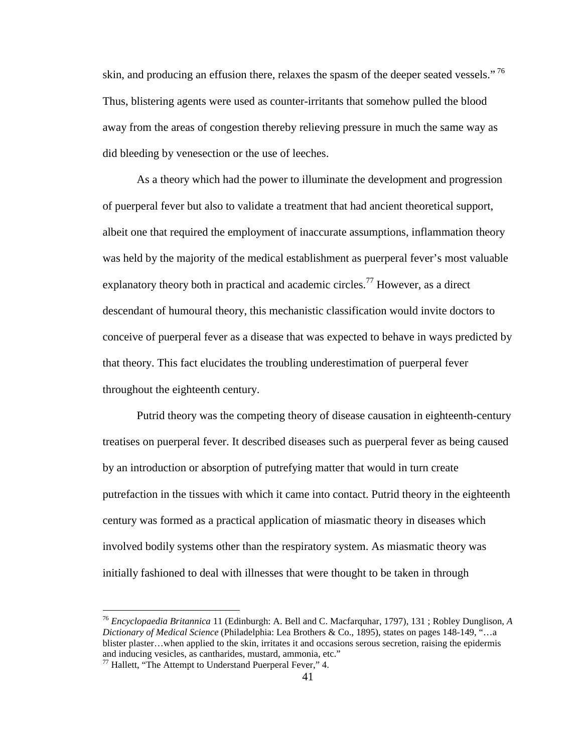skin, and producing an effusion there, relaxes the spasm of the deeper seated vessels."[76] Thus, blistering agents were used as counter-irritants that somehow pulled the blood away from the areas of congestion thereby relieving pressure in much the same way as did bleeding by venesection or the use of leeches.

As a theory which had the power to illuminate the development and progression of puerperal fever but also to validate a treatment that had ancient theoretical support, albeit one that required the employment of inaccurate assumptions, inflammation theory was held by the majority of the medical establishment as puerperal fever's most valuable explanatory theory both in practical and academic circles.[77] However, as a direct descendant of humoural theory, this mechanistic classification would invite doctors to conceive of puerperal fever as a disease that was expected to behave in ways predicted by that theory. This fact elucidates the troubling underestimation of puerperal fever throughout the eighteenth century.

Putrid theory was the competing theory of disease causation in eighteenth-century treatises on puerperal fever. It described diseases such as puerperal fever as being caused by an introduction or absorption of putrefying matter that would in turn create putrefaction in the tissues with which it came into contact. Putrid theory in the eighteenth century was formed as a practical application of miasmatic theory in diseases which involved bodily systems other than the respiratory system. As miasmatic theory was initially fashioned to deal with illnesses that were thought to be taken in through

---

[76] *Encyclopaedia Britannica* 11 (Edinburgh: A. Bell and C. Macfarquhar, 1797), 131 ; Robley Dunglison, *A Dictionary of Medical Science* (Philadelphia: Lea Brothers & Co., 1895), states on pages 148-149, "…a blister plaster…when applied to the skin, irritates it and occasions serous secretion, raising the epidermis and inducing vesicles, as cantharides, mustard, ammonia, etc."

[77] Hallett, "The Attempt to Understand Puerperal Fever," 4.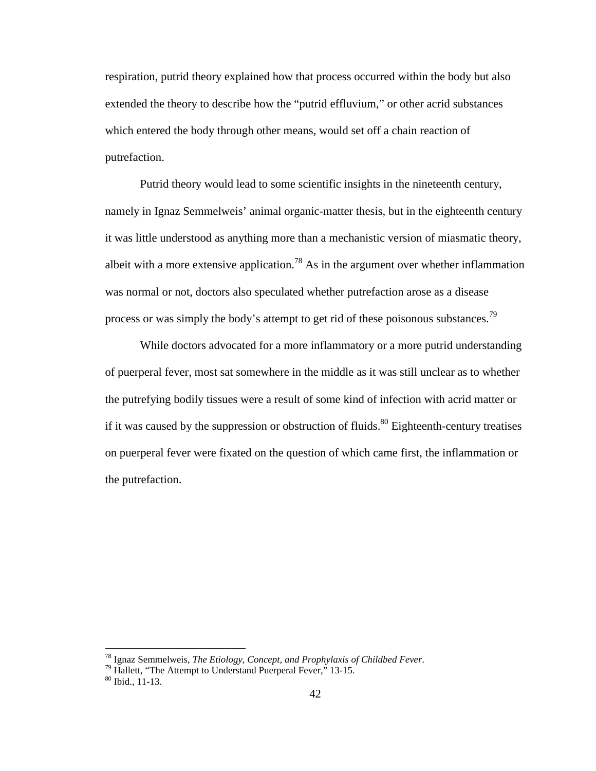respiration, putrid theory explained how that process occurred within the body but also extended the theory to describe how the "putrid effluvium," or other acrid substances which entered the body through other means, would set off a chain reaction of putrefaction.

Putrid theory would lead to some scientific insights in the nineteenth century, namely in Ignaz Semmelweis' animal organic-matter thesis, but in the eighteenth century it was little understood as anything more than a mechanistic version of miasmatic theory, albeit with a more extensive application.[78] As in the argument over whether inflammation was normal or not, doctors also speculated whether putrefaction arose as a disease process or was simply the body's attempt to get rid of these poisonous substances.[79]

While doctors advocated for a more inflammatory or a more putrid understanding of puerperal fever, most sat somewhere in the middle as it was still unclear as to whether the putrefying bodily tissues were a result of some kind of infection with acrid matter or if it was caused by the suppression or obstruction of fluids.[80] Eighteenth-century treatises on puerperal fever were fixated on the question of which came first, the inflammation or the putrefaction.

---

[78] Ignaz Semmelweis, *The Etiology, Concept, and Prophylaxis of Childbed Fever*.
[79] Hallett, "The Attempt to Understand Puerperal Fever," 13-15.
[80] Ibid., 11-13.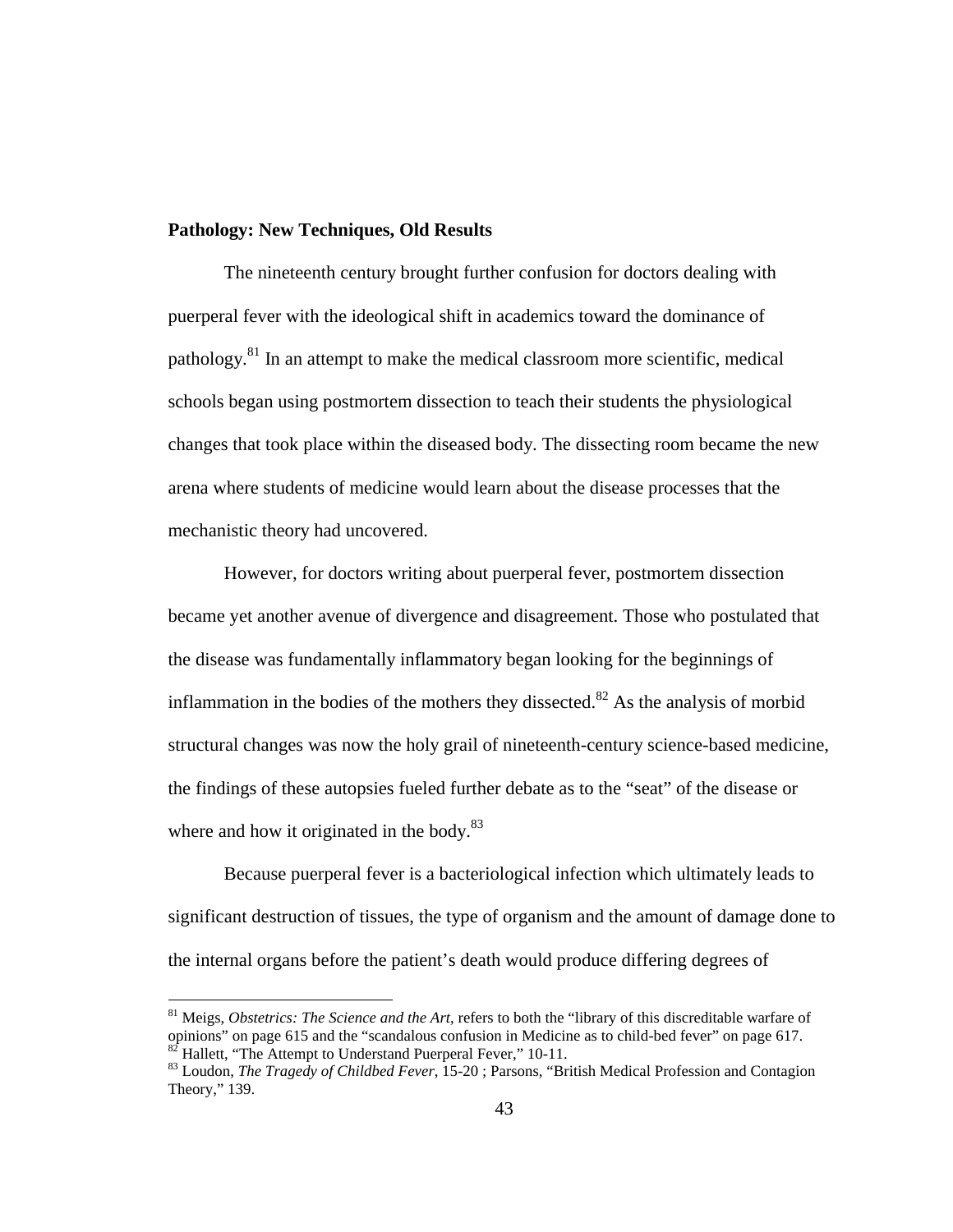## Pathology: New Techniques, Old Results

The nineteenth century brought further confusion for doctors dealing with puerperal fever with the ideological shift in academics toward the dominance of pathology.[81] In an attempt to make the medical classroom more scientific, medical schools began using postmortem dissection to teach their students the physiological changes that took place within the diseased body. The dissecting room became the new arena where students of medicine would learn about the disease processes that the mechanistic theory had uncovered.

However, for doctors writing about puerperal fever, postmortem dissection became yet another avenue of divergence and disagreement. Those who postulated that the disease was fundamentally inflammatory began looking for the beginnings of inflammation in the bodies of the mothers they dissected.[82] As the analysis of morbid structural changes was now the holy grail of nineteenth-century science-based medicine, the findings of these autopsies fueled further debate as to the "seat" of the disease or where and how it originated in the body.[83]

Because puerperal fever is a bacteriological infection which ultimately leads to significant destruction of tissues, the type of organism and the amount of damage done to the internal organs before the patient's death would produce differing degrees of

---

[81] Meigs, *Obstetrics: The Science and the Art*, refers to both the "library of this discreditable warfare of opinions" on page 615 and the "scandalous confusion in Medicine as to child-bed fever" on page 617.

[82] Hallett, "The Attempt to Understand Puerperal Fever," 10-11.

[83] Loudon, *The Tragedy of Childbed Fever*, 15-20 ; Parsons, "British Medical Profession and Contagion Theory," 139.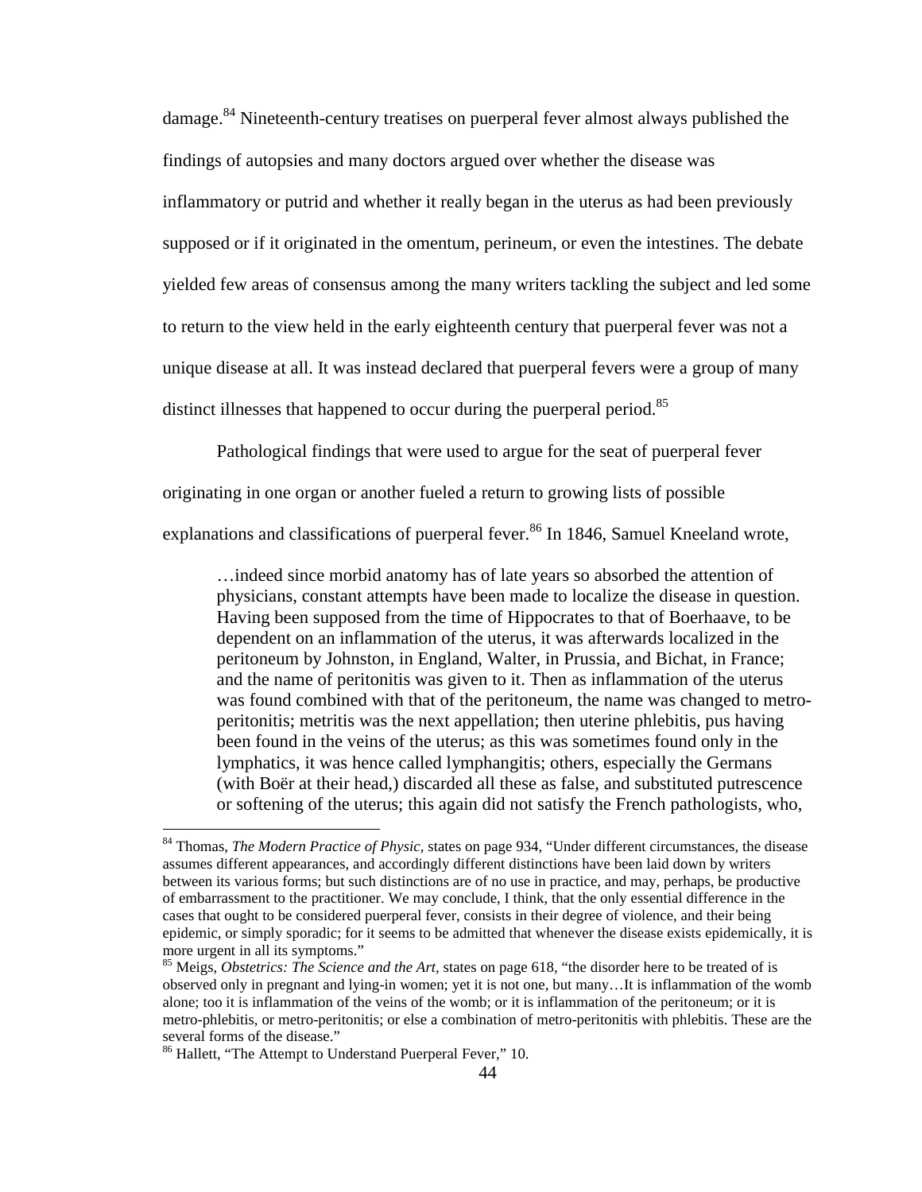damage.[84] Nineteenth-century treatises on puerperal fever almost always published the findings of autopsies and many doctors argued over whether the disease was inflammatory or putrid and whether it really began in the uterus as had been previously supposed or if it originated in the omentum, perineum, or even the intestines. The debate yielded few areas of consensus among the many writers tackling the subject and led some to return to the view held in the early eighteenth century that puerperal fever was not a unique disease at all. It was instead declared that puerperal fevers were a group of many distinct illnesses that happened to occur during the puerperal period.[85]

Pathological findings that were used to argue for the seat of puerperal fever originating in one organ or another fueled a return to growing lists of possible explanations and classifications of puerperal fever.[86] In 1846, Samuel Kneeland wrote,

> …indeed since morbid anatomy has of late years so absorbed the attention of physicians, constant attempts have been made to localize the disease in question. Having been supposed from the time of Hippocrates to that of Boerhaave, to be dependent on an inflammation of the uterus, it was afterwards localized in the peritoneum by Johnston, in England, Walter, in Prussia, and Bichat, in France; and the name of peritonitis was given to it. Then as inflammation of the uterus was found combined with that of the peritoneum, the name was changed to metro-peritonitis; metritis was the next appellation; then uterine phlebitis, pus having been found in the veins of the uterus; as this was sometimes found only in the lymphatics, it was hence called lymphangitis; others, especially the Germans (with Boër at their head,) discarded all these as false, and substituted putrescence or softening of the uterus; this again did not satisfy the French pathologists, who,

---

[84] Thomas, *The Modern Practice of Physic,* states on page 934, "Under different circumstances, the disease assumes different appearances, and accordingly different distinctions have been laid down by writers between its various forms; but such distinctions are of no use in practice, and may, perhaps, be productive of embarrassment to the practitioner. We may conclude, I think, that the only essential difference in the cases that ought to be considered puerperal fever, consists in their degree of violence, and their being epidemic, or simply sporadic; for it seems to be admitted that whenever the disease exists epidemically, it is more urgent in all its symptoms."

[85] Meigs, *Obstetrics: The Science and the Art,* states on page 618, "the disorder here to be treated of is observed only in pregnant and lying-in women; yet it is not one, but many…It is inflammation of the womb alone; too it is inflammation of the veins of the womb; or it is inflammation of the peritoneum; or it is metro-phlebitis, or metro-peritonitis; or else a combination of metro-peritonitis with phlebitis. These are the several forms of the disease."

[86] Hallett, "The Attempt to Understand Puerperal Fever," 10.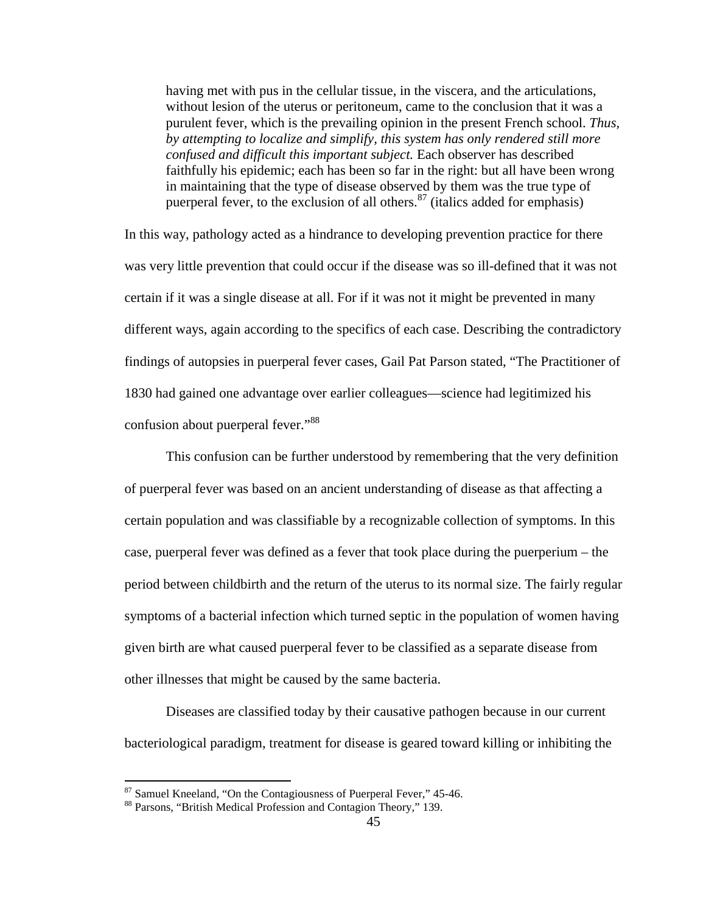> having met with pus in the cellular tissue, in the viscera, and the articulations, without lesion of the uterus or peritoneum, came to the conclusion that it was a purulent fever, which is the prevailing opinion in the present French school. *Thus, by attempting to localize and simplify, this system has only rendered still more confused and difficult this important subject.* Each observer has described faithfully his epidemic; each has been so far in the right: but all have been wrong in maintaining that the type of disease observed by them was the true type of puerperal fever, to the exclusion of all others.[87] (italics added for emphasis)

In this way, pathology acted as a hindrance to developing prevention practice for there was very little prevention that could occur if the disease was so ill-defined that it was not certain if it was a single disease at all. For if it was not it might be prevented in many different ways, again according to the specifics of each case. Describing the contradictory findings of autopsies in puerperal fever cases, Gail Pat Parson stated, "The Practitioner of 1830 had gained one advantage over earlier colleagues—science had legitimized his confusion about puerperal fever."[88]

This confusion can be further understood by remembering that the very definition of puerperal fever was based on an ancient understanding of disease as that affecting a certain population and was classifiable by a recognizable collection of symptoms. In this case, puerperal fever was defined as a fever that took place during the puerperium – the period between childbirth and the return of the uterus to its normal size. The fairly regular symptoms of a bacterial infection which turned septic in the population of women having given birth are what caused puerperal fever to be classified as a separate disease from other illnesses that might be caused by the same bacteria.

Diseases are classified today by their causative pathogen because in our current bacteriological paradigm, treatment for disease is geared toward killing or inhibiting the

---

[87] Samuel Kneeland, "On the Contagiousness of Puerperal Fever," 45-46.

[88] Parsons, "British Medical Profession and Contagion Theory," 139.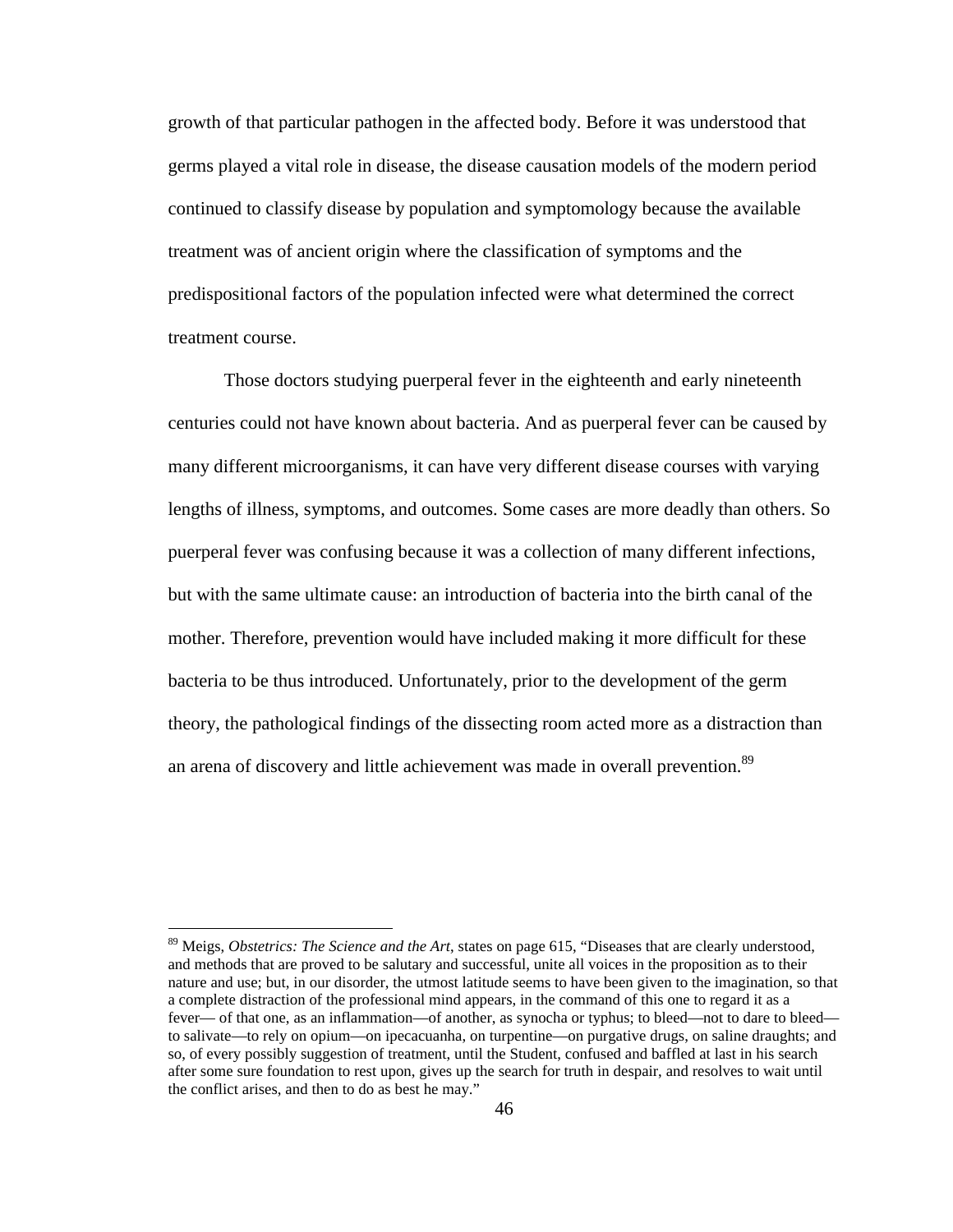growth of that particular pathogen in the affected body. Before it was understood that germs played a vital role in disease, the disease causation models of the modern period continued to classify disease by population and symptomology because the available treatment was of ancient origin where the classification of symptoms and the predispositional factors of the population infected were what determined the correct treatment course.

Those doctors studying puerperal fever in the eighteenth and early nineteenth centuries could not have known about bacteria. And as puerperal fever can be caused by many different microorganisms, it can have very different disease courses with varying lengths of illness, symptoms, and outcomes. Some cases are more deadly than others. So puerperal fever was confusing because it was a collection of many different infections, but with the same ultimate cause: an introduction of bacteria into the birth canal of the mother. Therefore, prevention would have included making it more difficult for these bacteria to be thus introduced. Unfortunately, prior to the development of the germ theory, the pathological findings of the dissecting room acted more as a distraction than an arena of discovery and little achievement was made in overall prevention.[89]

---

[89] Meigs, *Obstetrics: The Science and the Art*, states on page 615, "Diseases that are clearly understood, and methods that are proved to be salutary and successful, unite all voices in the proposition as to their nature and use; but, in our disorder, the utmost latitude seems to have been given to the imagination, so that a complete distraction of the professional mind appears, in the command of this one to regard it as a fever— of that one, as an inflammation—of another, as synocha or typhus; to bleed—not to dare to bleed—to salivate—to rely on opium—on ipecacuanha, on turpentine—on purgative drugs, on saline draughts; and so, of every possibly suggestion of treatment, until the Student, confused and baffled at last in his search after some sure foundation to rest upon, gives up the search for truth in despair, and resolves to wait until the conflict arises, and then to do as best he may."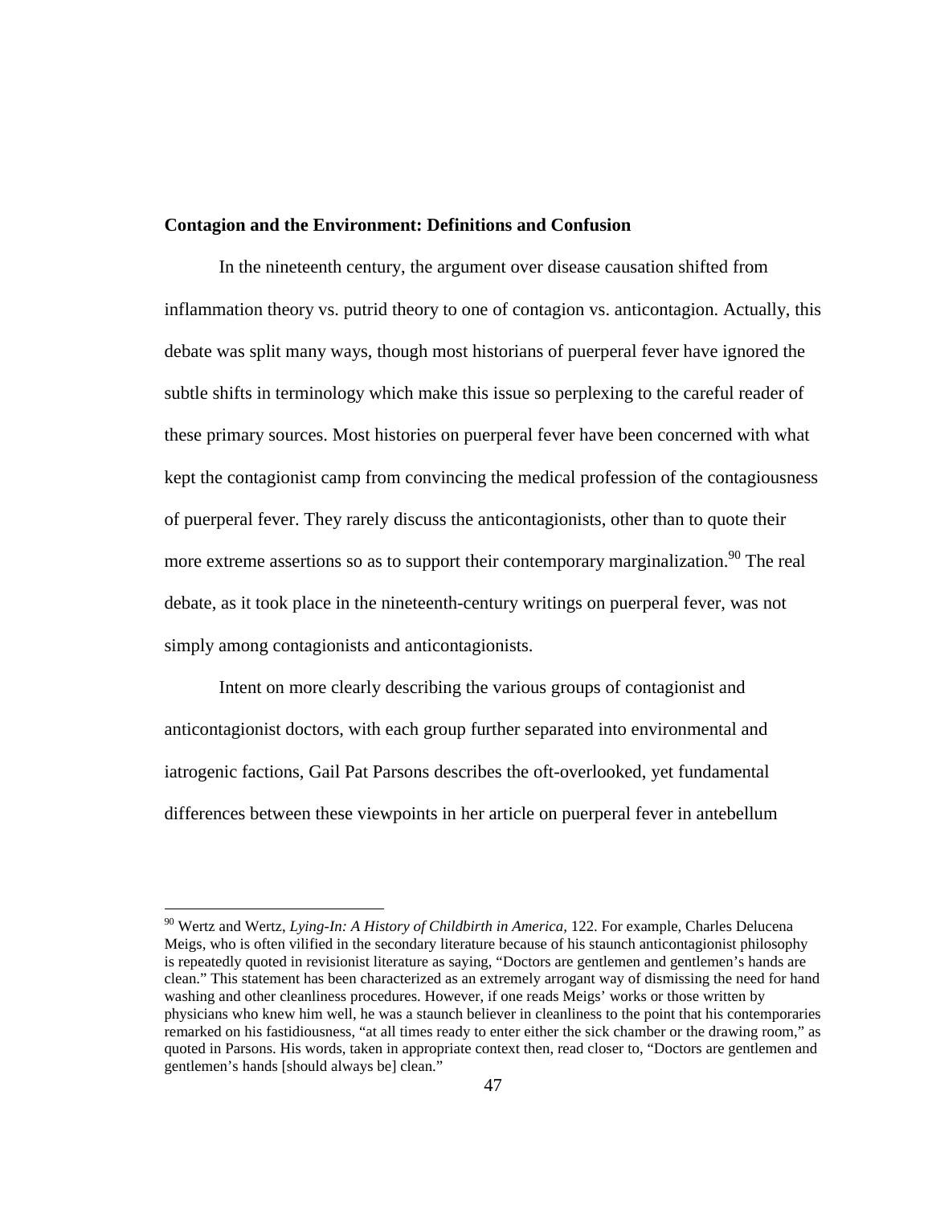### Contagion and the Environment: Definitions and Confusion

In the nineteenth century, the argument over disease causation shifted from inflammation theory vs. putrid theory to one of contagion vs. anticontagion. Actually, this debate was split many ways, though most historians of puerperal fever have ignored the subtle shifts in terminology which make this issue so perplexing to the careful reader of these primary sources. Most histories on puerperal fever have been concerned with what kept the contagionist camp from convincing the medical profession of the contagiousness of puerperal fever. They rarely discuss the anticontagionists, other than to quote their more extreme assertions so as to support their contemporary marginalization.[90] The real debate, as it took place in the nineteenth-century writings on puerperal fever, was not simply among contagionists and anticontagionists.

Intent on more clearly describing the various groups of contagionist and anticontagionist doctors, with each group further separated into environmental and iatrogenic factions, Gail Pat Parsons describes the oft-overlooked, yet fundamental differences between these viewpoints in her article on puerperal fever in antebellum

---

[90] Wertz and Wertz, *Lying-In: A History of Childbirth in America*, 122. For example, Charles Delucena Meigs, who is often vilified in the secondary literature because of his staunch anticontagionist philosophy is repeatedly quoted in revisionist literature as saying, "Doctors are gentlemen and gentlemen's hands are clean." This statement has been characterized as an extremely arrogant way of dismissing the need for hand washing and other cleanliness procedures. However, if one reads Meigs' works or those written by physicians who knew him well, he was a staunch believer in cleanliness to the point that his contemporaries remarked on his fastidiousness, "at all times ready to enter either the sick chamber or the drawing room," as quoted in Parsons. His words, taken in appropriate context then, read closer to, "Doctors are gentlemen and gentlemen's hands [should always be] clean."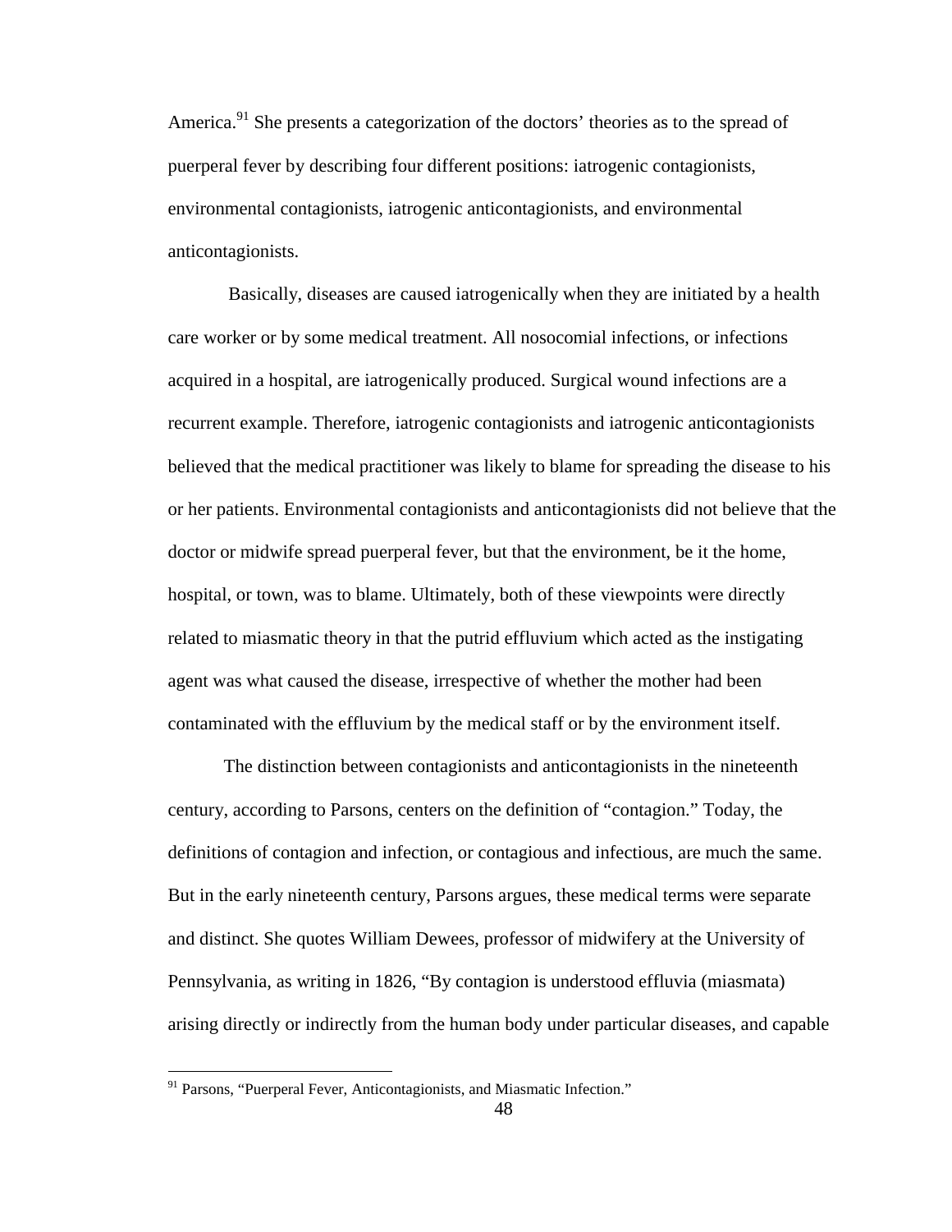America.[91] She presents a categorization of the doctors' theories as to the spread of puerperal fever by describing four different positions: iatrogenic contagionists, environmental contagionists, iatrogenic anticontagionists, and environmental anticontagionists.

Basically, diseases are caused iatrogenically when they are initiated by a health care worker or by some medical treatment. All nosocomial infections, or infections acquired in a hospital, are iatrogenically produced. Surgical wound infections are a recurrent example. Therefore, iatrogenic contagionists and iatrogenic anticontagionists believed that the medical practitioner was likely to blame for spreading the disease to his or her patients. Environmental contagionists and anticontagionists did not believe that the doctor or midwife spread puerperal fever, but that the environment, be it the home, hospital, or town, was to blame. Ultimately, both of these viewpoints were directly related to miasmatic theory in that the putrid effluvium which acted as the instigating agent was what caused the disease, irrespective of whether the mother had been contaminated with the effluvium by the medical staff or by the environment itself.

The distinction between contagionists and anticontagionists in the nineteenth century, according to Parsons, centers on the definition of "contagion." Today, the definitions of contagion and infection, or contagious and infectious, are much the same. But in the early nineteenth century, Parsons argues, these medical terms were separate and distinct. She quotes William Dewees, professor of midwifery at the University of Pennsylvania, as writing in 1826, "By contagion is understood effluvia (miasmata) arising directly or indirectly from the human body under particular diseases, and capable

[91] Parsons, "Puerperal Fever, Anticontagionists, and Miasmatic Infection."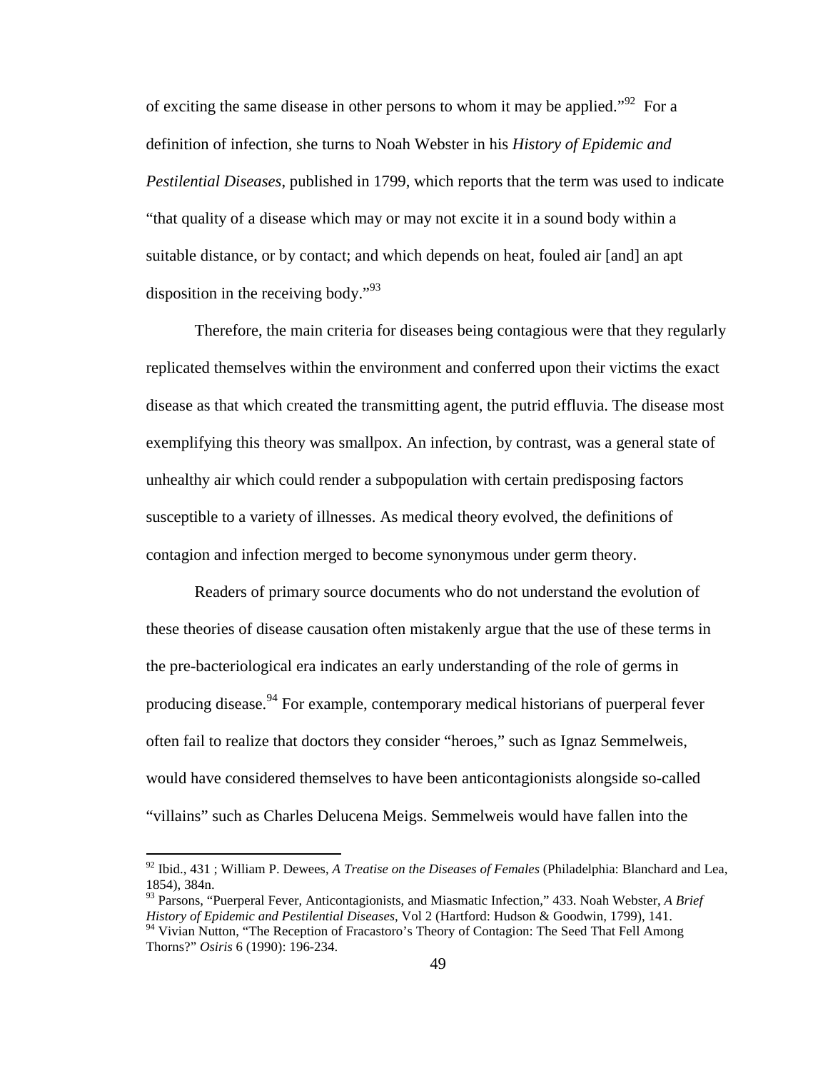of exciting the same disease in other persons to whom it may be applied."[92] For a definition of infection, she turns to Noah Webster in his *History of Epidemic and Pestilential Diseases*, published in 1799, which reports that the term was used to indicate "that quality of a disease which may or may not excite it in a sound body within a suitable distance, or by contact; and which depends on heat, fouled air [and] an apt disposition in the receiving body."[93]

Therefore, the main criteria for diseases being contagious were that they regularly replicated themselves within the environment and conferred upon their victims the exact disease as that which created the transmitting agent, the putrid effluvia. The disease most exemplifying this theory was smallpox. An infection, by contrast, was a general state of unhealthy air which could render a subpopulation with certain predisposing factors susceptible to a variety of illnesses. As medical theory evolved, the definitions of contagion and infection merged to become synonymous under germ theory.

Readers of primary source documents who do not understand the evolution of these theories of disease causation often mistakenly argue that the use of these terms in the pre-bacteriological era indicates an early understanding of the role of germs in producing disease.[94] For example, contemporary medical historians of puerperal fever often fail to realize that doctors they consider "heroes," such as Ignaz Semmelweis, would have considered themselves to have been anticontagionists alongside so-called "villains" such as Charles Delucena Meigs. Semmelweis would have fallen into the

---

[92] Ibid., 431 ; William P. Dewees, *A Treatise on the Diseases of Females* (Philadelphia: Blanchard and Lea, 1854), 384n.

[93] Parsons, "Puerperal Fever, Anticontagionists, and Miasmatic Infection," 433. Noah Webster, *A Brief History of Epidemic and Pestilential Diseases*, Vol 2 (Hartford: Hudson & Goodwin, 1799), 141.

[94] Vivian Nutton, "The Reception of Fracastoro's Theory of Contagion: The Seed That Fell Among Thorns?" *Osiris* 6 (1990): 196-234.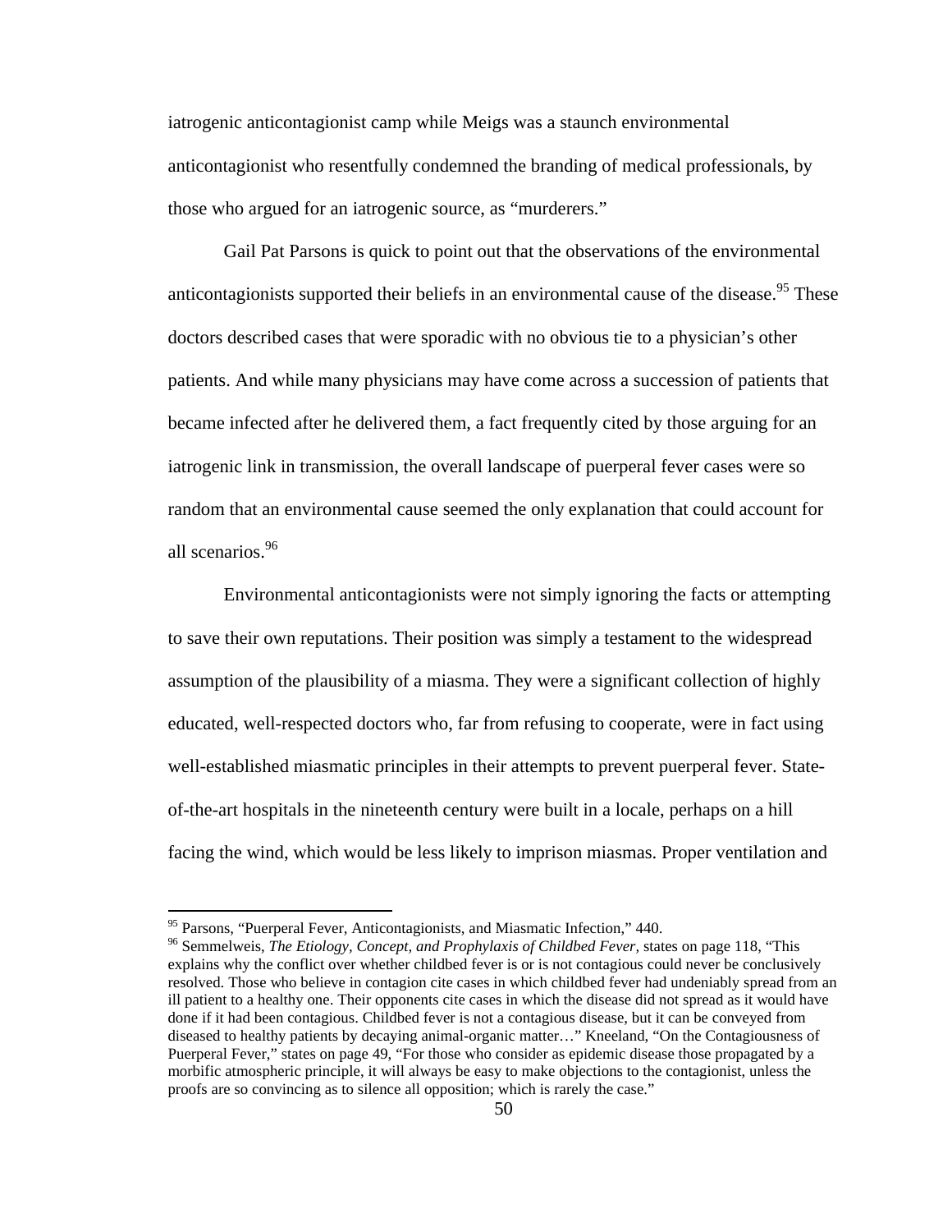iatrogenic anticontagionist camp while Meigs was a staunch environmental anticontagionist who resentfully condemned the branding of medical professionals, by those who argued for an iatrogenic source, as "murderers."

Gail Pat Parsons is quick to point out that the observations of the environmental anticontagionists supported their beliefs in an environmental cause of the disease.[95] These doctors described cases that were sporadic with no obvious tie to a physician's other patients. And while many physicians may have come across a succession of patients that became infected after he delivered them, a fact frequently cited by those arguing for an iatrogenic link in transmission, the overall landscape of puerperal fever cases were so random that an environmental cause seemed the only explanation that could account for all scenarios.[96]

Environmental anticontagionists were not simply ignoring the facts or attempting to save their own reputations. Their position was simply a testament to the widespread assumption of the plausibility of a miasma. They were a significant collection of highly educated, well-respected doctors who, far from refusing to cooperate, were in fact using well-established miasmatic principles in their attempts to prevent puerperal fever. State-of-the-art hospitals in the nineteenth century were built in a locale, perhaps on a hill facing the wind, which would be less likely to imprison miasmas. Proper ventilation and

---

[95] Parsons, "Puerperal Fever, Anticontagionists, and Miasmatic Infection," 440.

[96] Semmelweis, *The Etiology, Concept, and Prophylaxis of Childbed Fever,* states on page 118, "This explains why the conflict over whether childbed fever is or is not contagious could never be conclusively resolved. Those who believe in contagion cite cases in which childbed fever had undeniably spread from an ill patient to a healthy one. Their opponents cite cases in which the disease did not spread as it would have done if it had been contagious. Childbed fever is not a contagious disease, but it can be conveyed from diseased to healthy patients by decaying animal-organic matter…" Kneeland, "On the Contagiousness of Puerperal Fever," states on page 49, "For those who consider as epidemic disease those propagated by a morbific atmospheric principle, it will always be easy to make objections to the contagionist, unless the proofs are so convincing as to silence all opposition; which is rarely the case."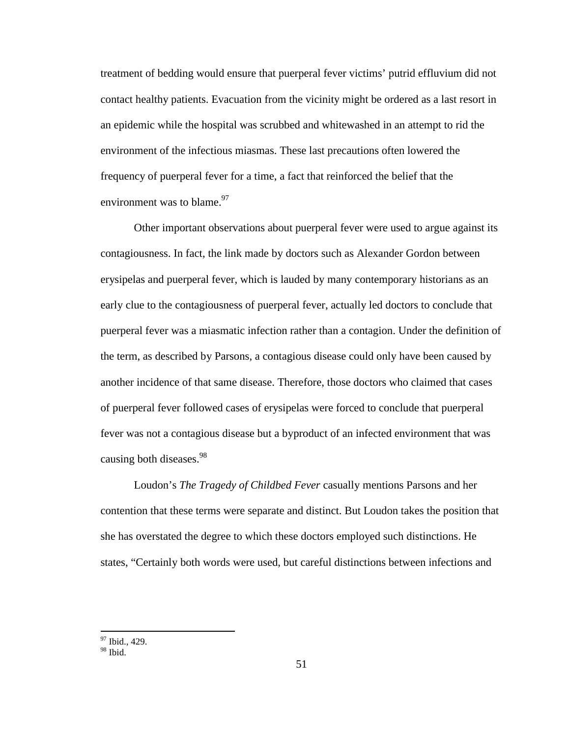treatment of bedding would ensure that puerperal fever victims' putrid effluvium did not contact healthy patients. Evacuation from the vicinity might be ordered as a last resort in an epidemic while the hospital was scrubbed and whitewashed in an attempt to rid the environment of the infectious miasmas. These last precautions often lowered the frequency of puerperal fever for a time, a fact that reinforced the belief that the environment was to blame.[97]

Other important observations about puerperal fever were used to argue against its contagiousness. In fact, the link made by doctors such as Alexander Gordon between erysipelas and puerperal fever, which is lauded by many contemporary historians as an early clue to the contagiousness of puerperal fever, actually led doctors to conclude that puerperal fever was a miasmatic infection rather than a contagion. Under the definition of the term, as described by Parsons, a contagious disease could only have been caused by another incidence of that same disease. Therefore, those doctors who claimed that cases of puerperal fever followed cases of erysipelas were forced to conclude that puerperal fever was not a contagious disease but a byproduct of an infected environment that was causing both diseases.[98]

Loudon's *The Tragedy of Childbed Fever* casually mentions Parsons and her contention that these terms were separate and distinct. But Loudon takes the position that she has overstated the degree to which these doctors employed such distinctions. He states, "Certainly both words were used, but careful distinctions between infections and

---

[97] Ibid., 429.
[98] Ibid.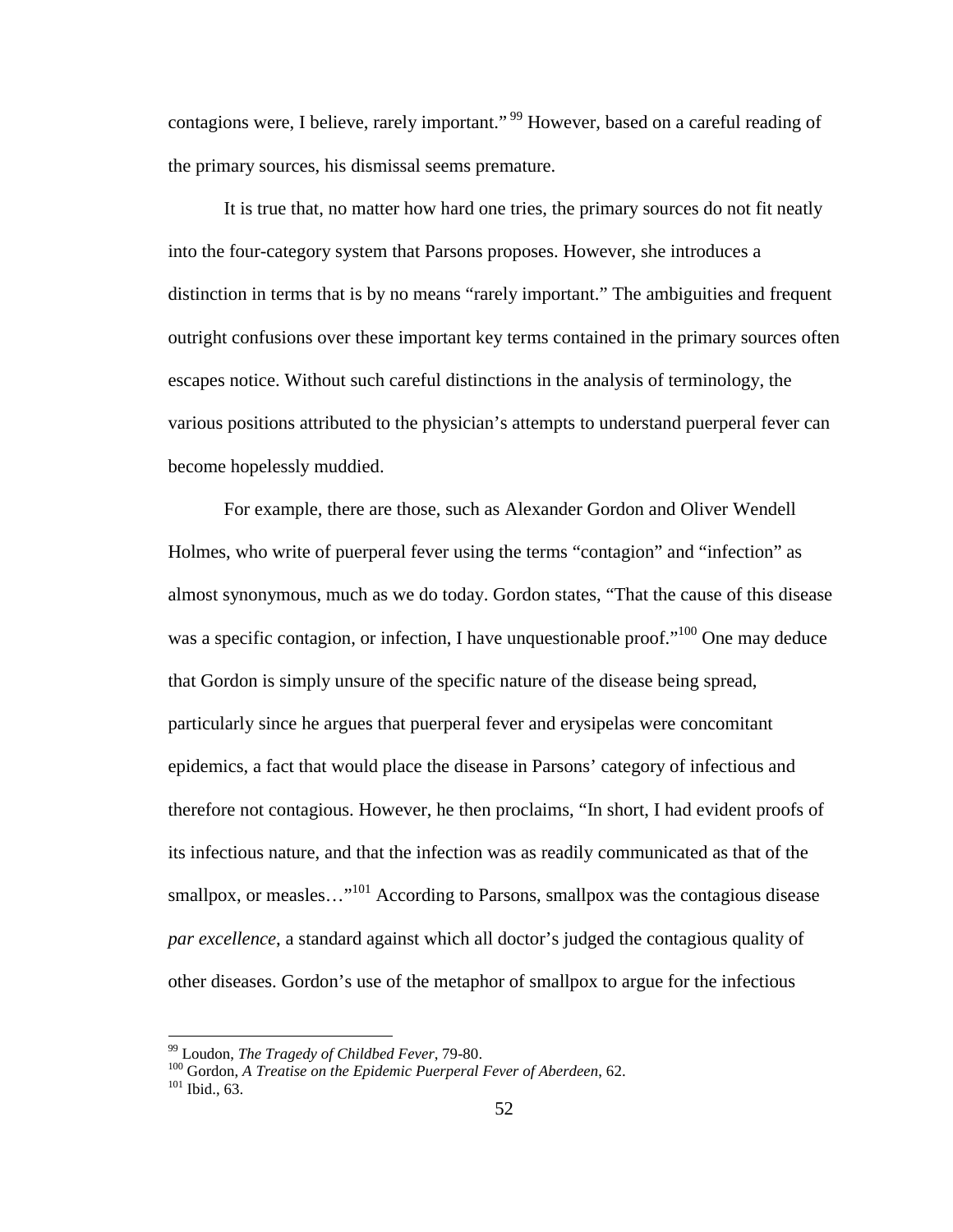contagions were, I believe, rarely important."[99] However, based on a careful reading of the primary sources, his dismissal seems premature.

It is true that, no matter how hard one tries, the primary sources do not fit neatly into the four-category system that Parsons proposes. However, she introduces a distinction in terms that is by no means "rarely important." The ambiguities and frequent outright confusions over these important key terms contained in the primary sources often escapes notice. Without such careful distinctions in the analysis of terminology, the various positions attributed to the physician's attempts to understand puerperal fever can become hopelessly muddied.

For example, there are those, such as Alexander Gordon and Oliver Wendell Holmes, who write of puerperal fever using the terms "contagion" and "infection" as almost synonymous, much as we do today. Gordon states, "That the cause of this disease was a specific contagion, or infection, I have unquestionable proof."[100] One may deduce that Gordon is simply unsure of the specific nature of the disease being spread, particularly since he argues that puerperal fever and erysipelas were concomitant epidemics, a fact that would place the disease in Parsons' category of infectious and therefore not contagious. However, he then proclaims, "In short, I had evident proofs of its infectious nature, and that the infection was as readily communicated as that of the smallpox, or measles…"[101] According to Parsons, smallpox was the contagious disease *par excellence*, a standard against which all doctor's judged the contagious quality of other diseases. Gordon's use of the metaphor of smallpox to argue for the infectious

[99] Loudon, *The Tragedy of Childbed Fever*, 79-80.
[100] Gordon, *A Treatise on the Epidemic Puerperal Fever of Aberdeen*, 62.
[101] Ibid., 63.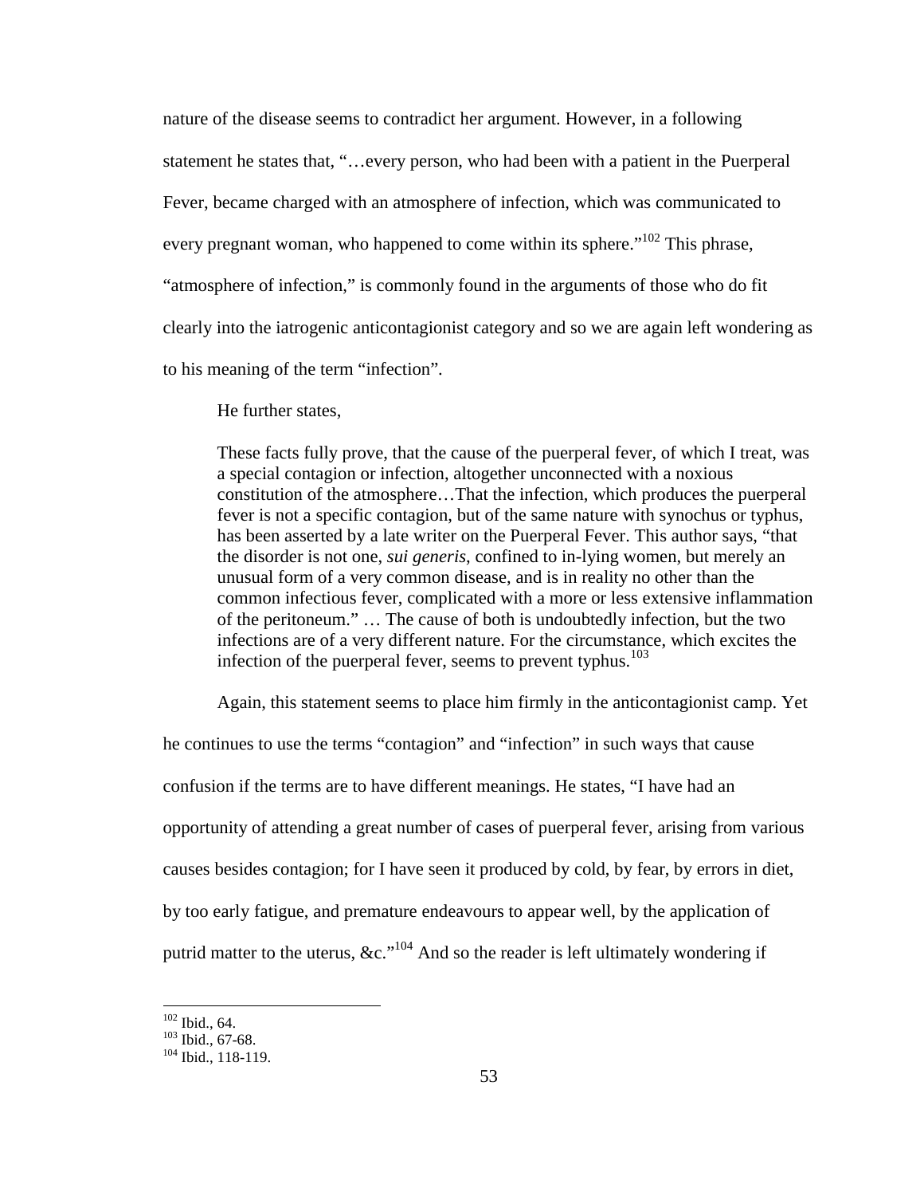nature of the disease seems to contradict her argument. However, in a following statement he states that, "…every person, who had been with a patient in the Puerperal Fever, became charged with an atmosphere of infection, which was communicated to every pregnant woman, who happened to come within its sphere."[102] This phrase, "atmosphere of infection," is commonly found in the arguments of those who do fit clearly into the iatrogenic anticontagionist category and so we are again left wondering as to his meaning of the term "infection".

He further states,

> These facts fully prove, that the cause of the puerperal fever, of which I treat, was a special contagion or infection, altogether unconnected with a noxious constitution of the atmosphere…That the infection, which produces the puerperal fever is not a specific contagion, but of the same nature with synochus or typhus, has been asserted by a late writer on the Puerperal Fever. This author says, "that the disorder is not one, *sui generis*, confined to in-lying women, but merely an unusual form of a very common disease, and is in reality no other than the common infectious fever, complicated with a more or less extensive inflammation of the peritoneum." … The cause of both is undoubtedly infection, but the two infections are of a very different nature. For the circumstance, which excites the infection of the puerperal fever, seems to prevent typhus.[103]

Again, this statement seems to place him firmly in the anticontagionist camp. Yet he continues to use the terms "contagion" and "infection" in such ways that cause confusion if the terms are to have different meanings. He states, "I have had an opportunity of attending a great number of cases of puerperal fever, arising from various causes besides contagion; for I have seen it produced by cold, by fear, by errors in diet, by too early fatigue, and premature endeavours to appear well, by the application of putrid matter to the uterus, &c."[104] And so the reader is left ultimately wondering if

---

[102] Ibid., 64.
[103] Ibid., 67-68.
[104] Ibid., 118-119.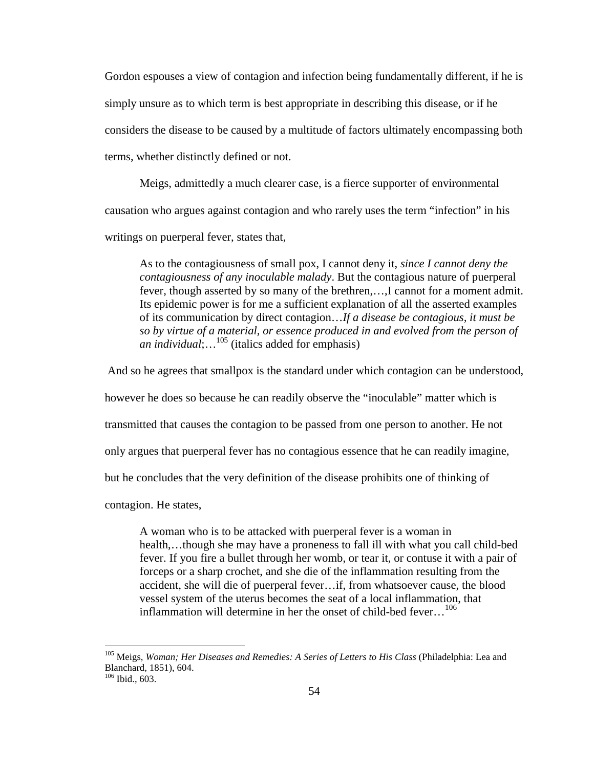Gordon espouses a view of contagion and infection being fundamentally different, if he is simply unsure as to which term is best appropriate in describing this disease, or if he considers the disease to be caused by a multitude of factors ultimately encompassing both terms, whether distinctly defined or not.

Meigs, admittedly a much clearer case, is a fierce supporter of environmental causation who argues against contagion and who rarely uses the term "infection" in his writings on puerperal fever, states that,

> As to the contagiousness of small pox, I cannot deny it, *since I cannot deny the contagiousness of any inoculable malady*. But the contagious nature of puerperal fever, though asserted by so many of the brethren,…,I cannot for a moment admit. Its epidemic power is for me a sufficient explanation of all the asserted examples of its communication by direct contagion…*If a disease be contagious, it must be so by virtue of a material, or essence produced in and evolved from the person of an individual*;…[105] (italics added for emphasis)

And so he agrees that smallpox is the standard under which contagion can be understood, however he does so because he can readily observe the "inoculable" matter which is transmitted that causes the contagion to be passed from one person to another. He not only argues that puerperal fever has no contagious essence that he can readily imagine, but he concludes that the very definition of the disease prohibits one of thinking of contagion. He states,

> A woman who is to be attacked with puerperal fever is a woman in health,…though she may have a proneness to fall ill with what you call child-bed fever. If you fire a bullet through her womb, or tear it, or contuse it with a pair of forceps or a sharp crochet, and she die of the inflammation resulting from the accident, she will die of puerperal fever…if, from whatsoever cause, the blood vessel system of the uterus becomes the seat of a local inflammation, that inflammation will determine in her the onset of child-bed fever…[106]

---

[105] Meigs, *Woman; Her Diseases and Remedies: A Series of Letters to His Class* (Philadelphia: Lea and Blanchard, 1851), 604.

[106] Ibid., 603.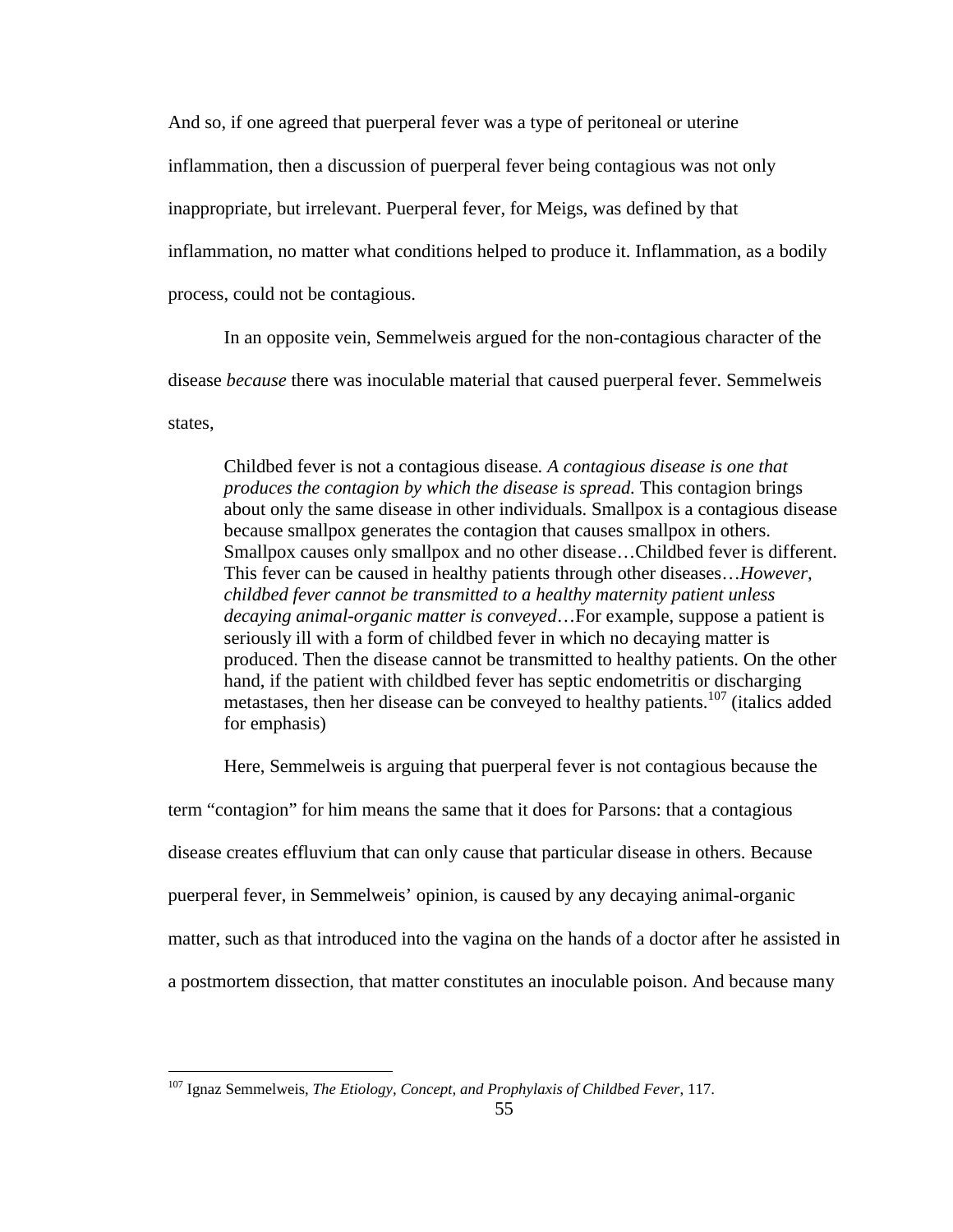And so, if one agreed that puerperal fever was a type of peritoneal or uterine inflammation, then a discussion of puerperal fever being contagious was not only inappropriate, but irrelevant. Puerperal fever, for Meigs, was defined by that inflammation, no matter what conditions helped to produce it. Inflammation, as a bodily process, could not be contagious.

In an opposite vein, Semmelweis argued for the non-contagious character of the disease *because* there was inoculable material that caused puerperal fever. Semmelweis states,

> Childbed fever is not a contagious disease. *A contagious disease is one that produces the contagion by which the disease is spread.* This contagion brings about only the same disease in other individuals. Smallpox is a contagious disease because smallpox generates the contagion that causes smallpox in others. Smallpox causes only smallpox and no other disease…Childbed fever is different. This fever can be caused in healthy patients through other diseases…*However, childbed fever cannot be transmitted to a healthy maternity patient unless decaying animal-organic matter is conveyed*…For example, suppose a patient is seriously ill with a form of childbed fever in which no decaying matter is produced. Then the disease cannot be transmitted to healthy patients. On the other hand, if the patient with childbed fever has septic endometritis or discharging metastases, then her disease can be conveyed to healthy patients.[107] (italics added for emphasis)

Here, Semmelweis is arguing that puerperal fever is not contagious because the term "contagion" for him means the same that it does for Parsons: that a contagious disease creates effluvium that can only cause that particular disease in others. Because puerperal fever, in Semmelweis' opinion, is caused by any decaying animal-organic matter, such as that introduced into the vagina on the hands of a doctor after he assisted in a postmortem dissection, that matter constitutes an inoculable poison. And because many

---

[107] Ignaz Semmelweis, *The Etiology, Concept, and Prophylaxis of Childbed Fever*, 117.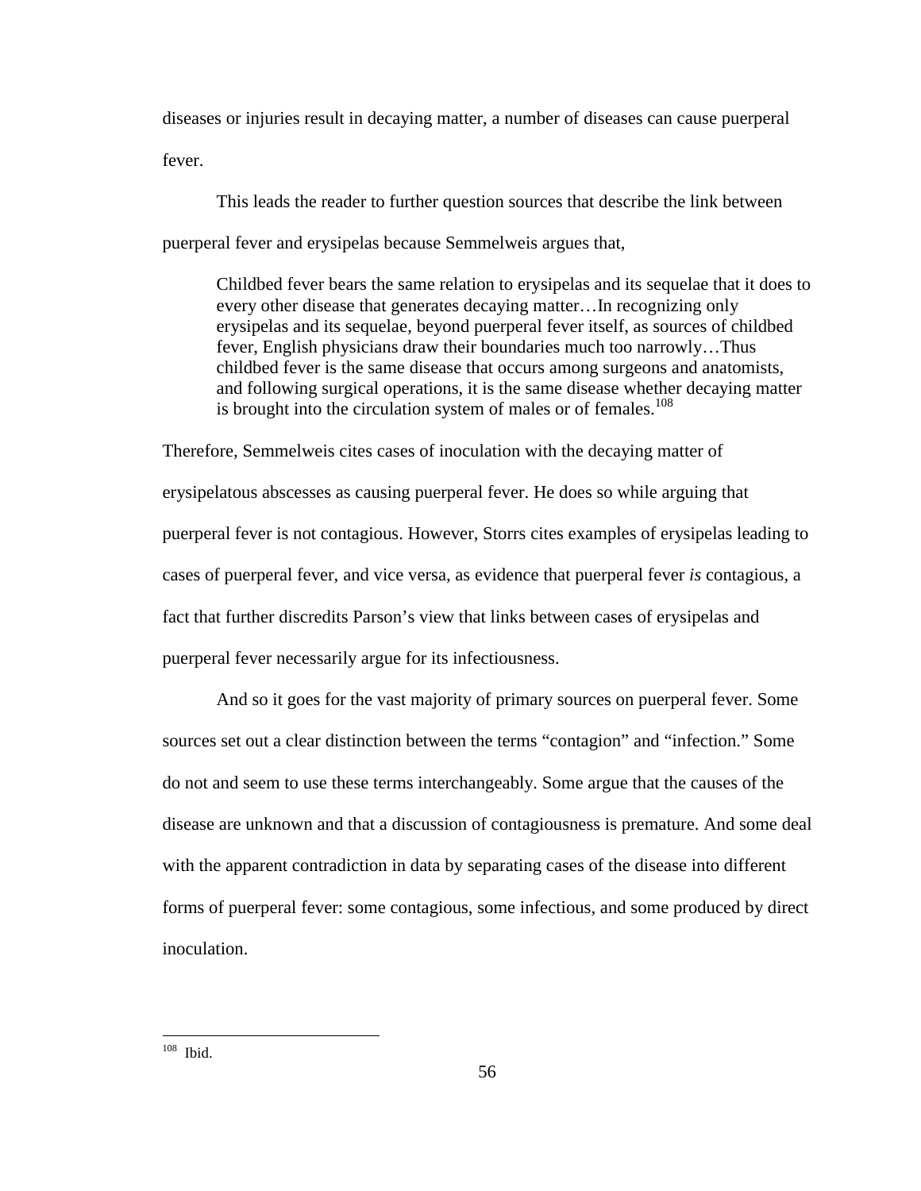diseases or injuries result in decaying matter, a number of diseases can cause puerperal fever.

This leads the reader to further question sources that describe the link between puerperal fever and erysipelas because Semmelweis argues that,

> Childbed fever bears the same relation to erysipelas and its sequelae that it does to every other disease that generates decaying matter…In recognizing only erysipelas and its sequelae, beyond puerperal fever itself, as sources of childbed fever, English physicians draw their boundaries much too narrowly…Thus childbed fever is the same disease that occurs among surgeons and anatomists, and following surgical operations, it is the same disease whether decaying matter is brought into the circulation system of males or of females.[108]

Therefore, Semmelweis cites cases of inoculation with the decaying matter of erysipelatous abscesses as causing puerperal fever. He does so while arguing that puerperal fever is not contagious. However, Storrs cites examples of erysipelas leading to cases of puerperal fever, and vice versa, as evidence that puerperal fever *is* contagious, a fact that further discredits Parson's view that links between cases of erysipelas and puerperal fever necessarily argue for its infectiousness.

And so it goes for the vast majority of primary sources on puerperal fever. Some sources set out a clear distinction between the terms "contagion" and "infection." Some do not and seem to use these terms interchangeably. Some argue that the causes of the disease are unknown and that a discussion of contagiousness is premature. And some deal with the apparent contradiction in data by separating cases of the disease into different forms of puerperal fever: some contagious, some infectious, and some produced by direct inoculation.

---

[108] Ibid.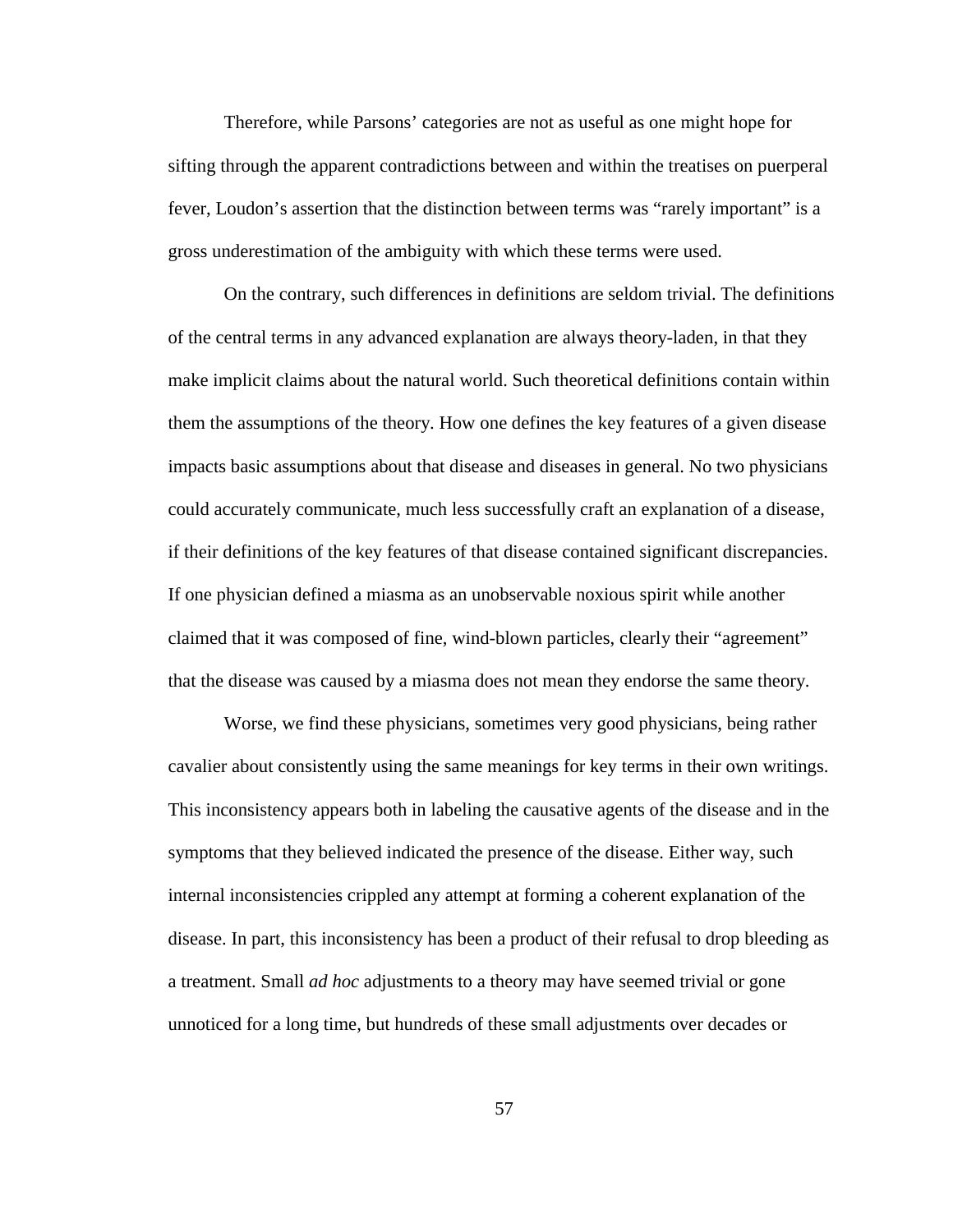Therefore, while Parsons' categories are not as useful as one might hope for sifting through the apparent contradictions between and within the treatises on puerperal fever, Loudon's assertion that the distinction between terms was "rarely important" is a gross underestimation of the ambiguity with which these terms were used.

On the contrary, such differences in definitions are seldom trivial. The definitions of the central terms in any advanced explanation are always theory-laden, in that they make implicit claims about the natural world. Such theoretical definitions contain within them the assumptions of the theory. How one defines the key features of a given disease impacts basic assumptions about that disease and diseases in general. No two physicians could accurately communicate, much less successfully craft an explanation of a disease, if their definitions of the key features of that disease contained significant discrepancies. If one physician defined a miasma as an unobservable noxious spirit while another claimed that it was composed of fine, wind-blown particles, clearly their "agreement" that the disease was caused by a miasma does not mean they endorse the same theory.

Worse, we find these physicians, sometimes very good physicians, being rather cavalier about consistently using the same meanings for key terms in their own writings. This inconsistency appears both in labeling the causative agents of the disease and in the symptoms that they believed indicated the presence of the disease. Either way, such internal inconsistencies crippled any attempt at forming a coherent explanation of the disease. In part, this inconsistency has been a product of their refusal to drop bleeding as a treatment. Small *ad hoc* adjustments to a theory may have seemed trivial or gone unnoticed for a long time, but hundreds of these small adjustments over decades or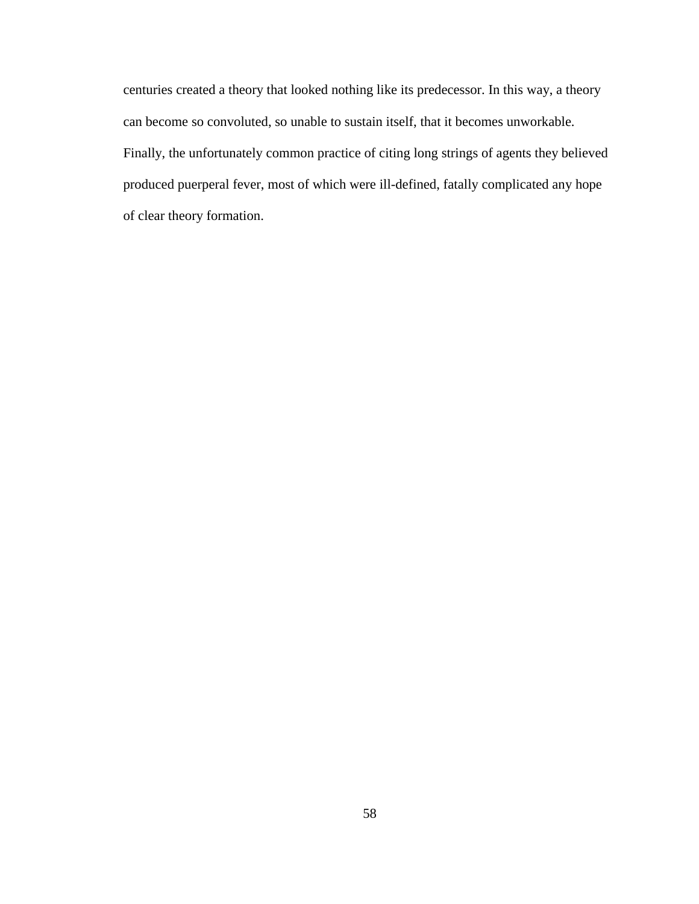centuries created a theory that looked nothing like its predecessor. In this way, a theory can become so convoluted, so unable to sustain itself, that it becomes unworkable. Finally, the unfortunately common practice of citing long strings of agents they believed produced puerperal fever, most of which were ill-defined, fatally complicated any hope of clear theory formation.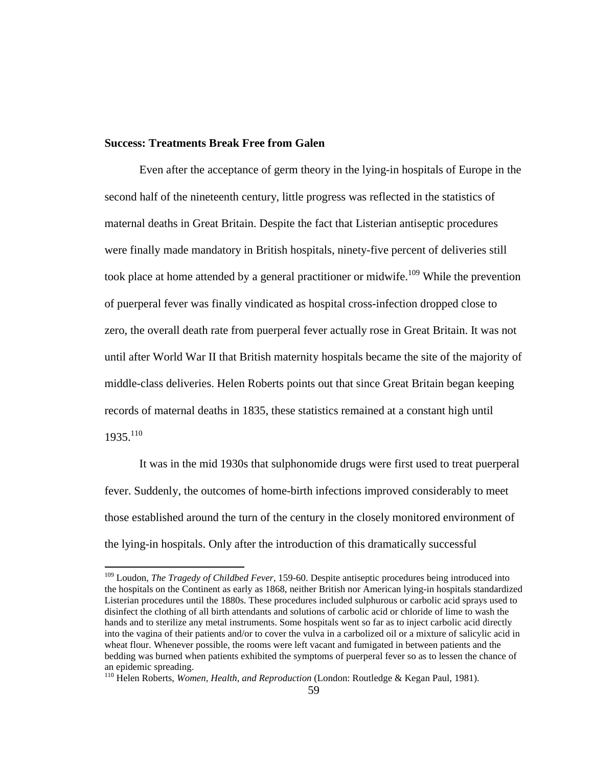**Success: Treatments Break Free from Galen**

Even after the acceptance of germ theory in the lying-in hospitals of Europe in the second half of the nineteenth century, little progress was reflected in the statistics of maternal deaths in Great Britain. Despite the fact that Listerian antiseptic procedures were finally made mandatory in British hospitals, ninety-five percent of deliveries still took place at home attended by a general practitioner or midwife.[109] While the prevention of puerperal fever was finally vindicated as hospital cross-infection dropped close to zero, the overall death rate from puerperal fever actually rose in Great Britain. It was not until after World War II that British maternity hospitals became the site of the majority of middle-class deliveries. Helen Roberts points out that since Great Britain began keeping records of maternal deaths in 1835, these statistics remained at a constant high until 1935.[110]

It was in the mid 1930s that sulphonomide drugs were first used to treat puerperal fever. Suddenly, the outcomes of home-birth infections improved considerably to meet those established around the turn of the century in the closely monitored environment of the lying-in hospitals. Only after the introduction of this dramatically successful

---

[109] Loudon, *The Tragedy of Childbed Fever*, 159-60. Despite antiseptic procedures being introduced into the hospitals on the Continent as early as 1868, neither British nor American lying-in hospitals standardized Listerian procedures until the 1880s. These procedures included sulphurous or carbolic acid sprays used to disinfect the clothing of all birth attendants and solutions of carbolic acid or chloride of lime to wash the hands and to sterilize any metal instruments. Some hospitals went so far as to inject carbolic acid directly into the vagina of their patients and/or to cover the vulva in a carbolized oil or a mixture of salicylic acid in wheat flour. Whenever possible, the rooms were left vacant and fumigated in between patients and the bedding was burned when patients exhibited the symptoms of puerperal fever so as to lessen the chance of an epidemic spreading.

[110] Helen Roberts, *Women, Health, and Reproduction* (London: Routledge & Kegan Paul, 1981).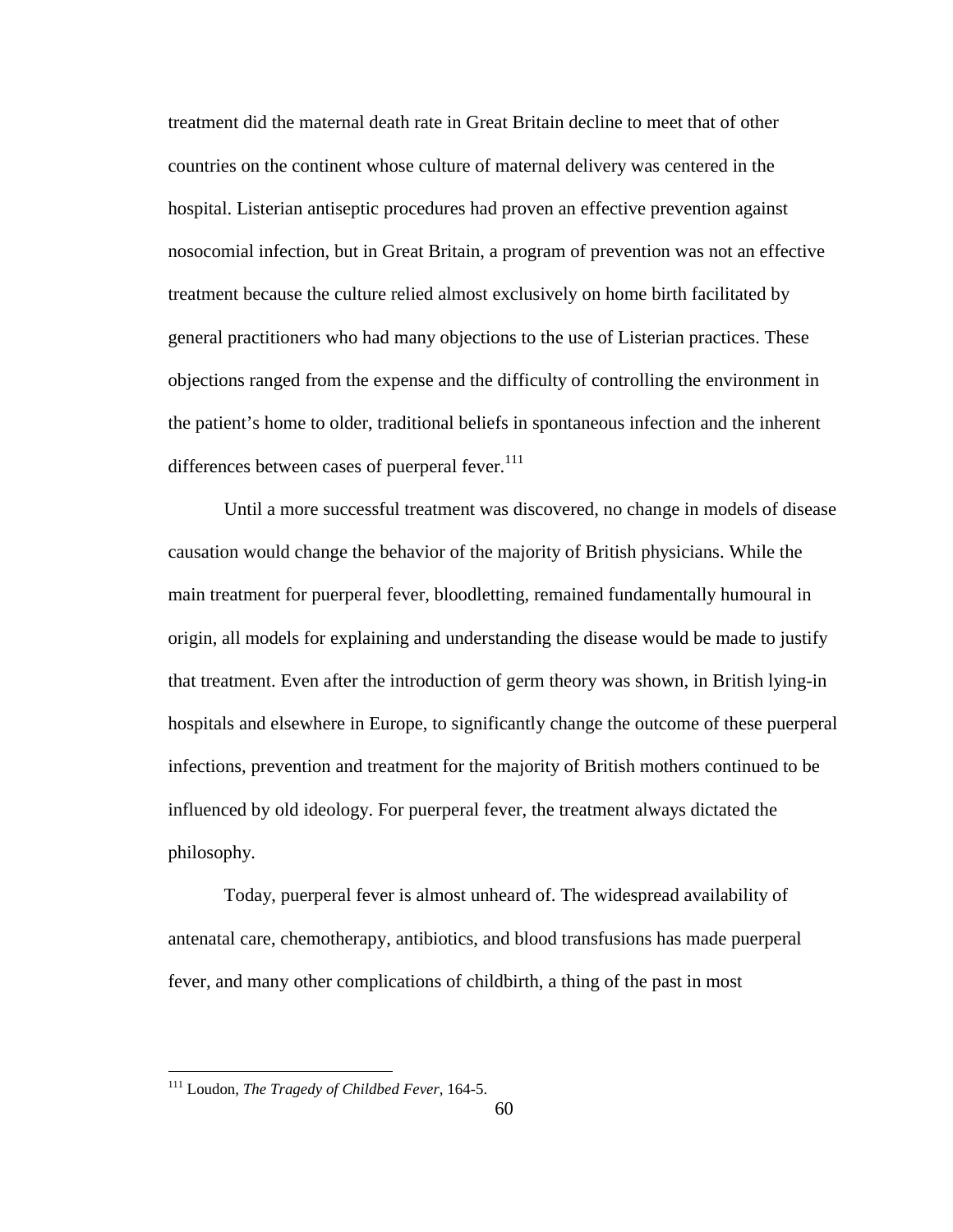treatment did the maternal death rate in Great Britain decline to meet that of other countries on the continent whose culture of maternal delivery was centered in the hospital. Listerian antiseptic procedures had proven an effective prevention against nosocomial infection, but in Great Britain, a program of prevention was not an effective treatment because the culture relied almost exclusively on home birth facilitated by general practitioners who had many objections to the use of Listerian practices. These objections ranged from the expense and the difficulty of controlling the environment in the patient's home to older, traditional beliefs in spontaneous infection and the inherent differences between cases of puerperal fever.[111]

Until a more successful treatment was discovered, no change in models of disease causation would change the behavior of the majority of British physicians. While the main treatment for puerperal fever, bloodletting, remained fundamentally humoural in origin, all models for explaining and understanding the disease would be made to justify that treatment. Even after the introduction of germ theory was shown, in British lying-in hospitals and elsewhere in Europe, to significantly change the outcome of these puerperal infections, prevention and treatment for the majority of British mothers continued to be influenced by old ideology. For puerperal fever, the treatment always dictated the philosophy.

Today, puerperal fever is almost unheard of. The widespread availability of antenatal care, chemotherapy, antibiotics, and blood transfusions has made puerperal fever, and many other complications of childbirth, a thing of the past in most

---

[111] Loudon, *The Tragedy of Childbed Fever*, 164-5.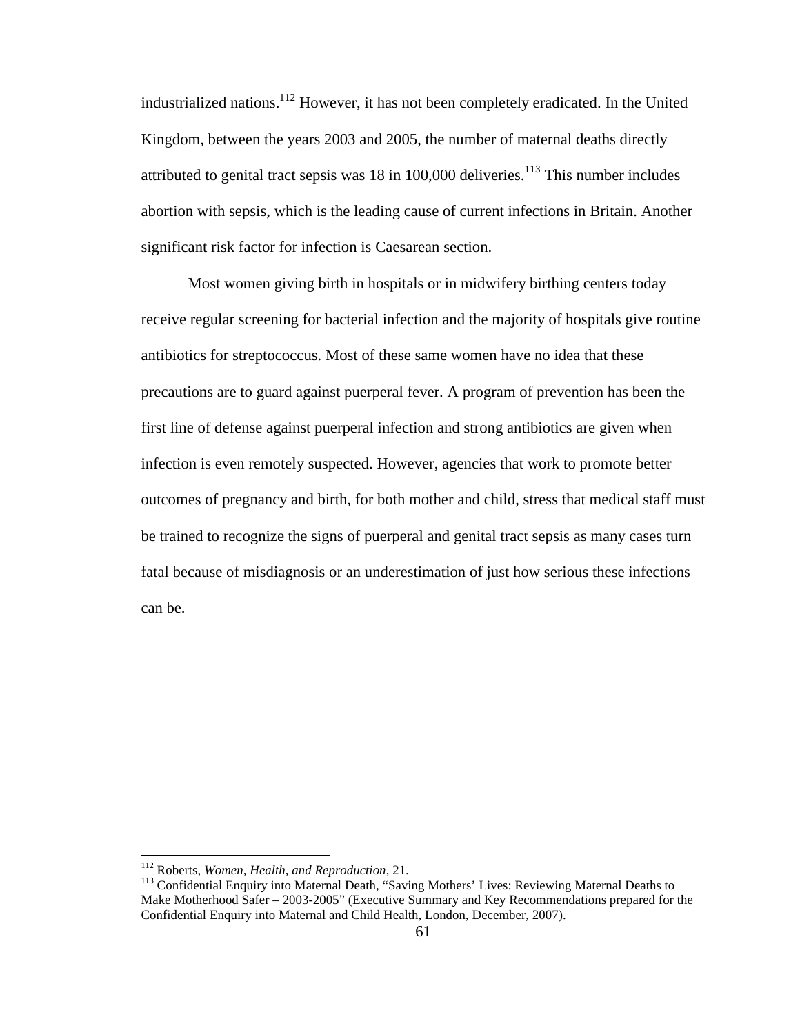industrialized nations.[112] However, it has not been completely eradicated. In the United Kingdom, between the years 2003 and 2005, the number of maternal deaths directly attributed to genital tract sepsis was 18 in 100,000 deliveries.[113] This number includes abortion with sepsis, which is the leading cause of current infections in Britain. Another significant risk factor for infection is Caesarean section.

Most women giving birth in hospitals or in midwifery birthing centers today receive regular screening for bacterial infection and the majority of hospitals give routine antibiotics for streptococcus. Most of these same women have no idea that these precautions are to guard against puerperal fever. A program of prevention has been the first line of defense against puerperal infection and strong antibiotics are given when infection is even remotely suspected. However, agencies that work to promote better outcomes of pregnancy and birth, for both mother and child, stress that medical staff must be trained to recognize the signs of puerperal and genital tract sepsis as many cases turn fatal because of misdiagnosis or an underestimation of just how serious these infections can be.

---

[112] Roberts, *Women, Health, and Reproduction*, 21.

[113] Confidential Enquiry into Maternal Death, "Saving Mothers' Lives: Reviewing Maternal Deaths to Make Motherhood Safer – 2003-2005" (Executive Summary and Key Recommendations prepared for the Confidential Enquiry into Maternal and Child Health, London, December, 2007).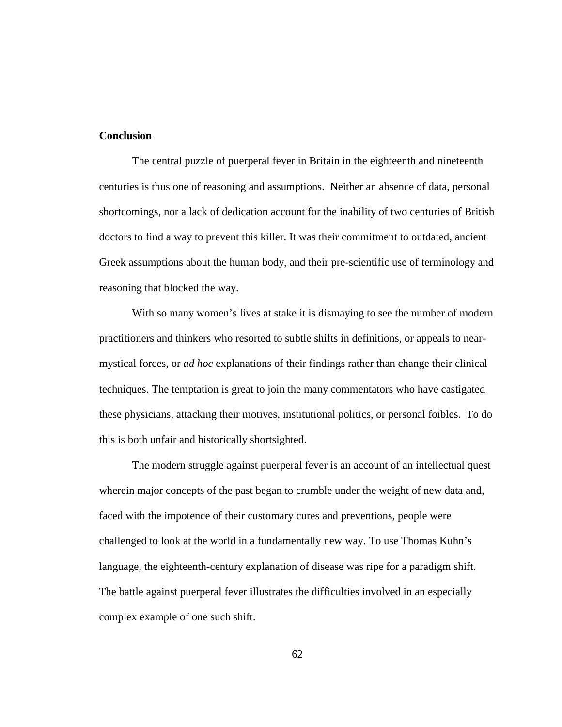## Conclusion

The central puzzle of puerperal fever in Britain in the eighteenth and nineteenth centuries is thus one of reasoning and assumptions. Neither an absence of data, personal shortcomings, nor a lack of dedication account for the inability of two centuries of British doctors to find a way to prevent this killer. It was their commitment to outdated, ancient Greek assumptions about the human body, and their pre-scientific use of terminology and reasoning that blocked the way.

With so many women's lives at stake it is dismaying to see the number of modern practitioners and thinkers who resorted to subtle shifts in definitions, or appeals to near-mystical forces, or *ad hoc* explanations of their findings rather than change their clinical techniques. The temptation is great to join the many commentators who have castigated these physicians, attacking their motives, institutional politics, or personal foibles. To do this is both unfair and historically shortsighted.

The modern struggle against puerperal fever is an account of an intellectual quest wherein major concepts of the past began to crumble under the weight of new data and, faced with the impotence of their customary cures and preventions, people were challenged to look at the world in a fundamentally new way. To use Thomas Kuhn's language, the eighteenth-century explanation of disease was ripe for a paradigm shift. The battle against puerperal fever illustrates the difficulties involved in an especially complex example of one such shift.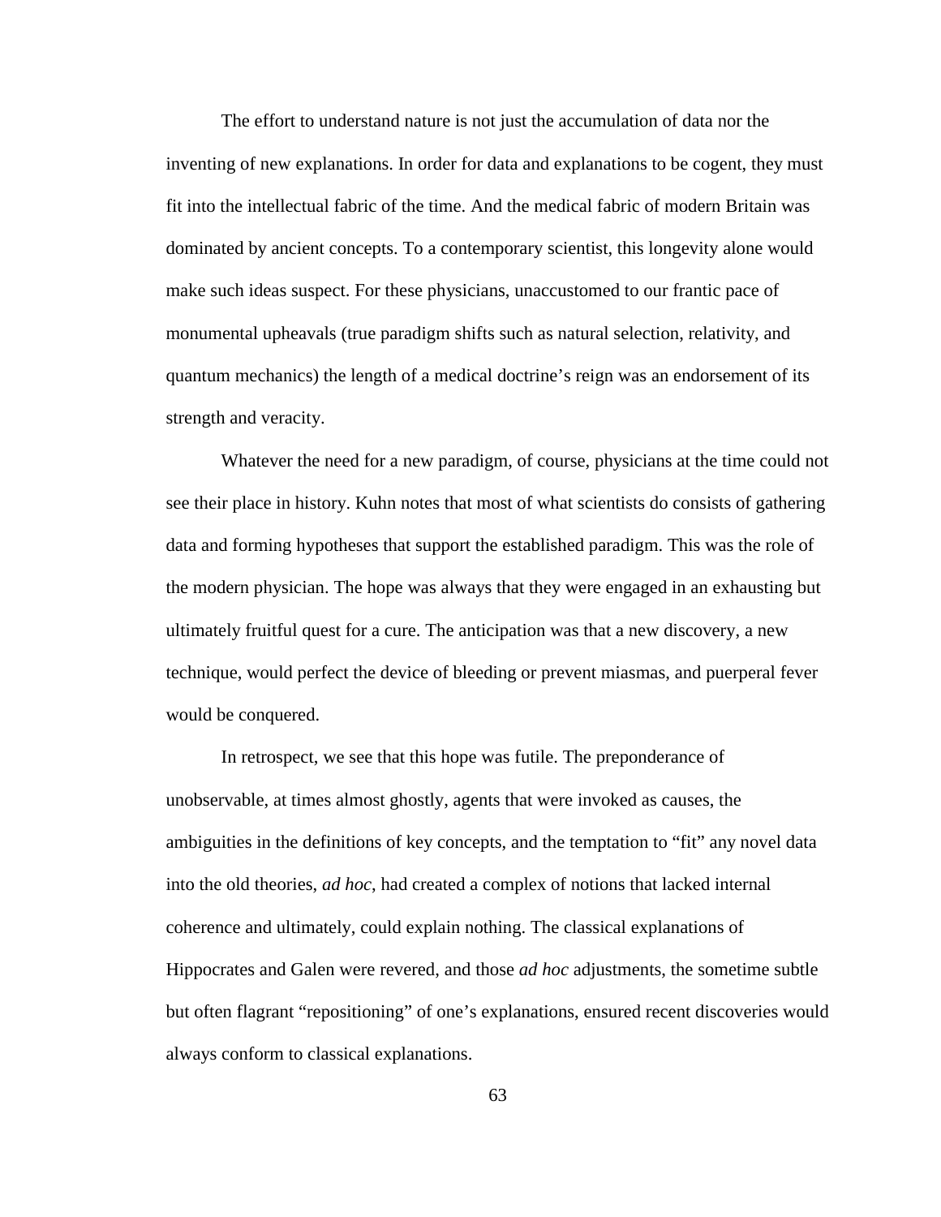The effort to understand nature is not just the accumulation of data nor the inventing of new explanations. In order for data and explanations to be cogent, they must fit into the intellectual fabric of the time. And the medical fabric of modern Britain was dominated by ancient concepts. To a contemporary scientist, this longevity alone would make such ideas suspect. For these physicians, unaccustomed to our frantic pace of monumental upheavals (true paradigm shifts such as natural selection, relativity, and quantum mechanics) the length of a medical doctrine's reign was an endorsement of its strength and veracity.

Whatever the need for a new paradigm, of course, physicians at the time could not see their place in history. Kuhn notes that most of what scientists do consists of gathering data and forming hypotheses that support the established paradigm. This was the role of the modern physician. The hope was always that they were engaged in an exhausting but ultimately fruitful quest for a cure. The anticipation was that a new discovery, a new technique, would perfect the device of bleeding or prevent miasmas, and puerperal fever would be conquered.

In retrospect, we see that this hope was futile. The preponderance of unobservable, at times almost ghostly, agents that were invoked as causes, the ambiguities in the definitions of key concepts, and the temptation to "fit" any novel data into the old theories, *ad hoc*, had created a complex of notions that lacked internal coherence and ultimately, could explain nothing. The classical explanations of Hippocrates and Galen were revered, and those *ad hoc* adjustments, the sometime subtle but often flagrant "repositioning" of one's explanations, ensured recent discoveries would always conform to classical explanations.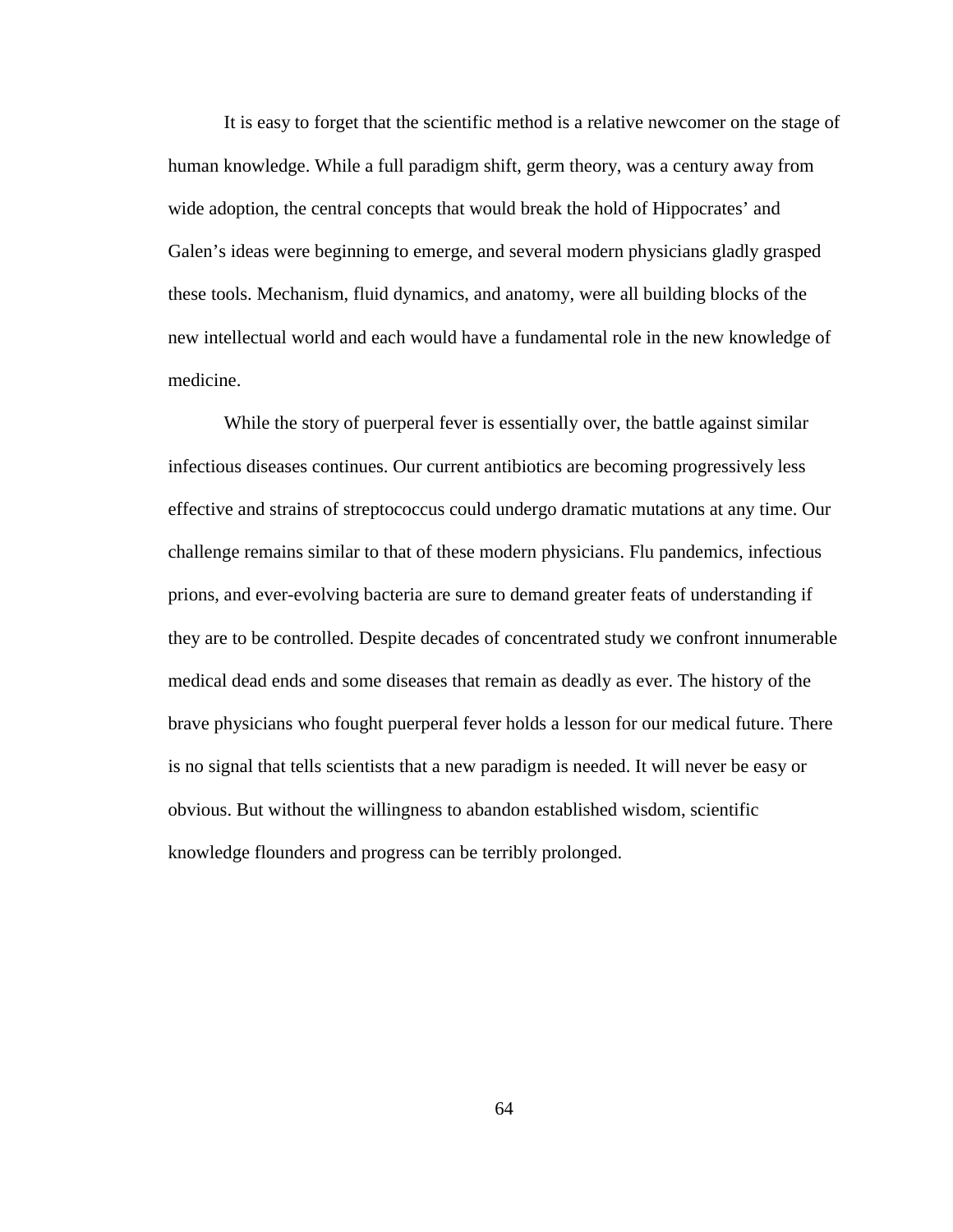It is easy to forget that the scientific method is a relative newcomer on the stage of human knowledge. While a full paradigm shift, germ theory, was a century away from wide adoption, the central concepts that would break the hold of Hippocrates' and Galen's ideas were beginning to emerge, and several modern physicians gladly grasped these tools. Mechanism, fluid dynamics, and anatomy, were all building blocks of the new intellectual world and each would have a fundamental role in the new knowledge of medicine.

While the story of puerperal fever is essentially over, the battle against similar infectious diseases continues. Our current antibiotics are becoming progressively less effective and strains of streptococcus could undergo dramatic mutations at any time. Our challenge remains similar to that of these modern physicians. Flu pandemics, infectious prions, and ever-evolving bacteria are sure to demand greater feats of understanding if they are to be controlled. Despite decades of concentrated study we confront innumerable medical dead ends and some diseases that remain as deadly as ever. The history of the brave physicians who fought puerperal fever holds a lesson for our medical future. There is no signal that tells scientists that a new paradigm is needed. It will never be easy or obvious. But without the willingness to abandon established wisdom, scientific knowledge flounders and progress can be terribly prolonged.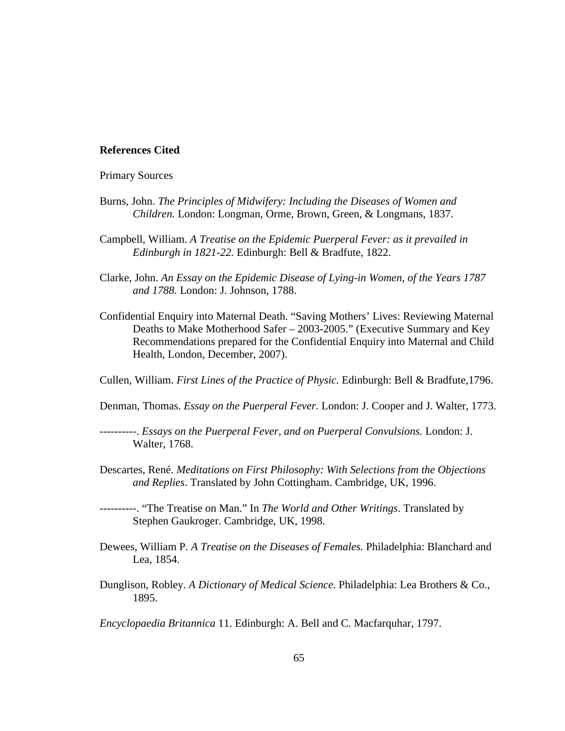## References Cited

Primary Sources

Burns, John. *The Principles of Midwifery: Including the Diseases of Women and Children.* London: Longman, Orme, Brown, Green, & Longmans, 1837.

Campbell, William. *A Treatise on the Epidemic Puerperal Fever: as it prevailed in Edinburgh in 1821-22.* Edinburgh: Bell & Bradfute, 1822.

Clarke, John. *An Essay on the Epidemic Disease of Lying-in Women, of the Years 1787 and 1788.* London: J. Johnson, 1788.

Confidential Enquiry into Maternal Death. “Saving Mothers’ Lives: Reviewing Maternal Deaths to Make Motherhood Safer – 2003-2005.” (Executive Summary and Key Recommendations prepared for the Confidential Enquiry into Maternal and Child Health, London, December, 2007).

Cullen, William. *First Lines of the Practice of Physic.* Edinburgh: Bell & Bradfute,1796.

Denman, Thomas. *Essay on the Puerperal Fever.* London: J. Cooper and J. Walter, 1773.

----------. *Essays on the Puerperal Fever, and on Puerperal Convulsions.* London: J. Walter, 1768.

Descartes, René. *Meditations on First Philosophy: With Selections from the Objections and Replies*. Translated by John Cottingham. Cambridge, UK, 1996.

----------. “The Treatise on Man.” In *The World and Other Writings*. Translated by Stephen Gaukroger. Cambridge, UK, 1998.

Dewees, William P. *A Treatise on the Diseases of Females.* Philadelphia: Blanchard and Lea, 1854.

Dunglison, Robley. *A Dictionary of Medical Science.* Philadelphia: Lea Brothers & Co., 1895.

*Encyclopaedia Britannica* 11. Edinburgh: A. Bell and C. Macfarquhar, 1797.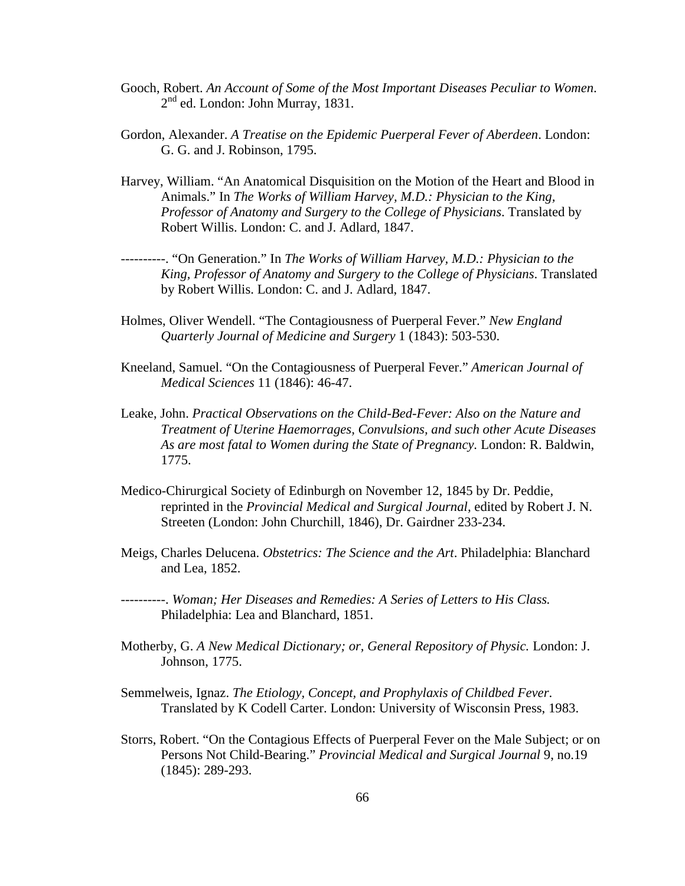Gooch, Robert. *An Account of Some of the Most Important Diseases Peculiar to Women*. 2nd ed. London: John Murray, 1831.

Gordon, Alexander. *A Treatise on the Epidemic Puerperal Fever of Aberdeen*. London: G. G. and J. Robinson, 1795.

Harvey, William. "An Anatomical Disquisition on the Motion of the Heart and Blood in Animals." In *The Works of William Harvey, M.D.: Physician to the King, Professor of Anatomy and Surgery to the College of Physicians*. Translated by Robert Willis. London: C. and J. Adlard, 1847.

----------. "On Generation." In *The Works of William Harvey, M.D.: Physician to the King, Professor of Anatomy and Surgery to the College of Physicians*. Translated by Robert Willis. London: C. and J. Adlard, 1847.

Holmes, Oliver Wendell. "The Contagiousness of Puerperal Fever." *New England Quarterly Journal of Medicine and Surgery* 1 (1843): 503-530.

Kneeland, Samuel. "On the Contagiousness of Puerperal Fever." *American Journal of Medical Sciences* 11 (1846): 46-47.

Leake, John. *Practical Observations on the Child-Bed-Fever: Also on the Nature and Treatment of Uterine Haemorrages, Convulsions, and such other Acute Diseases As are most fatal to Women during the State of Pregnancy*. London: R. Baldwin, 1775.

Medico-Chirurgical Society of Edinburgh on November 12, 1845 by Dr. Peddie, reprinted in the *Provincial Medical and Surgical Journal*, edited by Robert J. N. Streeten (London: John Churchill, 1846), Dr. Gairdner 233-234.

Meigs, Charles Delucena. *Obstetrics: The Science and the Art*. Philadelphia: Blanchard and Lea, 1852.

----------. *Woman; Her Diseases and Remedies: A Series of Letters to His Class.* Philadelphia: Lea and Blanchard, 1851.

Motherby, G. *A New Medical Dictionary; or, General Repository of Physic.* London: J. Johnson, 1775.

Semmelweis, Ignaz. *The Etiology, Concept, and Prophylaxis of Childbed Fever*. Translated by K Codell Carter. London: University of Wisconsin Press, 1983.

Storrs, Robert. "On the Contagious Effects of Puerperal Fever on the Male Subject; or on Persons Not Child-Bearing." *Provincial Medical and Surgical Journal* 9, no.19 (1845): 289-293.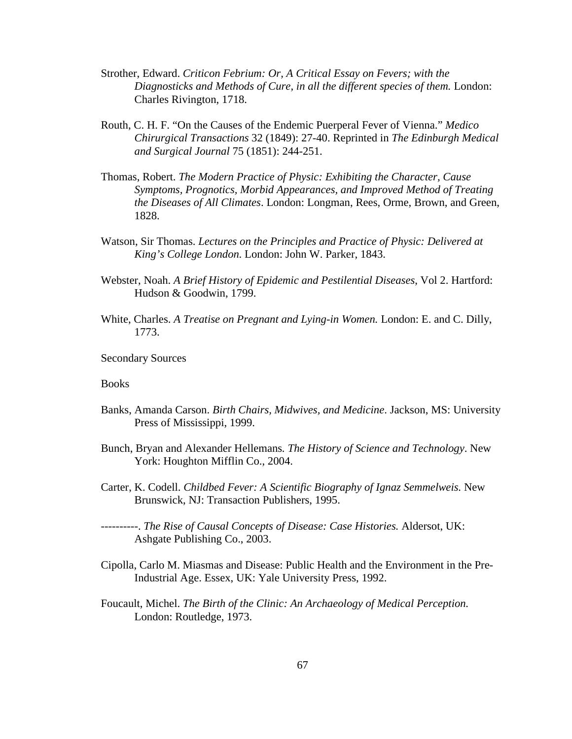Strother, Edward. *Criticon Febrium: Or, A Critical Essay on Fevers; with the Diagnosticks and Methods of Cure, in all the different species of them.* London: Charles Rivington, 1718.

Routh, C. H. F. "On the Causes of the Endemic Puerperal Fever of Vienna." *Medico Chirurgical Transactions* 32 (1849): 27-40. Reprinted in *The Edinburgh Medical and Surgical Journal* 75 (1851): 244-251.

Thomas, Robert. *The Modern Practice of Physic: Exhibiting the Character, Cause Symptoms, Prognotics, Morbid Appearances, and Improved Method of Treating the Diseases of All Climates*. London: Longman, Rees, Orme, Brown, and Green, 1828.

Watson, Sir Thomas. *Lectures on the Principles and Practice of Physic: Delivered at King's College London.* London: John W. Parker, 1843.

Webster, Noah. *A Brief History of Epidemic and Pestilential Diseases*, Vol 2. Hartford: Hudson & Goodwin, 1799.

White, Charles. *A Treatise on Pregnant and Lying-in Women.* London: E. and C. Dilly, 1773.

Secondary Sources

Books

Banks, Amanda Carson. *Birth Chairs, Midwives, and Medicine*. Jackson, MS: University Press of Mississippi, 1999.

Bunch, Bryan and Alexander Hellemans. *The History of Science and Technology*. New York: Houghton Mifflin Co., 2004.

Carter, K. Codell. *Childbed Fever: A Scientific Biography of Ignaz Semmelweis.* New Brunswick, NJ: Transaction Publishers, 1995.

----------. *The Rise of Causal Concepts of Disease: Case Histories.* Aldersot, UK: Ashgate Publishing Co., 2003.

Cipolla, Carlo M. Miasmas and Disease: Public Health and the Environment in the Pre-Industrial Age. Essex, UK: Yale University Press, 1992.

Foucault, Michel. *The Birth of the Clinic: An Archaeology of Medical Perception.* London: Routledge, 1973.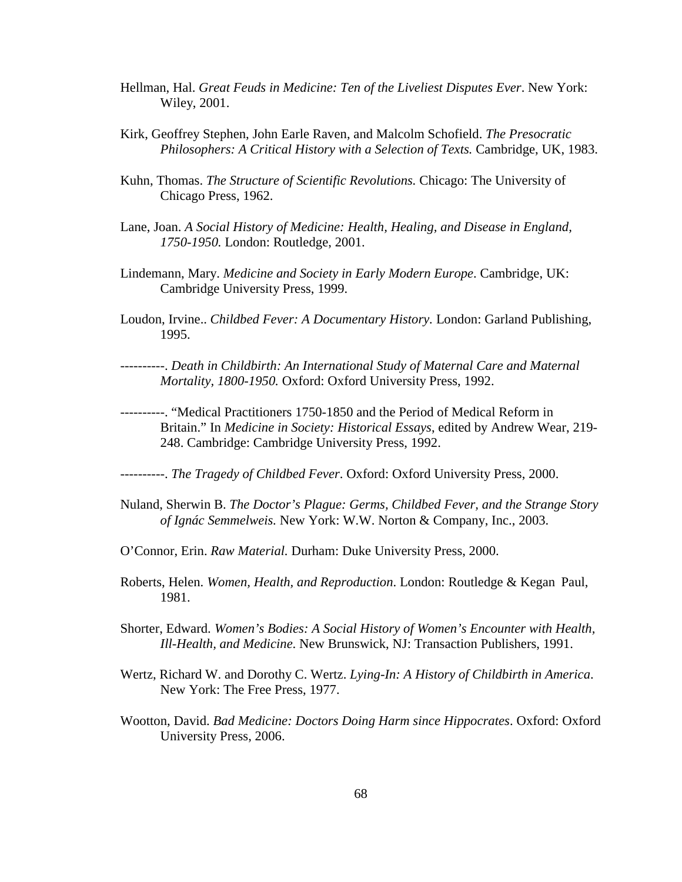Hellman, Hal. *Great Feuds in Medicine: Ten of the Liveliest Disputes Ever*. New York: Wiley, 2001.

Kirk, Geoffrey Stephen, John Earle Raven, and Malcolm Schofield. *The Presocratic Philosophers: A Critical History with a Selection of Texts.* Cambridge, UK, 1983.

Kuhn, Thomas. *The Structure of Scientific Revolutions.* Chicago: The University of Chicago Press, 1962.

Lane, Joan. *A Social History of Medicine: Health, Healing, and Disease in England, 1750-1950.* London: Routledge, 2001.

Lindemann, Mary. *Medicine and Society in Early Modern Europe*. Cambridge, UK: Cambridge University Press, 1999.

Loudon, Irvine.. *Childbed Fever: A Documentary History.* London: Garland Publishing, 1995.

----------. *Death in Childbirth: An International Study of Maternal Care and Maternal Mortality, 1800-1950.* Oxford: Oxford University Press, 1992.

----------. "Medical Practitioners 1750-1850 and the Period of Medical Reform in Britain." In *Medicine in Society: Historical Essays*, edited by Andrew Wear, 219-248. Cambridge: Cambridge University Press, 1992.

----------. *The Tragedy of Childbed Fever*. Oxford: Oxford University Press, 2000.

Nuland, Sherwin B. *The Doctor's Plague: Germs, Childbed Fever, and the Strange Story of Ignác Semmelweis.* New York: W.W. Norton & Company, Inc., 2003.

O'Connor, Erin. *Raw Material.* Durham: Duke University Press, 2000.

Roberts, Helen. *Women, Health, and Reproduction*. London: Routledge & Kegan Paul, 1981.

Shorter, Edward. *Women's Bodies: A Social History of Women's Encounter with Health, Ill-Health, and Medicine*. New Brunswick, NJ: Transaction Publishers, 1991.

Wertz, Richard W. and Dorothy C. Wertz. *Lying-In: A History of Childbirth in America*. New York: The Free Press, 1977.

Wootton, David. *Bad Medicine: Doctors Doing Harm since Hippocrates*. Oxford: Oxford University Press, 2006.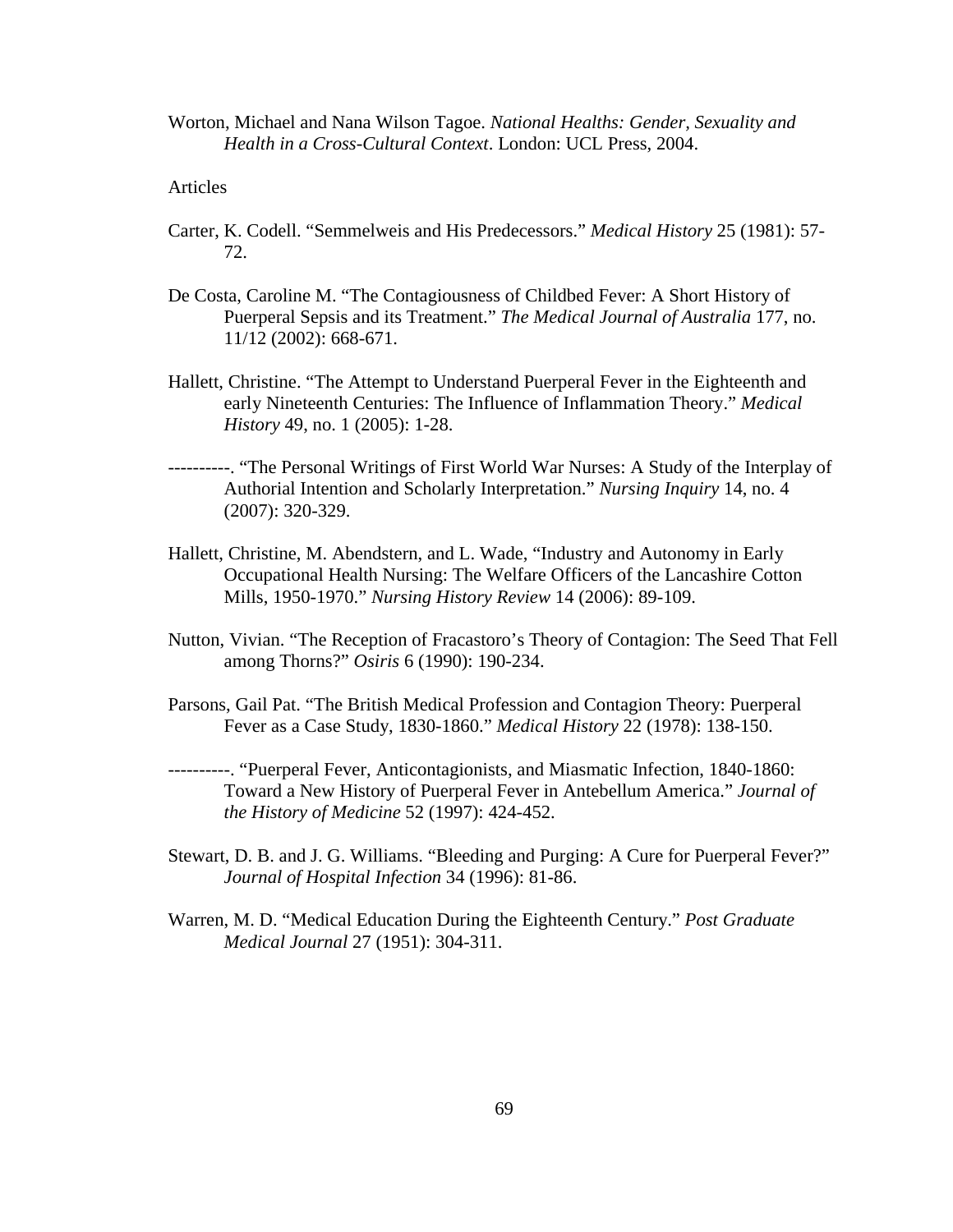Worton, Michael and Nana Wilson Tagoe. *National Healths: Gender, Sexuality and Health in a Cross-Cultural Context*. London: UCL Press, 2004.

Articles

Carter, K. Codell. "Semmelweis and His Predecessors." *Medical History* 25 (1981): 57-72.

De Costa, Caroline M. "The Contagiousness of Childbed Fever: A Short History of Puerperal Sepsis and its Treatment." *The Medical Journal of Australia* 177, no. 11/12 (2002): 668-671.

Hallett, Christine. "The Attempt to Understand Puerperal Fever in the Eighteenth and early Nineteenth Centuries: The Influence of Inflammation Theory." *Medical History* 49, no. 1 (2005): 1-28.

----------. "The Personal Writings of First World War Nurses: A Study of the Interplay of Authorial Intention and Scholarly Interpretation." *Nursing Inquiry* 14, no. 4 (2007): 320-329.

Hallett, Christine, M. Abendstern, and L. Wade, "Industry and Autonomy in Early Occupational Health Nursing: The Welfare Officers of the Lancashire Cotton Mills, 1950-1970." *Nursing History Review* 14 (2006): 89-109.

Nutton, Vivian. "The Reception of Fracastoro's Theory of Contagion: The Seed That Fell among Thorns?" *Osiris* 6 (1990): 190-234.

Parsons, Gail Pat. "The British Medical Profession and Contagion Theory: Puerperal Fever as a Case Study, 1830-1860." *Medical History* 22 (1978): 138-150.

----------. "Puerperal Fever, Anticontagionists, and Miasmatic Infection, 1840-1860: Toward a New History of Puerperal Fever in Antebellum America." *Journal of the History of Medicine* 52 (1997): 424-452.

Stewart, D. B. and J. G. Williams. "Bleeding and Purging: A Cure for Puerperal Fever?" *Journal of Hospital Infection* 34 (1996): 81-86.

Warren, M. D. "Medical Education During the Eighteenth Century." *Post Graduate Medical Journal* 27 (1951): 304-311.